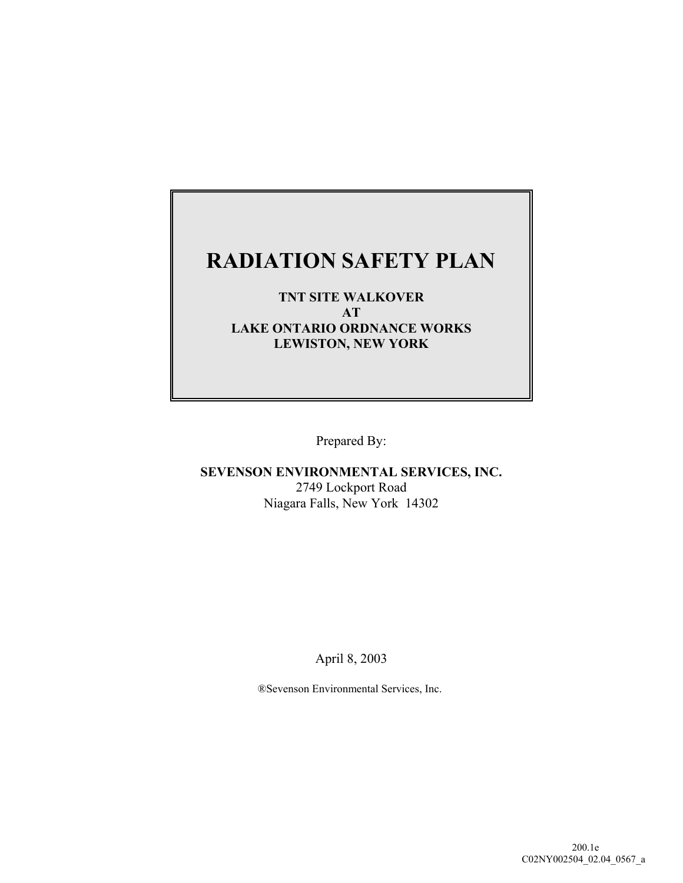# RADIATION SAFETY PLAN

**TNT SITE WALKOVER**
**AT**
**LAKE ONTARIO ORDNANCE WORKS**
**LEWISTON, NEW YORK**

Prepared By:

**SEVENSON ENVIRONMENTAL SERVICES, INC.**
2749 Lockport Road
Niagara Falls, New York 14302

April 8, 2003

®Sevenson Environmental Services, Inc.

200.1e
C02NY002504_02.04_0567_a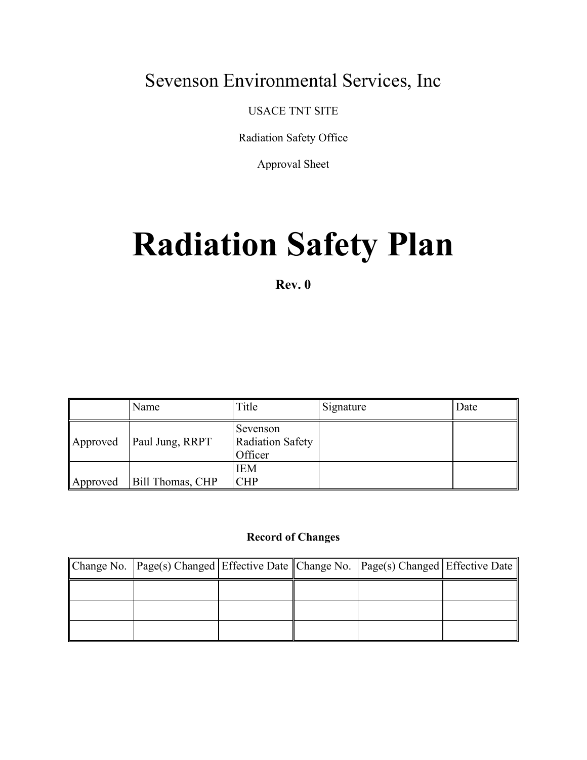Sevenson Environmental Services, Inc

USACE TNT SITE

Radiation Safety Office

Approval Sheet

# Radiation Safety Plan

**Rev. 0**

| | Name | Title | Signature | Date |
|---|---|---|---|---|
| Approved | Paul Jung, RRPT | Sevenson Radiation Safety Officer | | |
| Approved | Bill Thomas, CHP | IEM CHP | | |

**Record of Changes**

| Change No. | Page(s) Changed | Effective Date | Change No. | Page(s) Changed | Effective Date |
|---|---|---|---|---|---|
| | | | | | |
| | | | | | |
| | | | | | |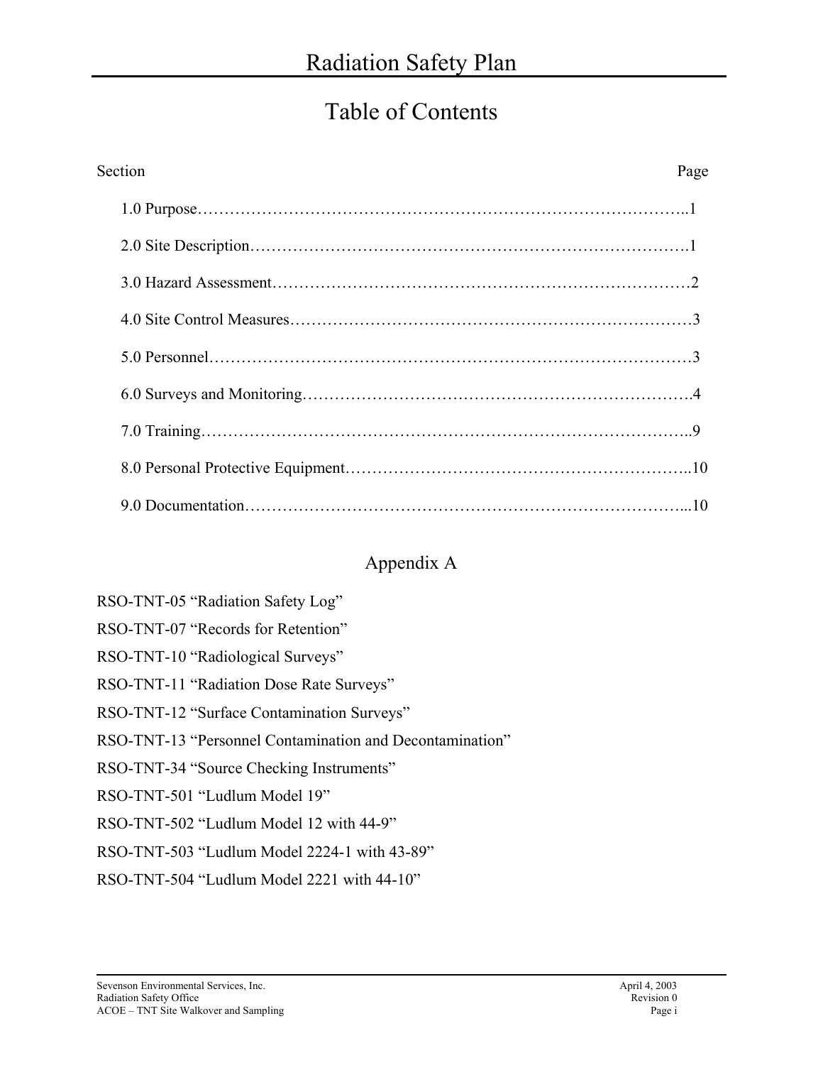# Radiation Safety Plan

## Table of Contents

| Section | Page |
|---|---|
| 1.0 Purpose | 1 |
| 2.0 Site Description | 1 |
| 3.0 Hazard Assessment | 2 |
| 4.0 Site Control Measures | 3 |
| 5.0 Personnel | 3 |
| 6.0 Surveys and Monitoring | 4 |
| 7.0 Training | 9 |
| 8.0 Personal Protective Equipment | 10 |
| 9.0 Documentation | 10 |

## Appendix A

RSO-TNT-05 "Radiation Safety Log"

RSO-TNT-07 "Records for Retention"

RSO-TNT-10 "Radiological Surveys"

RSO-TNT-11 "Radiation Dose Rate Surveys"

RSO-TNT-12 "Surface Contamination Surveys"

RSO-TNT-13 "Personnel Contamination and Decontamination"

RSO-TNT-34 "Source Checking Instruments"

RSO-TNT-501 "Ludlum Model 19"

RSO-TNT-502 "Ludlum Model 12 with 44-9"

RSO-TNT-503 "Ludlum Model 2224-1 with 43-89"

RSO-TNT-504 "Ludlum Model 2221 with 44-10"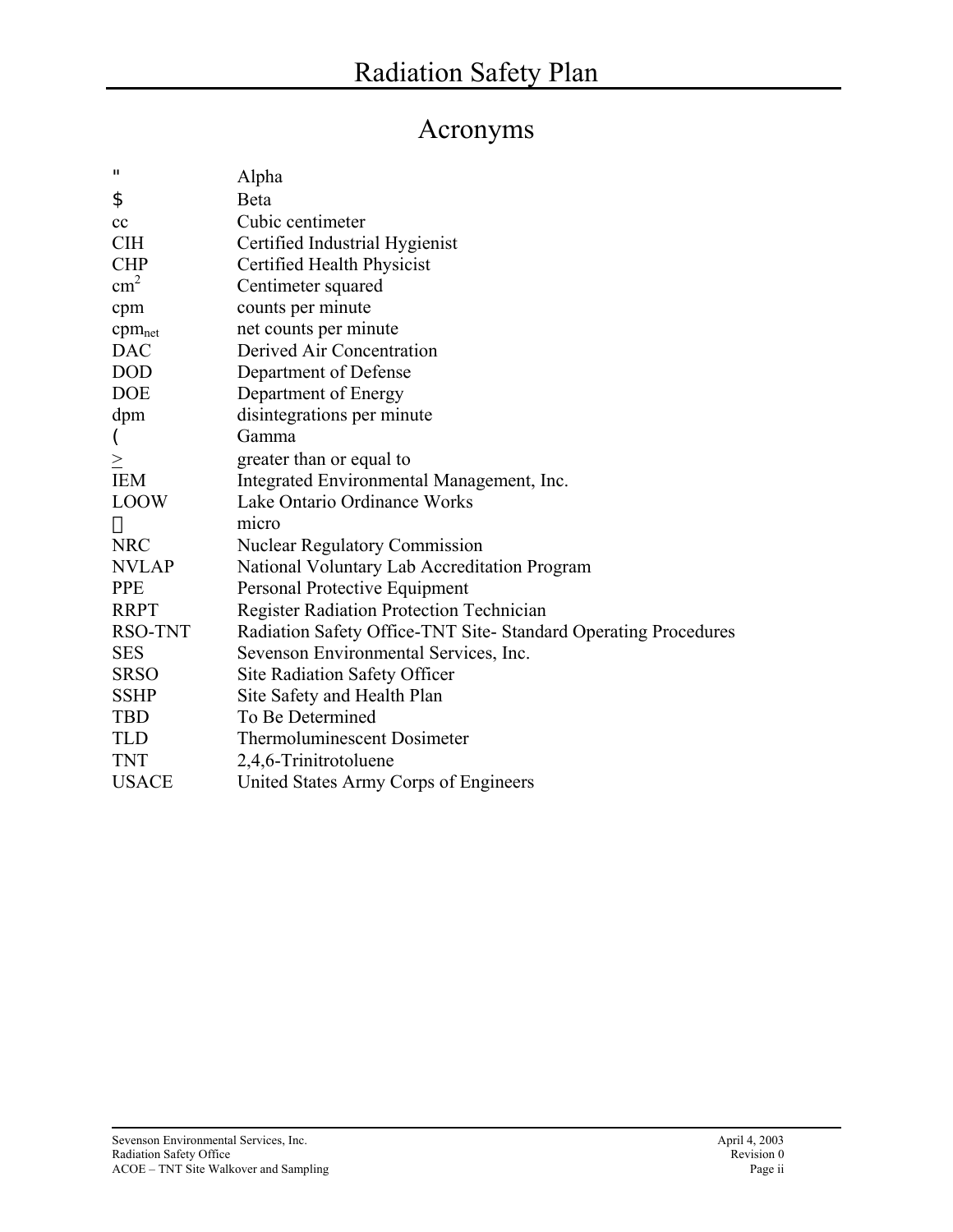# Acronyms

| | |
|---|---|
| " | Alpha |
| $ | Beta |
| cc | Cubic centimeter |
| CIH | Certified Industrial Hygienist |
| CHP | Certified Health Physicist |
| $cm^2$ | Centimeter squared |
| cpm | counts per minute |
| $cpm_{net}$ | net counts per minute |
| DAC | Derived Air Concentration |
| DOD | Department of Defense |
| DOE | Department of Energy |
| dpm | disintegrations per minute |
| ( | Gamma |
| $\geq$ | greater than or equal to |
| IEM | Integrated Environmental Management, Inc. |
| LOOW | Lake Ontario Ordinance Works |
| µ | micro |
| NRC | Nuclear Regulatory Commission |
| NVLAP | National Voluntary Lab Accreditation Program |
| PPE | Personal Protective Equipment |
| RRPT | Register Radiation Protection Technician |
| RSO-TNT | Radiation Safety Office-TNT Site- Standard Operating Procedures |
| SES | Sevenson Environmental Services, Inc. |
| SRSO | Site Radiation Safety Officer |
| SSHP | Site Safety and Health Plan |
| TBD | To Be Determined |
| TLD | Thermoluminescent Dosimeter |
| TNT | 2,4,6-Trinitrotoluene |
| USACE | United States Army Corps of Engineers |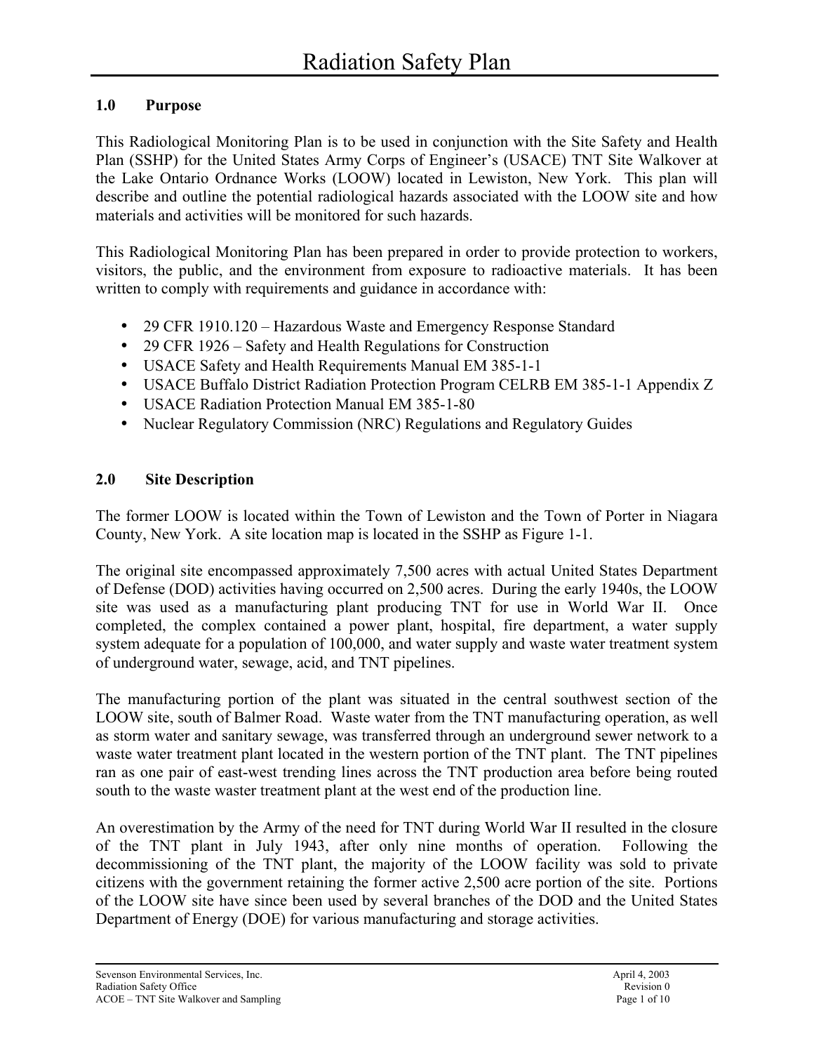# Radiation Safety Plan

## 1.0 Purpose

This Radiological Monitoring Plan is to be used in conjunction with the Site Safety and Health Plan (SSHP) for the United States Army Corps of Engineer's (USACE) TNT Site Walkover at the Lake Ontario Ordnance Works (LOOW) located in Lewiston, New York. This plan will describe and outline the potential radiological hazards associated with the LOOW site and how materials and activities will be monitored for such hazards.

This Radiological Monitoring Plan has been prepared in order to provide protection to workers, visitors, the public, and the environment from exposure to radioactive materials. It has been written to comply with requirements and guidance in accordance with:

- 29 CFR 1910.120 – Hazardous Waste and Emergency Response Standard
- 29 CFR 1926 – Safety and Health Regulations for Construction
- USACE Safety and Health Requirements Manual EM 385-1-1
- USACE Buffalo District Radiation Protection Program CELRB EM 385-1-1 Appendix Z
- USACE Radiation Protection Manual EM 385-1-80
- Nuclear Regulatory Commission (NRC) Regulations and Regulatory Guides

## 2.0 Site Description

The former LOOW is located within the Town of Lewiston and the Town of Porter in Niagara County, New York. A site location map is located in the SSHP as Figure 1-1.

The original site encompassed approximately 7,500 acres with actual United States Department of Defense (DOD) activities having occurred on 2,500 acres. During the early 1940s, the LOOW site was used as a manufacturing plant producing TNT for use in World War II. Once completed, the complex contained a power plant, hospital, fire department, a water supply system adequate for a population of 100,000, and water supply and waste water treatment system of underground water, sewage, acid, and TNT pipelines.

The manufacturing portion of the plant was situated in the central southwest section of the LOOW site, south of Balmer Road. Waste water from the TNT manufacturing operation, as well as storm water and sanitary sewage, was transferred through an underground sewer network to a waste water treatment plant located in the western portion of the TNT plant. The TNT pipelines ran as one pair of east-west trending lines across the TNT production area before being routed south to the waste waster treatment plant at the west end of the production line.

An overestimation by the Army of the need for TNT during World War II resulted in the closure of the TNT plant in July 1943, after only nine months of operation. Following the decommissioning of the TNT plant, the majority of the LOOW facility was sold to private citizens with the government retaining the former active 2,500 acre portion of the site. Portions of the LOOW site have since been used by several branches of the DOD and the United States Department of Energy (DOE) for various manufacturing and storage activities.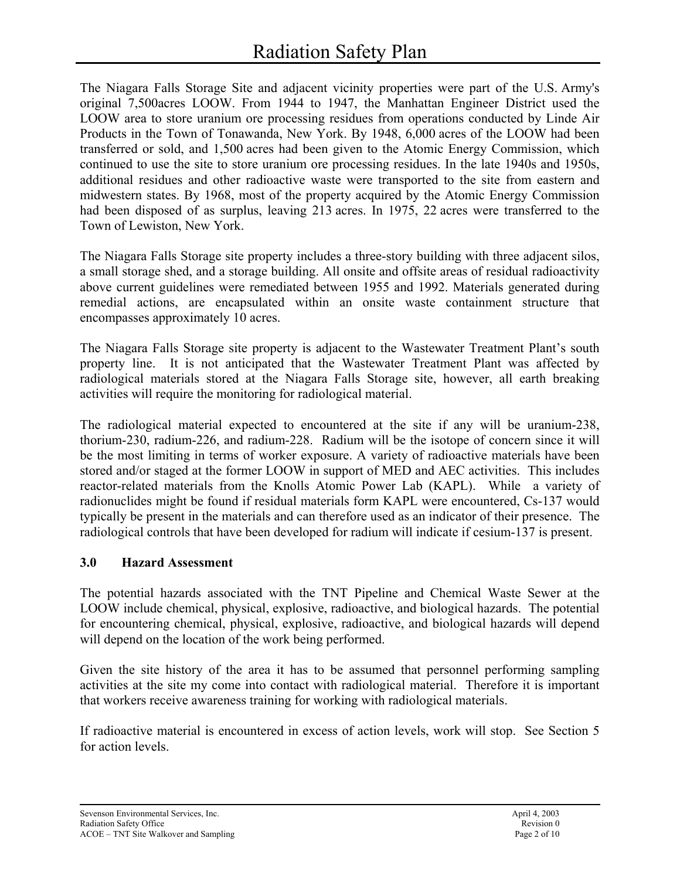The Niagara Falls Storage Site and adjacent vicinity properties were part of the U.S. Army's original 7,500acres LOOW. From 1944 to 1947, the Manhattan Engineer District used the LOOW area to store uranium ore processing residues from operations conducted by Linde Air Products in the Town of Tonawanda, New York. By 1948, 6,000 acres of the LOOW had been transferred or sold, and 1,500 acres had been given to the Atomic Energy Commission, which continued to use the site to store uranium ore processing residues. In the late 1940s and 1950s, additional residues and other radioactive waste were transported to the site from eastern and midwestern states. By 1968, most of the property acquired by the Atomic Energy Commission had been disposed of as surplus, leaving 213 acres. In 1975, 22 acres were transferred to the Town of Lewiston, New York.

The Niagara Falls Storage site property includes a three-story building with three adjacent silos, a small storage shed, and a storage building. All onsite and offsite areas of residual radioactivity above current guidelines were remediated between 1955 and 1992. Materials generated during remedial actions, are encapsulated within an onsite waste containment structure that encompasses approximately 10 acres.

The Niagara Falls Storage site property is adjacent to the Wastewater Treatment Plant's south property line. It is not anticipated that the Wastewater Treatment Plant was affected by radiological materials stored at the Niagara Falls Storage site, however, all earth breaking activities will require the monitoring for radiological material.

The radiological material expected to encountered at the site if any will be uranium-238, thorium-230, radium-226, and radium-228. Radium will be the isotope of concern since it will be the most limiting in terms of worker exposure. A variety of radioactive materials have been stored and/or staged at the former LOOW in support of MED and AEC activities. This includes reactor-related materials from the Knolls Atomic Power Lab (KAPL). While a variety of radionuclides might be found if residual materials form KAPL were encountered, Cs-137 would typically be present in the materials and can therefore used as an indicator of their presence. The radiological controls that have been developed for radium will indicate if cesium-137 is present.

## 3.0 Hazard Assessment

The potential hazards associated with the TNT Pipeline and Chemical Waste Sewer at the LOOW include chemical, physical, explosive, radioactive, and biological hazards. The potential for encountering chemical, physical, explosive, radioactive, and biological hazards will depend will depend on the location of the work being performed.

Given the site history of the area it has to be assumed that personnel performing sampling activities at the site my come into contact with radiological material. Therefore it is important that workers receive awareness training for working with radiological materials.

If radioactive material is encountered in excess of action levels, work will stop. See Section 5 for action levels.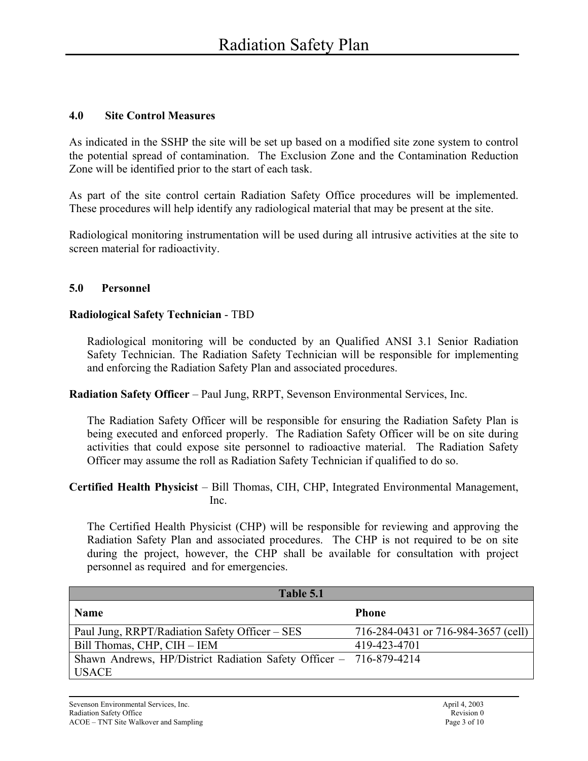## 4.0 Site Control Measures

As indicated in the SSHP the site will be set up based on a modified site zone system to control the potential spread of contamination. The Exclusion Zone and the Contamination Reduction Zone will be identified prior to the start of each task.

As part of the site control certain Radiation Safety Office procedures will be implemented. These procedures will help identify any radiological material that may be present at the site.

Radiological monitoring instrumentation will be used during all intrusive activities at the site to screen material for radioactivity.

## 5.0 Personnel

**Radiological Safety Technician** - TBD

Radiological monitoring will be conducted by an Qualified ANSI 3.1 Senior Radiation Safety Technician. The Radiation Safety Technician will be responsible for implementing and enforcing the Radiation Safety Plan and associated procedures.

**Radiation Safety Officer** – Paul Jung, RRPT, Sevenson Environmental Services, Inc.

The Radiation Safety Officer will be responsible for ensuring the Radiation Safety Plan is being executed and enforced properly. The Radiation Safety Officer will be on site during activities that could expose site personnel to radioactive material. The Radiation Safety Officer may assume the roll as Radiation Safety Technician if qualified to do so.

**Certified Health Physicist** – Bill Thomas, CIH, CHP, Integrated Environmental Management, Inc.

The Certified Health Physicist (CHP) will be responsible for reviewing and approving the Radiation Safety Plan and associated procedures. The CHP is not required to be on site during the project, however, the CHP shall be available for consultation with project personnel as required and for emergencies.

| **Table 5.1** | |
|---|---|
| **Name** | **Phone** |
| Paul Jung, RRPT/Radiation Safety Officer – SES | 716-284-0431 or 716-984-3657 (cell) |
| Bill Thomas, CHP, CIH – IEM | 419-423-4701 |
| Shawn Andrews, HP/District Radiation Safety Officer – USACE | 716-879-4214 |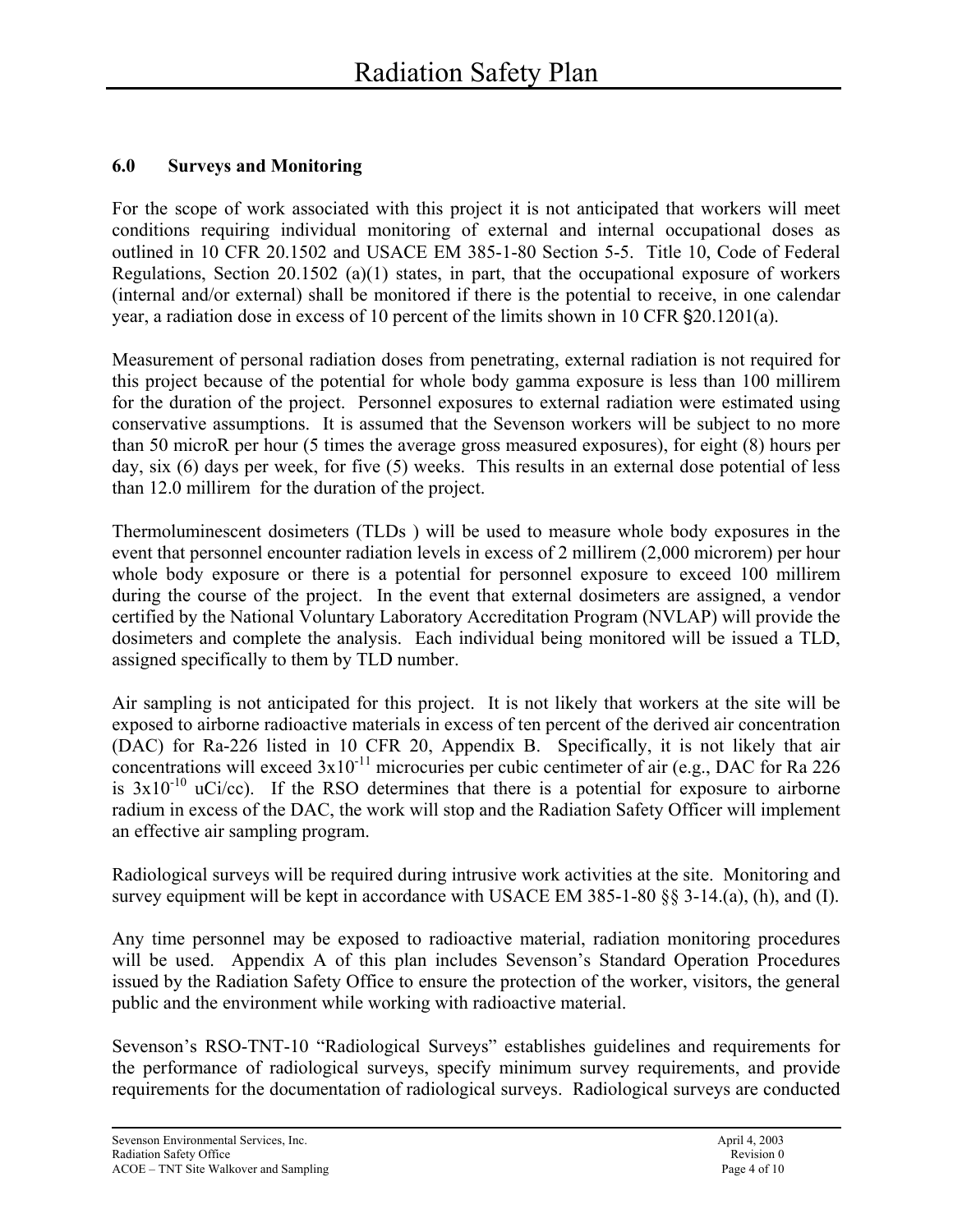## 6.0 Surveys and Monitoring

For the scope of work associated with this project it is not anticipated that workers will meet conditions requiring individual monitoring of external and internal occupational doses as outlined in 10 CFR 20.1502 and USACE EM 385-1-80 Section 5-5. Title 10, Code of Federal Regulations, Section 20.1502 (a)(1) states, in part, that the occupational exposure of workers (internal and/or external) shall be monitored if there is the potential to receive, in one calendar year, a radiation dose in excess of 10 percent of the limits shown in 10 CFR §20.1201(a).

Measurement of personal radiation doses from penetrating, external radiation is not required for this project because of the potential for whole body gamma exposure is less than 100 millirem for the duration of the project. Personnel exposures to external radiation were estimated using conservative assumptions. It is assumed that the Sevenson workers will be subject to no more than 50 microR per hour (5 times the average gross measured exposures), for eight (8) hours per day, six (6) days per week, for five (5) weeks. This results in an external dose potential of less than 12.0 millirem for the duration of the project.

Thermoluminescent dosimeters (TLDs ) will be used to measure whole body exposures in the event that personnel encounter radiation levels in excess of 2 millirem (2,000 microrem) per hour whole body exposure or there is a potential for personnel exposure to exceed 100 millirem during the course of the project. In the event that external dosimeters are assigned, a vendor certified by the National Voluntary Laboratory Accreditation Program (NVLAP) will provide the dosimeters and complete the analysis. Each individual being monitored will be issued a TLD, assigned specifically to them by TLD number.

Air sampling is not anticipated for this project. It is not likely that workers at the site will be exposed to airborne radioactive materials in excess of ten percent of the derived air concentration (DAC) for Ra-226 listed in 10 CFR 20, Appendix B. Specifically, it is not likely that air concentrations will exceed $3x10^{-11}$ microcuries per cubic centimeter of air (e.g., DAC for Ra 226 is $3x10^{-10}$ uCi/cc). If the RSO determines that there is a potential for exposure to airborne radium in excess of the DAC, the work will stop and the Radiation Safety Officer will implement an effective air sampling program.

Radiological surveys will be required during intrusive work activities at the site. Monitoring and survey equipment will be kept in accordance with USACE EM 385-1-80 §§ 3-14.(a), (h), and (I).

Any time personnel may be exposed to radioactive material, radiation monitoring procedures will be used. Appendix A of this plan includes Sevenson's Standard Operation Procedures issued by the Radiation Safety Office to ensure the protection of the worker, visitors, the general public and the environment while working with radioactive material.

Sevenson's RSO-TNT-10 "Radiological Surveys" establishes guidelines and requirements for the performance of radiological surveys, specify minimum survey requirements, and provide requirements for the documentation of radiological surveys. Radiological surveys are conducted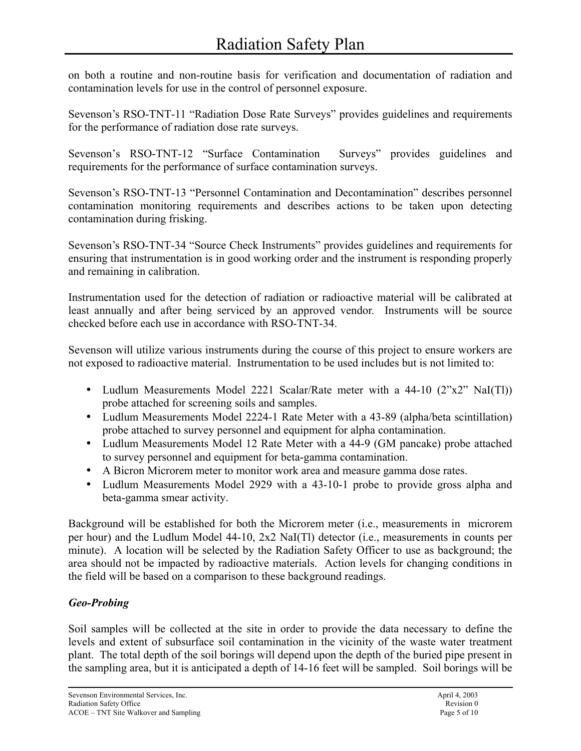on both a routine and non-routine basis for verification and documentation of radiation and contamination levels for use in the control of personnel exposure.

Sevenson's RSO-TNT-11 "Radiation Dose Rate Surveys" provides guidelines and requirements for the performance of radiation dose rate surveys.

Sevenson's RSO-TNT-12 "Surface Contamination Surveys" provides guidelines and requirements for the performance of surface contamination surveys.

Sevenson's RSO-TNT-13 "Personnel Contamination and Decontamination" describes personnel contamination monitoring requirements and describes actions to be taken upon detecting contamination during frisking.

Sevenson's RSO-TNT-34 "Source Check Instruments" provides guidelines and requirements for ensuring that instrumentation is in good working order and the instrument is responding properly and remaining in calibration.

Instrumentation used for the detection of radiation or radioactive material will be calibrated at least annually and after being serviced by an approved vendor. Instruments will be source checked before each use in accordance with RSO-TNT-34.

Sevenson will utilize various instruments during the course of this project to ensure workers are not exposed to radioactive material. Instrumentation to be used includes but is not limited to:

- Ludlum Measurements Model 2221 Scalar/Rate meter with a 44-10 (2"x2" NaI(Tl)) probe attached for screening soils and samples.
- Ludlum Measurements Model 2224-1 Rate Meter with a 43-89 (alpha/beta scintillation) probe attached to survey personnel and equipment for alpha contamination.
- Ludlum Measurements Model 12 Rate Meter with a 44-9 (GM pancake) probe attached to survey personnel and equipment for beta-gamma contamination.
- A Bicron Microrem meter to monitor work area and measure gamma dose rates.
- Ludlum Measurements Model 2929 with a 43-10-1 probe to provide gross alpha and beta-gamma smear activity.

Background will be established for both the Microrem meter (i.e., measurements in microrem per hour) and the Ludlum Model 44-10, 2x2 NaI(Tl) detector (i.e., measurements in counts per minute). A location will be selected by the Radiation Safety Officer to use as background; the area should not be impacted by radioactive materials. Action levels for changing conditions in the field will be based on a comparison to these background readings.

***Geo-Probing***

Soil samples will be collected at the site in order to provide the data necessary to define the levels and extent of subsurface soil contamination in the vicinity of the waste water treatment plant. The total depth of the soil borings will depend upon the depth of the buried pipe present in the sampling area, but it is anticipated a depth of 14-16 feet will be sampled. Soil borings will be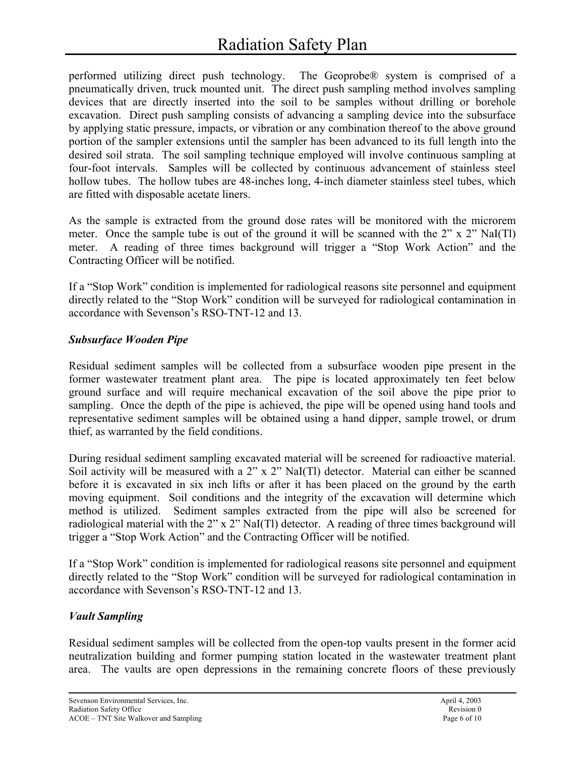performed utilizing direct push technology. The Geoprobe® system is comprised of a pneumatically driven, truck mounted unit. The direct push sampling method involves sampling devices that are directly inserted into the soil to be samples without drilling or borehole excavation. Direct push sampling consists of advancing a sampling device into the subsurface by applying static pressure, impacts, or vibration or any combination thereof to the above ground portion of the sampler extensions until the sampler has been advanced to its full length into the desired soil strata. The soil sampling technique employed will involve continuous sampling at four-foot intervals. Samples will be collected by continuous advancement of stainless steel hollow tubes. The hollow tubes are 48-inches long, 4-inch diameter stainless steel tubes, which are fitted with disposable acetate liners.

As the sample is extracted from the ground dose rates will be monitored with the microrem meter. Once the sample tube is out of the ground it will be scanned with the 2" x 2" NaI(Tl) meter. A reading of three times background will trigger a "Stop Work Action" and the Contracting Officer will be notified.

If a "Stop Work" condition is implemented for radiological reasons site personnel and equipment directly related to the "Stop Work" condition will be surveyed for radiological contamination in accordance with Sevenson's RSO-TNT-12 and 13.

### *Subsurface Wooden Pipe*

Residual sediment samples will be collected from a subsurface wooden pipe present in the former wastewater treatment plant area. The pipe is located approximately ten feet below ground surface and will require mechanical excavation of the soil above the pipe prior to sampling. Once the depth of the pipe is achieved, the pipe will be opened using hand tools and representative sediment samples will be obtained using a hand dipper, sample trowel, or drum thief, as warranted by the field conditions.

During residual sediment sampling excavated material will be screened for radioactive material. Soil activity will be measured with a 2" x 2" NaI(Tl) detector. Material can either be scanned before it is excavated in six inch lifts or after it has been placed on the ground by the earth moving equipment. Soil conditions and the integrity of the excavation will determine which method is utilized. Sediment samples extracted from the pipe will also be screened for radiological material with the 2" x 2" NaI(Tl) detector. A reading of three times background will trigger a "Stop Work Action" and the Contracting Officer will be notified.

If a "Stop Work" condition is implemented for radiological reasons site personnel and equipment directly related to the "Stop Work" condition will be surveyed for radiological contamination in accordance with Sevenson's RSO-TNT-12 and 13.

### *Vault Sampling*

Residual sediment samples will be collected from the open-top vaults present in the former acid neutralization building and former pumping station located in the wastewater treatment plant area. The vaults are open depressions in the remaining concrete floors of these previously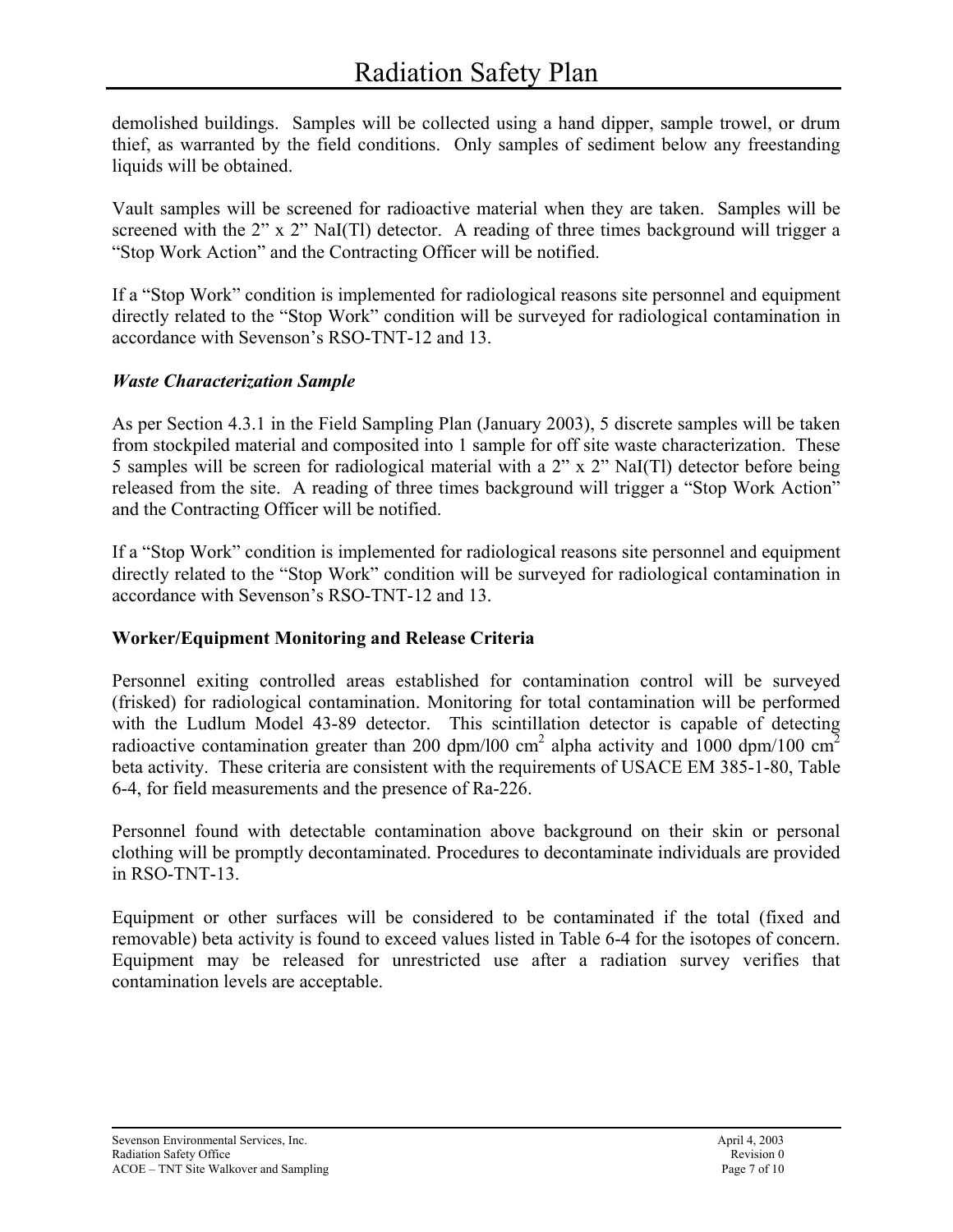demolished buildings. Samples will be collected using a hand dipper, sample trowel, or drum thief, as warranted by the field conditions. Only samples of sediment below any freestanding liquids will be obtained.

Vault samples will be screened for radioactive material when they are taken. Samples will be screened with the 2" x 2" NaI(Tl) detector. A reading of three times background will trigger a "Stop Work Action" and the Contracting Officer will be notified.

If a "Stop Work" condition is implemented for radiological reasons site personnel and equipment directly related to the "Stop Work" condition will be surveyed for radiological contamination in accordance with Sevenson's RSO-TNT-12 and 13.

*Waste Characterization Sample*

As per Section 4.3.1 in the Field Sampling Plan (January 2003), 5 discrete samples will be taken from stockpiled material and composited into 1 sample for off site waste characterization. These 5 samples will be screen for radiological material with a 2" x 2" NaI(Tl) detector before being released from the site. A reading of three times background will trigger a "Stop Work Action" and the Contracting Officer will be notified.

If a "Stop Work" condition is implemented for radiological reasons site personnel and equipment directly related to the "Stop Work" condition will be surveyed for radiological contamination in accordance with Sevenson's RSO-TNT-12 and 13.

**Worker/Equipment Monitoring and Release Criteria**

Personnel exiting controlled areas established for contamination control will be surveyed (frisked) for radiological contamination. Monitoring for total contamination will be performed with the Ludlum Model 43-89 detector. This scintillation detector is capable of detecting radioactive contamination greater than 200 dpm/l00 $cm^2$ alpha activity and 1000 dpm/100 $cm^2$ beta activity. These criteria are consistent with the requirements of USACE EM 385-1-80, Table 6-4, for field measurements and the presence of Ra-226.

Personnel found with detectable contamination above background on their skin or personal clothing will be promptly decontaminated. Procedures to decontaminate individuals are provided in RSO-TNT-13.

Equipment or other surfaces will be considered to be contaminated if the total (fixed and removable) beta activity is found to exceed values listed in Table 6-4 for the isotopes of concern. Equipment may be released for unrestricted use after a radiation survey verifies that contamination levels are acceptable.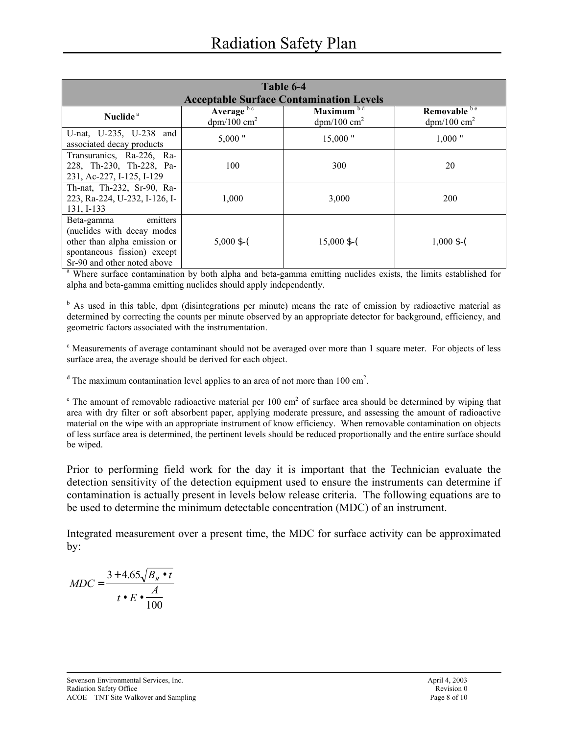| Table 6-4 Acceptable Surface Contamination Levels | | | |
|---|---|---|---|
| Nuclide [a] | Average [b c] dpm/100 cm$^2$ | Maximum [b d] dpm/100 cm$^2$ | Removable [b e] dpm/100 cm$^2$ |
| U-nat, U-235, U-238 and associated decay products | 5,000 " | 15,000 " | 1,000 " |
| Transuranics, Ra-226, Ra-228, Th-230, Th-228, Pa-231, Ac-227, I-125, I-129 | 100 | 300 | 20 |
| Th-nat, Th-232, Sr-90, Ra-223, Ra-224, U-232, I-126, I-131, I-133 | 1,000 | 3,000 | 200 |
| Beta-gamma emitters (nuclides with decay modes other than alpha emission or spontaneous fission) except Sr-90 and other noted above | 5,000 $-( | 15,000 $-( | 1,000 $-( |

[a] Where surface contamination by both alpha and beta-gamma emitting nuclides exists, the limits established for alpha and beta-gamma emitting nuclides should apply independently.

[b] As used in this table, dpm (disintegrations per minute) means the rate of emission by radioactive material as determined by correcting the counts per minute observed by an appropriate detector for background, efficiency, and geometric factors associated with the instrumentation.

[c] Measurements of average contaminant should not be averaged over more than 1 square meter. For objects of less surface area, the average should be derived for each object.

[d] The maximum contamination level applies to an area of not more than 100 cm$^2$.

[e] The amount of removable radioactive material per 100 cm$^2$ of surface area should be determined by wiping that area with dry filter or soft absorbent paper, applying moderate pressure, and assessing the amount of radioactive material on the wipe with an appropriate instrument of know efficiency. When removable contamination on objects of less surface area is determined, the pertinent levels should be reduced proportionally and the entire surface should be wiped.

Prior to performing field work for the day it is important that the Technician evaluate the detection sensitivity of the detection equipment used to ensure the instruments can determine if contamination is actually present in levels below release criteria. The following equations are to be used to determine the minimum detectable concentration (MDC) of an instrument.

Integrated measurement over a present time, the MDC for surface activity can be approximated by:

$$MDC = \frac{3 + 4.65\sqrt{B_R \bullet t}}{t \bullet E \bullet \frac{A}{100}}$$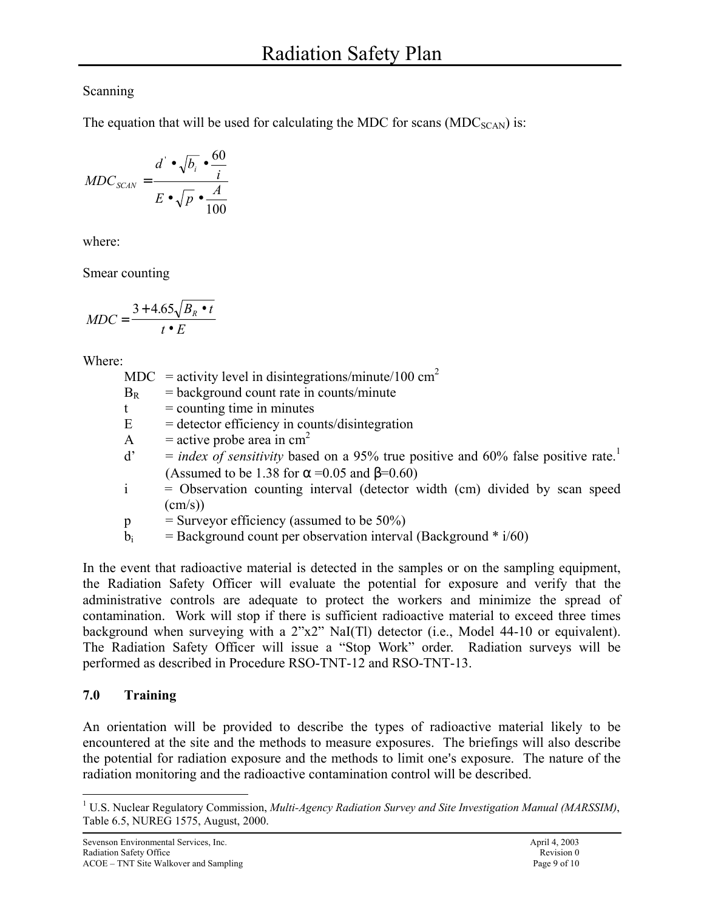Scanning

The equation that will be used for calculating the MDC for scans ($MDC_{SCAN}$) is:

$$MDC_{SCAN} = \frac{d' \bullet \sqrt{b_i} \bullet \frac{60}{i}}{E \bullet \sqrt{p} \bullet \frac{A}{100}}$$

where:

Smear counting

$$MDC = \frac{3 + 4.65\sqrt{B_R \bullet t}}{t \bullet E}$$

Where:

- MDC = activity level in disintegrations/minute/100 $cm^2$
- $B_R$ = background count rate in counts/minute
- t = counting time in minutes
- E = detector efficiency in counts/disintegration
- A = active probe area in $cm^2$
- d' = *index of sensitivity* based on a 95% true positive and 60% false positive rate.[1] (Assumed to be 1.38 for $\alpha$ =0.05 and $\beta$=0.60)
- i = Observation counting interval (detector width (cm) divided by scan speed (cm/s))
- p = Surveyor efficiency (assumed to be 50%)
- $b_i$ = Background count per observation interval (Background * i/60)

In the event that radioactive material is detected in the samples or on the sampling equipment, the Radiation Safety Officer will evaluate the potential for exposure and verify that the administrative controls are adequate to protect the workers and minimize the spread of contamination. Work will stop if there is sufficient radioactive material to exceed three times background when surveying with a 2"x2" NaI(Tl) detector (i.e., Model 44-10 or equivalent). The Radiation Safety Officer will issue a "Stop Work" order. Radiation surveys will be performed as described in Procedure RSO-TNT-12 and RSO-TNT-13.

## 7.0 Training

An orientation will be provided to describe the types of radioactive material likely to be encountered at the site and the methods to measure exposures. The briefings will also describe the potential for radiation exposure and the methods to limit one's exposure. The nature of the radiation monitoring and the radioactive contamination control will be described.

---

[1] U.S. Nuclear Regulatory Commission, *Multi-Agency Radiation Survey and Site Investigation Manual (MARSSIM)*, Table 6.5, NUREG 1575, August, 2000.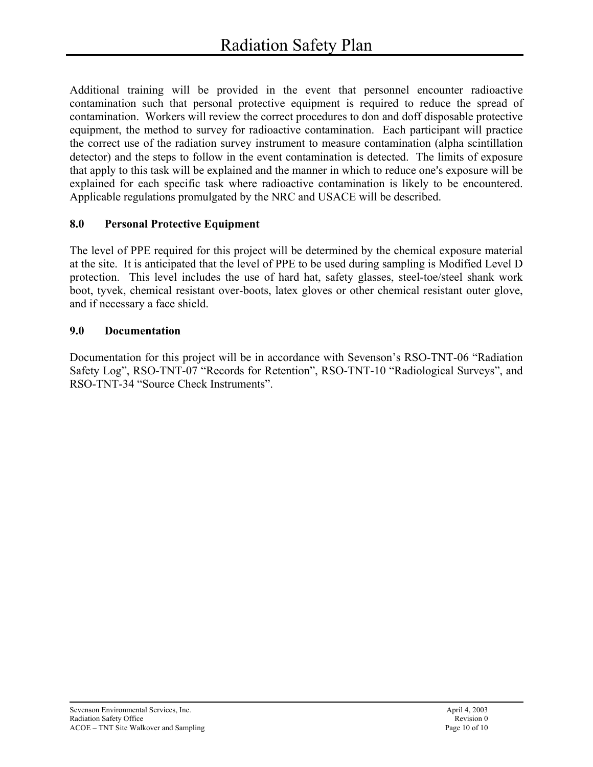Additional training will be provided in the event that personnel encounter radioactive contamination such that personal protective equipment is required to reduce the spread of contamination. Workers will review the correct procedures to don and doff disposable protective equipment, the method to survey for radioactive contamination. Each participant will practice the correct use of the radiation survey instrument to measure contamination (alpha scintillation detector) and the steps to follow in the event contamination is detected. The limits of exposure that apply to this task will be explained and the manner in which to reduce one's exposure will be explained for each specific task where radioactive contamination is likely to be encountered. Applicable regulations promulgated by the NRC and USACE will be described.

## 8.0 Personal Protective Equipment

The level of PPE required for this project will be determined by the chemical exposure material at the site. It is anticipated that the level of PPE to be used during sampling is Modified Level D protection. This level includes the use of hard hat, safety glasses, steel-toe/steel shank work boot, tyvek, chemical resistant over-boots, latex gloves or other chemical resistant outer glove, and if necessary a face shield.

## 9.0 Documentation

Documentation for this project will be in accordance with Sevenson's RSO-TNT-06 "Radiation Safety Log", RSO-TNT-07 "Records for Retention", RSO-TNT-10 "Radiological Surveys", and RSO-TNT-34 "Source Check Instruments".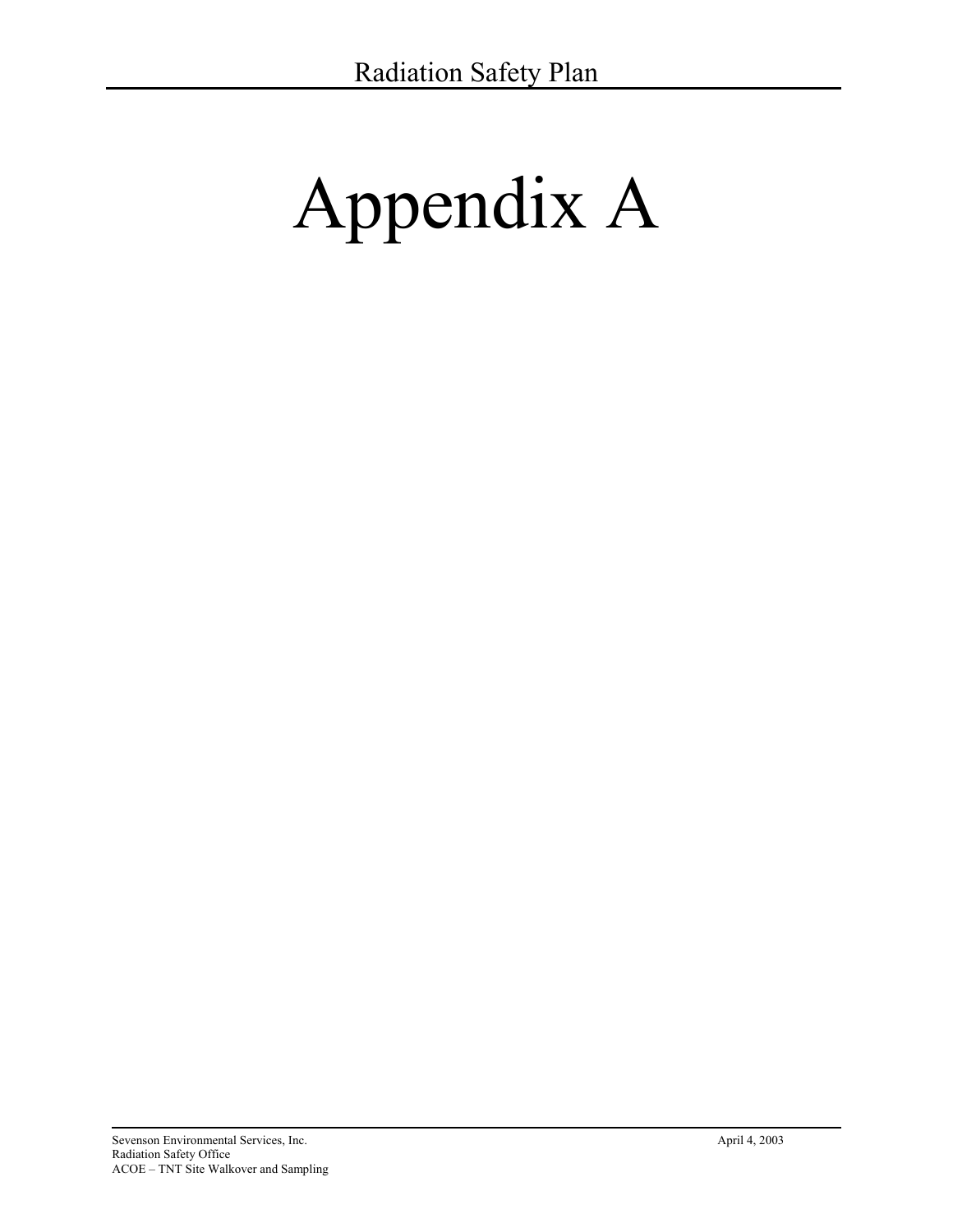# Appendix A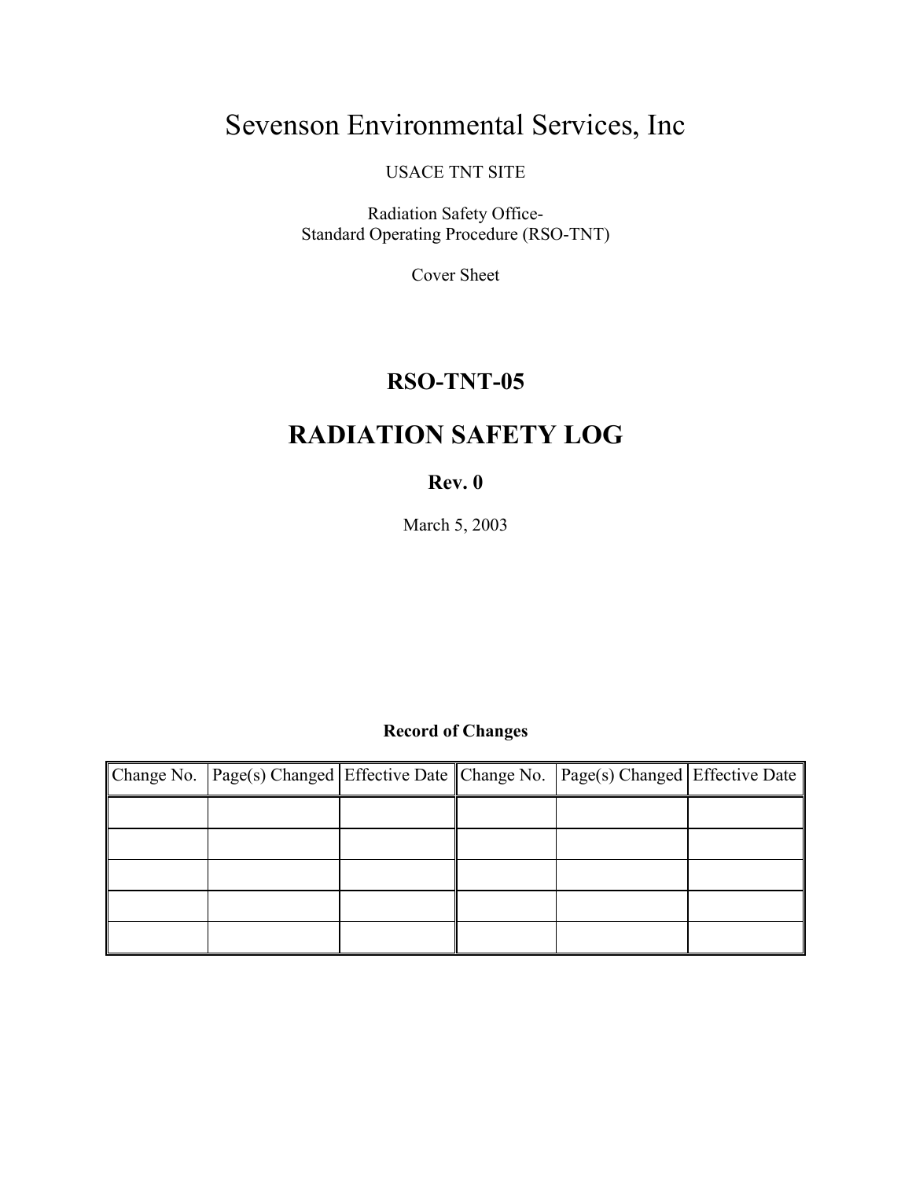# Sevenson Environmental Services, Inc

USACE TNT SITE

Radiation Safety Office-
Standard Operating Procedure (RSO-TNT)

Cover Sheet

## RSO-TNT-05

## RADIATION SAFETY LOG

**Rev. 0**

March 5, 2003

**Record of Changes**

| Change No. | Page(s) Changed | Effective Date | Change No. | Page(s) Changed | Effective Date |
|---|---|---|---|---|---|
| | | | | | |
| | | | | | |
| | | | | | |
| | | | | | |
| | | | | | |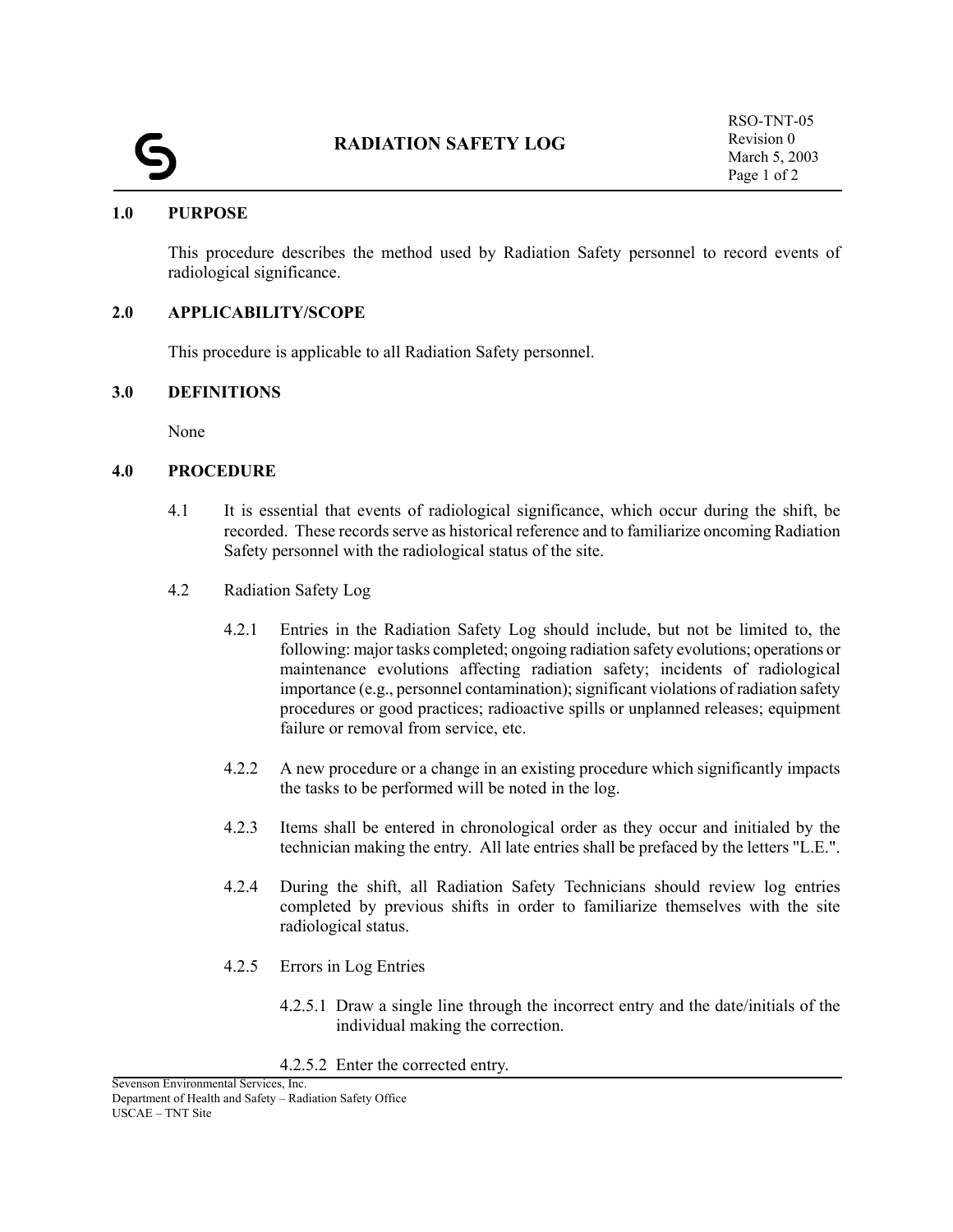# RADIATION SAFETY LOG

RSO-TNT-05
Revision 0
March 5, 2003

## 1.0 PURPOSE

This procedure describes the method used by Radiation Safety personnel to record events of radiological significance.

## 2.0 APPLICABILITY/SCOPE

This procedure is applicable to all Radiation Safety personnel.

## 3.0 DEFINITIONS

None

## 4.0 PROCEDURE

4.1 It is essential that events of radiological significance, which occur during the shift, be recorded. These records serve as historical reference and to familiarize oncoming Radiation Safety personnel with the radiological status of the site.

4.2 Radiation Safety Log

4.2.1 Entries in the Radiation Safety Log should include, but not be limited to, the following: major tasks completed; ongoing radiation safety evolutions; operations or maintenance evolutions affecting radiation safety; incidents of radiological importance (e.g., personnel contamination); significant violations of radiation safety procedures or good practices; radioactive spills or unplanned releases; equipment failure or removal from service, etc.

4.2.2 A new procedure or a change in an existing procedure which significantly impacts the tasks to be performed will be noted in the log.

4.2.3 Items shall be entered in chronological order as they occur and initialed by the technician making the entry. All late entries shall be prefaced by the letters "L.E.".

4.2.4 During the shift, all Radiation Safety Technicians should review log entries completed by previous shifts in order to familiarize themselves with the site radiological status.

4.2.5 Errors in Log Entries

4.2.5.1 Draw a single line through the incorrect entry and the date/initials of the individual making the correction.

4.2.5.2 Enter the corrected entry.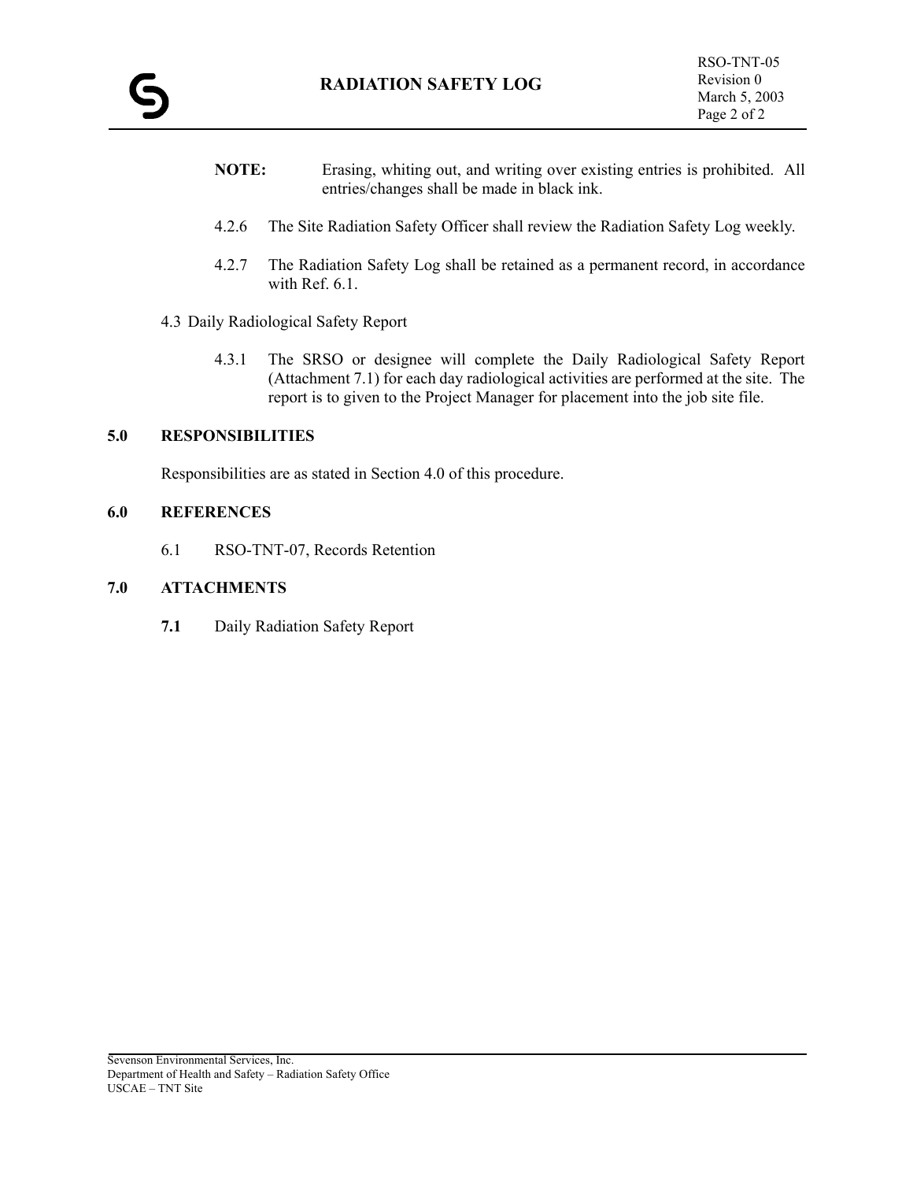**NOTE:** Erasing, whiting out, and writing over existing entries is prohibited. All entries/changes shall be made in black ink.

4.2.6 The Site Radiation Safety Officer shall review the Radiation Safety Log weekly.

4.2.7 The Radiation Safety Log shall be retained as a permanent record, in accordance with Ref. 6.1.

4.3 Daily Radiological Safety Report

4.3.1 The SRSO or designee will complete the Daily Radiological Safety Report (Attachment 7.1) for each day radiological activities are performed at the site. The report is to given to the Project Manager for placement into the job site file.

## 5.0 RESPONSIBILITIES

Responsibilities are as stated in Section 4.0 of this procedure.

## 6.0 REFERENCES

6.1 RSO-TNT-07, Records Retention

## 7.0 ATTACHMENTS

**7.1** Daily Radiation Safety Report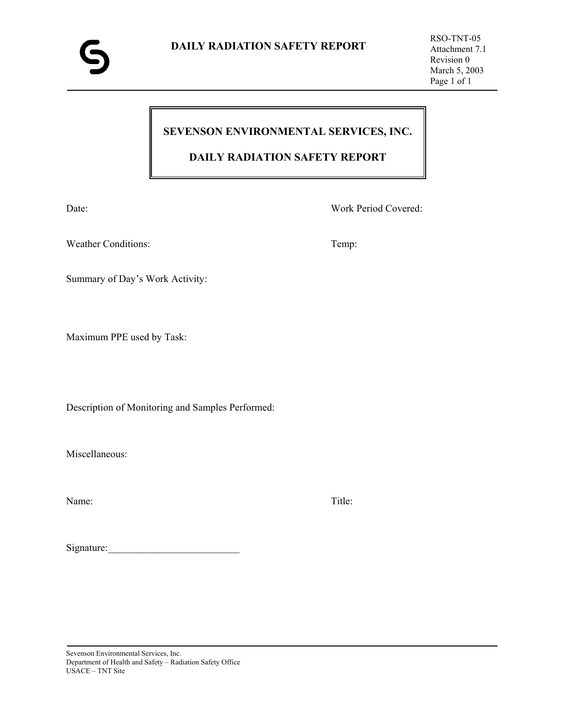# DAILY RADIATION SAFETY REPORT

RSO-TNT-05
Attachment 7.1
Revision 0
March 5, 2003

## SEVENSON ENVIRONMENTAL SERVICES, INC.

## DAILY RADIATION SAFETY REPORT

Date: Work Period Covered:

Weather Conditions: Temp:

Summary of Day's Work Activity:

Maximum PPE used by Task:

Description of Monitoring and Samples Performed:

Miscellaneous:

Name: Title:

Signature:__________________________

Sevenson Environmental Services, Inc.
Department of Health and Safety – Radiation Safety Office
USACE – TNT Site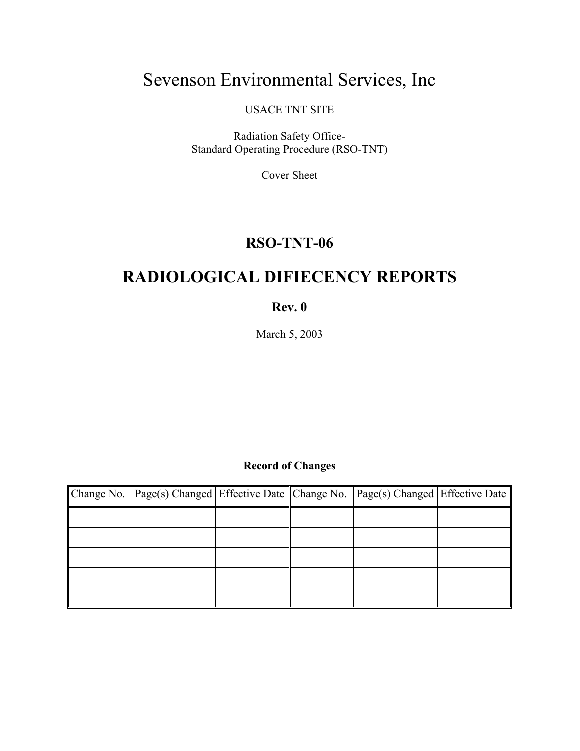# Sevenson Environmental Services, Inc

USACE TNT SITE

Radiation Safety Office-
Standard Operating Procedure (RSO-TNT)

Cover Sheet

## RSO-TNT-06

## RADIOLOGICAL DIFIECENCY REPORTS

**Rev. 0**

March 5, 2003

**Record of Changes**

| Change No. | Page(s) Changed | Effective Date | Change No. | Page(s) Changed | Effective Date |
|---|---|---|---|---|---|
| | | | | | |
| | | | | | |
| | | | | | |
| | | | | | |
| | | | | | |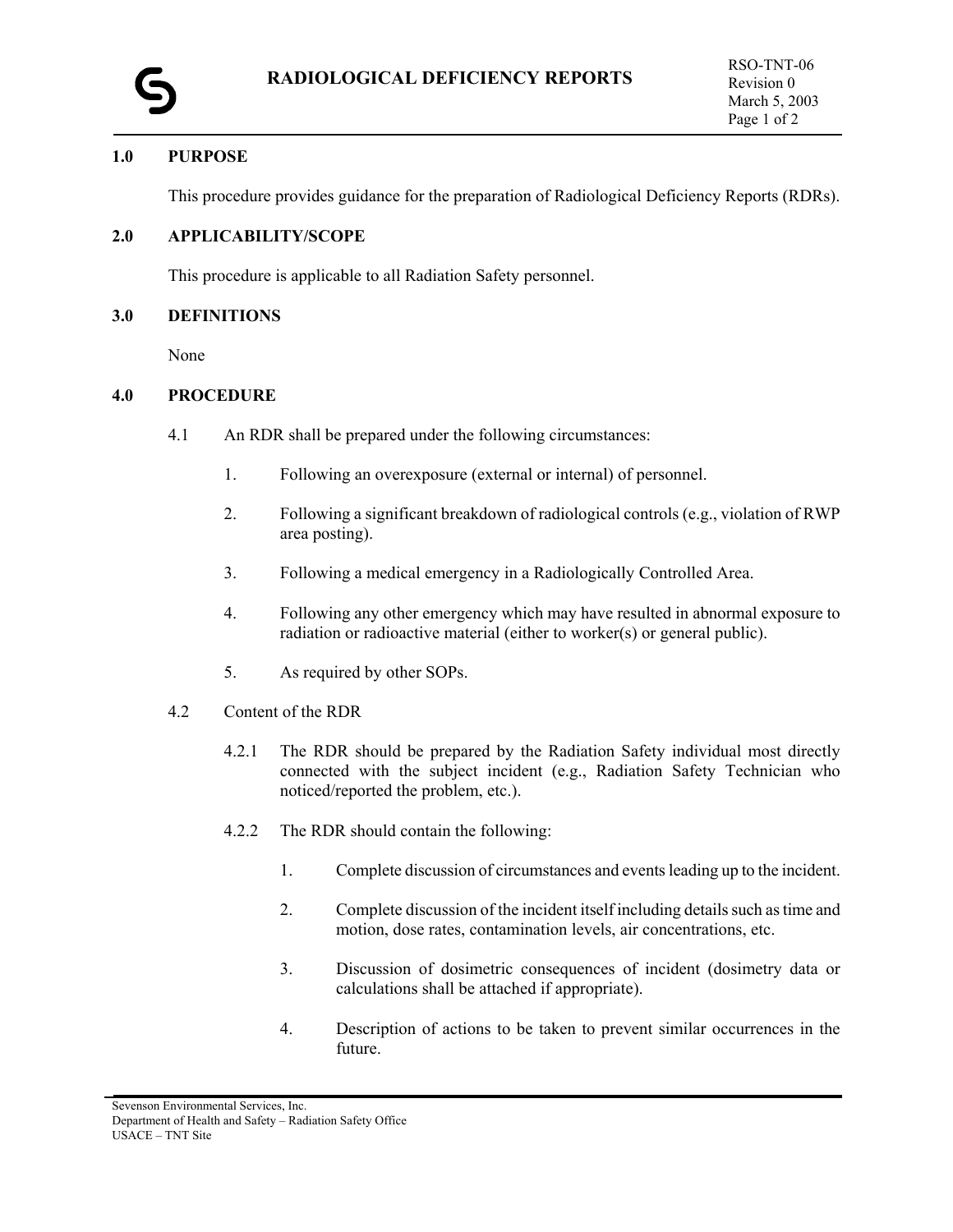# RADIOLOGICAL DEFICIENCY REPORTS

## 1.0 PURPOSE

This procedure provides guidance for the preparation of Radiological Deficiency Reports (RDRs).

## 2.0 APPLICABILITY/SCOPE

This procedure is applicable to all Radiation Safety personnel.

## 3.0 DEFINITIONS

None

## 4.0 PROCEDURE

4.1 An RDR shall be prepared under the following circumstances:

1. Following an overexposure (external or internal) of personnel.
2. Following a significant breakdown of radiological controls (e.g., violation of RWP area posting).
3. Following a medical emergency in a Radiologically Controlled Area.
4. Following any other emergency which may have resulted in abnormal exposure to radiation or radioactive material (either to worker(s) or general public).
5. As required by other SOPs.

4.2 Content of the RDR

4.2.1 The RDR should be prepared by the Radiation Safety individual most directly connected with the subject incident (e.g., Radiation Safety Technician who noticed/reported the problem, etc.).

4.2.2 The RDR should contain the following:

1. Complete discussion of circumstances and events leading up to the incident.
2. Complete discussion of the incident itself including details such as time and motion, dose rates, contamination levels, air concentrations, etc.
3. Discussion of dosimetric consequences of incident (dosimetry data or calculations shall be attached if appropriate).
4. Description of actions to be taken to prevent similar occurrences in the future.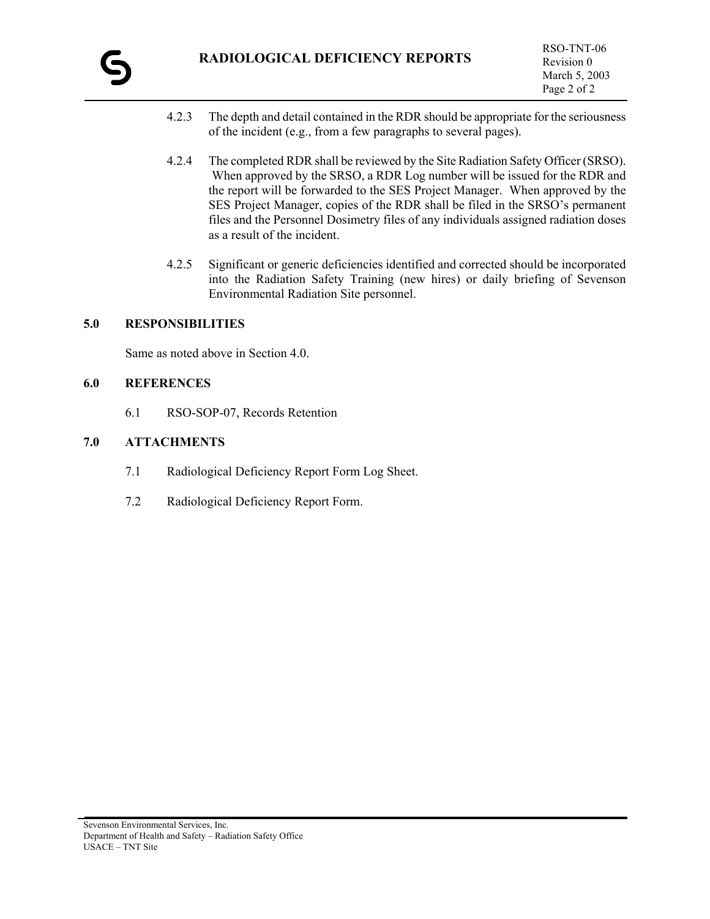4.2.3 The depth and detail contained in the RDR should be appropriate for the seriousness of the incident (e.g., from a few paragraphs to several pages).

4.2.4 The completed RDR shall be reviewed by the Site Radiation Safety Officer (SRSO). When approved by the SRSO, a RDR Log number will be issued for the RDR and the report will be forwarded to the SES Project Manager. When approved by the SES Project Manager, copies of the RDR shall be filed in the SRSO's permanent files and the Personnel Dosimetry files of any individuals assigned radiation doses as a result of the incident.

4.2.5 Significant or generic deficiencies identified and corrected should be incorporated into the Radiation Safety Training (new hires) or daily briefing of Sevenson Environmental Radiation Site personnel.

## 5.0 RESPONSIBILITIES

Same as noted above in Section 4.0.

## 6.0 REFERENCES

6.1 RSO-SOP-07, Records Retention

## 7.0 ATTACHMENTS

7.1 Radiological Deficiency Report Form Log Sheet.

7.2 Radiological Deficiency Report Form.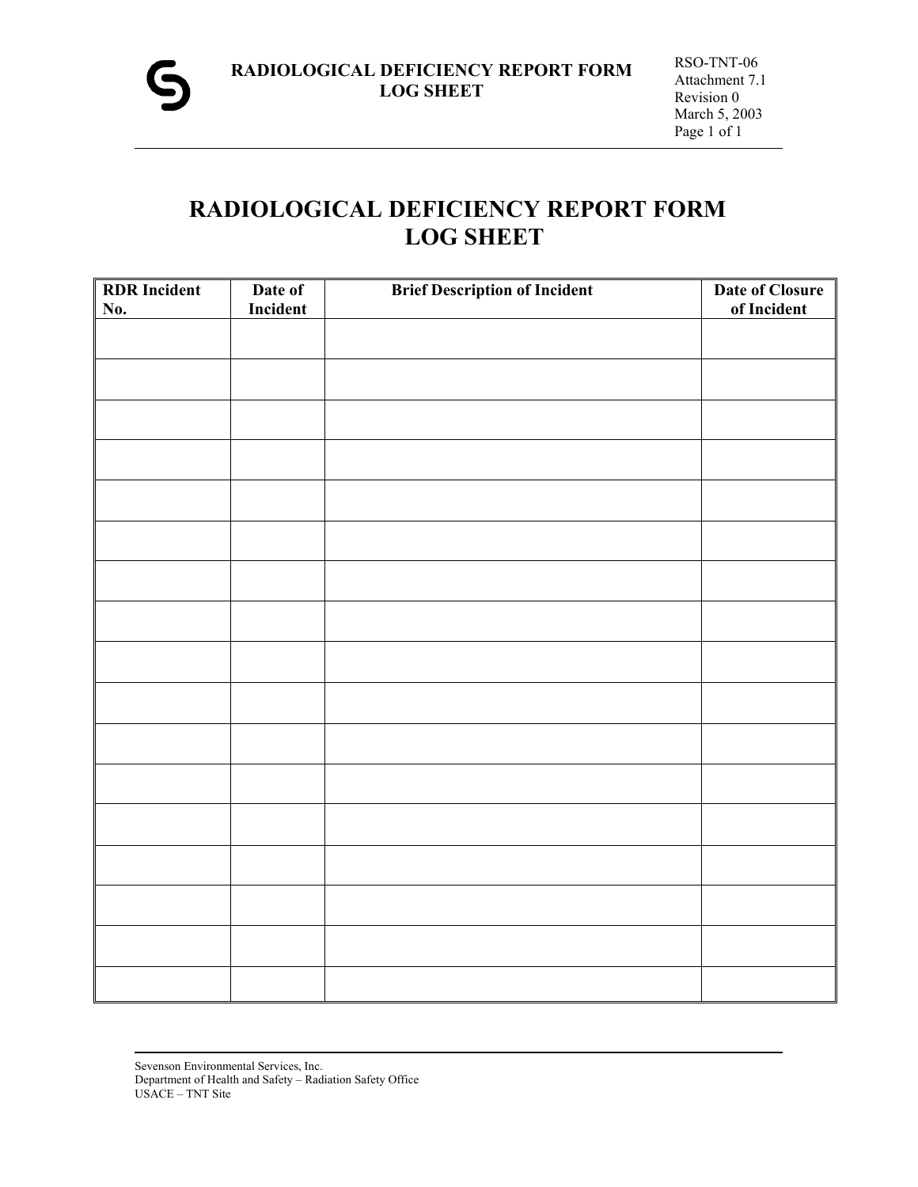# RADIOLOGICAL DEFICIENCY REPORT FORM LOG SHEET

| RDR Incident No. | Date of Incident | Brief Description of Incident | Date of Closure of Incident |
|---|---|---|---|
| | | | |
| | | | |
| | | | |
| | | | |
| | | | |
| | | | |
| | | | |
| | | | |
| | | | |
| | | | |
| | | | |
| | | | |
| | | | |
| | | | |
| | | | |
| | | | |
| | | | |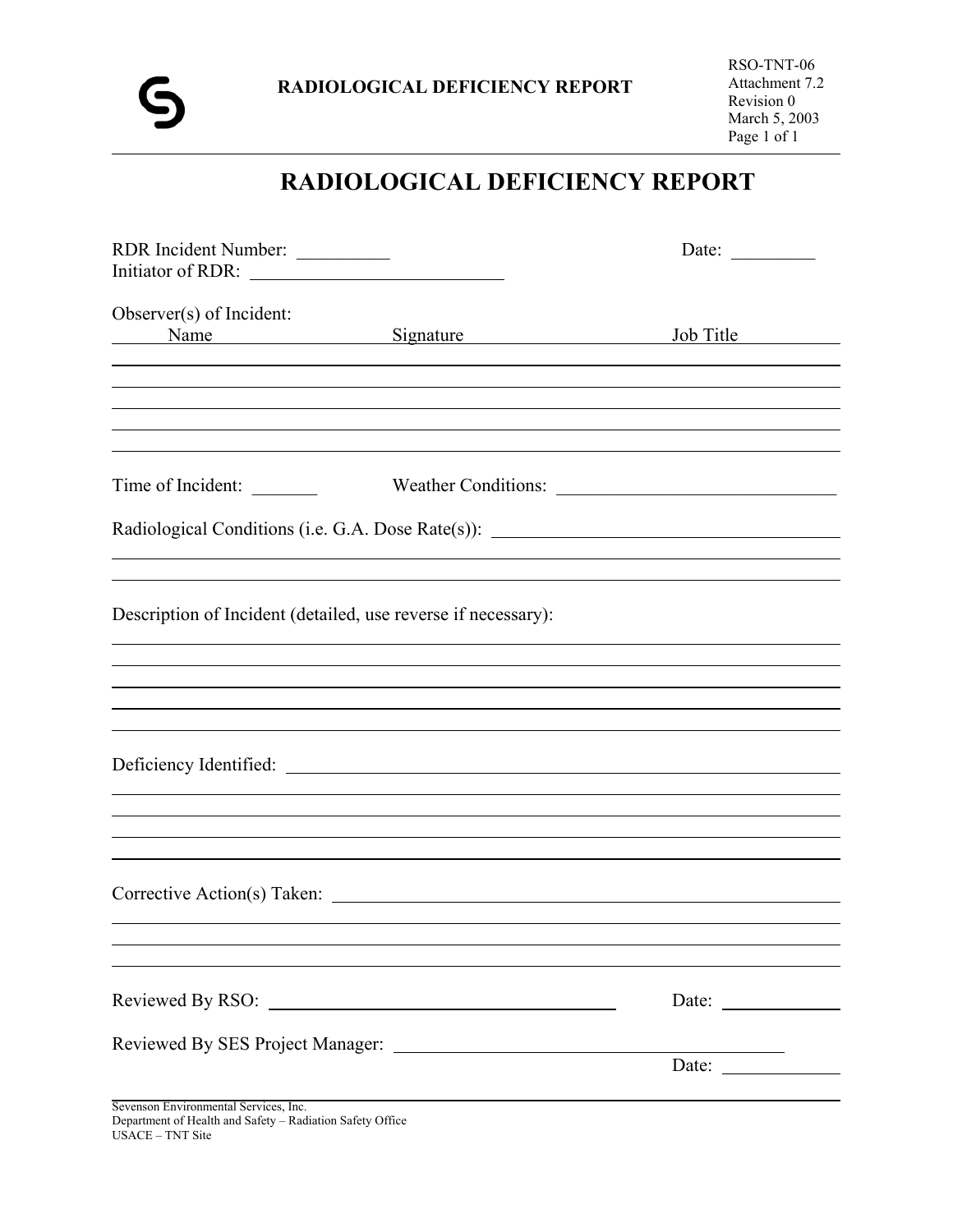RSO-TNT-06
Attachment 7.2
Revision 0
March 5, 2003

# RADIOLOGICAL DEFICIENCY REPORT

RDR Incident Number: __________ Date: _________

Initiator of RDR: ____________________________

Observer(s) of Incident:

| Name | Signature | Job Title |
|---|---|---|
| | | |
| | | |
| | | |
| | | |
| | | |

Time of Incident: _______ Weather Conditions: ______________________________

Radiological Conditions (i.e. G.A. Dose Rate(s)): ____________________________________

_______________________________________________________________________________

_______________________________________________________________________________

Description of Incident (detailed, use reverse if necessary):

_______________________________________________________________________________

_______________________________________________________________________________

_______________________________________________________________________________

_______________________________________________________________________________

_______________________________________________________________________________

Deficiency Identified: _____________________________________________________________

_______________________________________________________________________________

_______________________________________________________________________________

_______________________________________________________________________________

_______________________________________________________________________________

Corrective Action(s) Taken: _________________________________________________________

_______________________________________________________________________________

_______________________________________________________________________________

_______________________________________________________________________________

Reviewed By RSO: ________________________________________ Date: ____________

Reviewed By SES Project Manager: ____________________________________________

Date: ____________

Sevenson Environmental Services, Inc.
Department of Health and Safety – Radiation Safety Office
USACE – TNT Site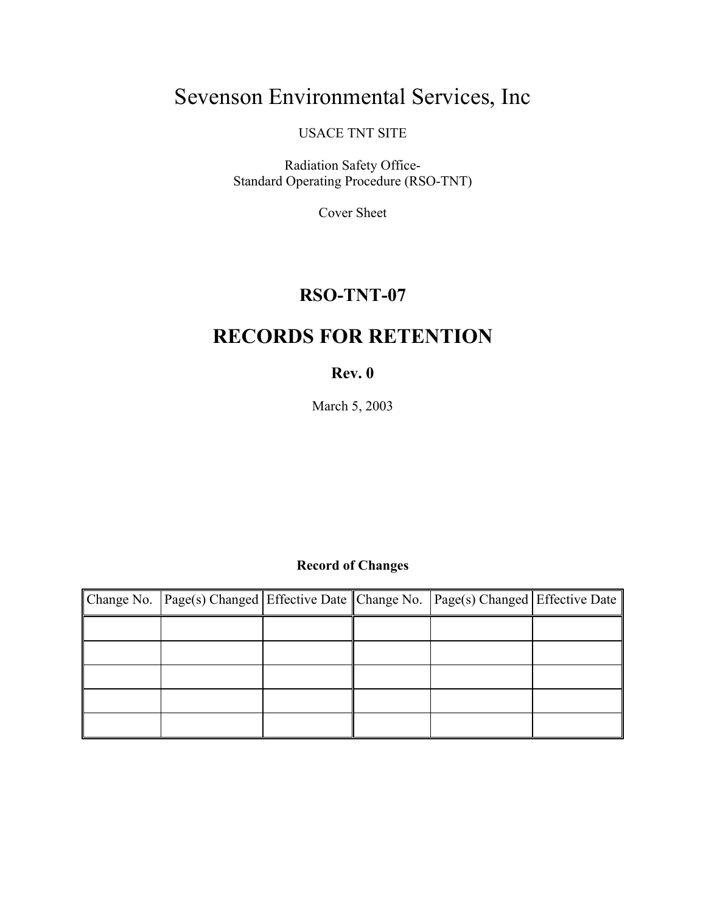# Sevenson Environmental Services, Inc

USACE TNT SITE

Radiation Safety Office-
Standard Operating Procedure (RSO-TNT)

Cover Sheet

## RSO-TNT-07

## RECORDS FOR RETENTION

**Rev. 0**

March 5, 2003

**Record of Changes**

| Change No. | Page(s) Changed | Effective Date | Change No. | Page(s) Changed | Effective Date |
|---|---|---|---|---|---|
| | | | | | |
| | | | | | |
| | | | | | |
| | | | | | |
| | | | | | |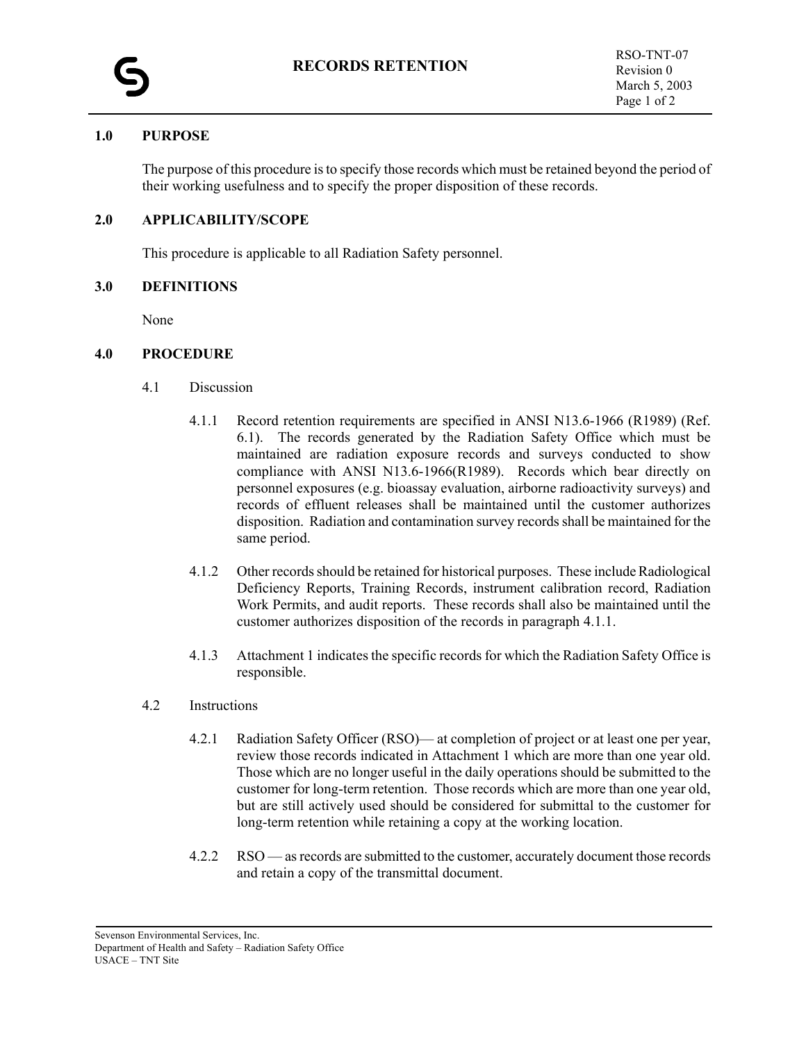# RECORDS RETENTION

RSO-TNT-07
Revision 0
March 5, 2003

## 1.0 PURPOSE

The purpose of this procedure is to specify those records which must be retained beyond the period of their working usefulness and to specify the proper disposition of these records.

## 2.0 APPLICABILITY/SCOPE

This procedure is applicable to all Radiation Safety personnel.

## 3.0 DEFINITIONS

None

## 4.0 PROCEDURE

### 4.1 Discussion

4.1.1 Record retention requirements are specified in ANSI N13.6-1966 (R1989) (Ref. 6.1). The records generated by the Radiation Safety Office which must be maintained are radiation exposure records and surveys conducted to show compliance with ANSI N13.6-1966(R1989). Records which bear directly on personnel exposures (e.g. bioassay evaluation, airborne radioactivity surveys) and records of effluent releases shall be maintained until the customer authorizes disposition. Radiation and contamination survey records shall be maintained for the same period.

4.1.2 Other records should be retained for historical purposes. These include Radiological Deficiency Reports, Training Records, instrument calibration record, Radiation Work Permits, and audit reports. These records shall also be maintained until the customer authorizes disposition of the records in paragraph 4.1.1.

4.1.3 Attachment 1 indicates the specific records for which the Radiation Safety Office is responsible.

### 4.2 Instructions

4.2.1 Radiation Safety Officer (RSO)— at completion of project or at least one per year, review those records indicated in Attachment 1 which are more than one year old. Those which are no longer useful in the daily operations should be submitted to the customer for long-term retention. Those records which are more than one year old, but are still actively used should be considered for submittal to the customer for long-term retention while retaining a copy at the working location.

4.2.2 RSO — as records are submitted to the customer, accurately document those records and retain a copy of the transmittal document.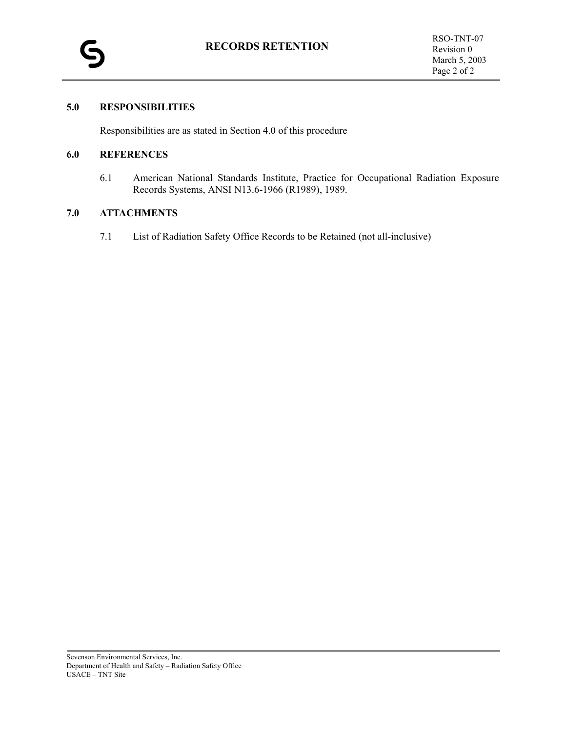## 5.0 RESPONSIBILITIES

Responsibilities are as stated in Section 4.0 of this procedure

## 6.0 REFERENCES

6.1 American National Standards Institute, Practice for Occupational Radiation Exposure Records Systems, ANSI N13.6-1966 (R1989), 1989.

## 7.0 ATTACHMENTS

7.1 List of Radiation Safety Office Records to be Retained (not all-inclusive)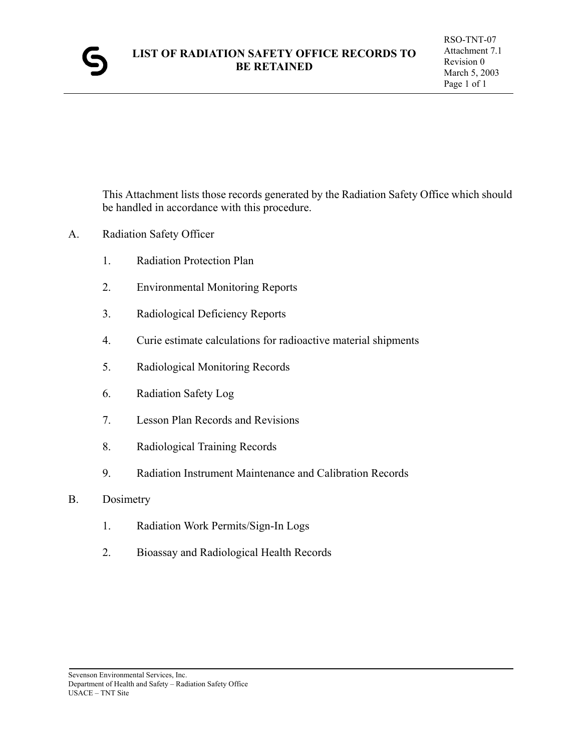# LIST OF RADIATION SAFETY OFFICE RECORDS TO BE RETAINED

RSO-TNT-07
Attachment 7.1
Revision 0
March 5, 2003

This Attachment lists those records generated by the Radiation Safety Office which should be handled in accordance with this procedure.

A. Radiation Safety Officer

1. Radiation Protection Plan
2. Environmental Monitoring Reports
3. Radiological Deficiency Reports
4. Curie estimate calculations for radioactive material shipments
5. Radiological Monitoring Records
6. Radiation Safety Log
7. Lesson Plan Records and Revisions
8. Radiological Training Records
9. Radiation Instrument Maintenance and Calibration Records

B. Dosimetry

1. Radiation Work Permits/Sign-In Logs
2. Bioassay and Radiological Health Records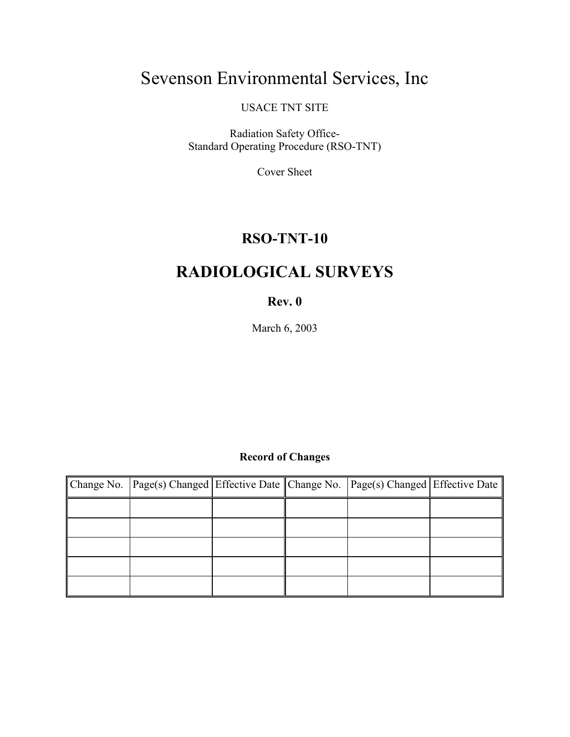# Sevenson Environmental Services, Inc

USACE TNT SITE

Radiation Safety Office-
Standard Operating Procedure (RSO-TNT)

Cover Sheet

## RSO-TNT-10

# RADIOLOGICAL SURVEYS

**Rev. 0**

March 6, 2003

**Record of Changes**

| Change No. | Page(s) Changed | Effective Date | Change No. | Page(s) Changed | Effective Date |
|---|---|---|---|---|---|
| | | | | | |
| | | | | | |
| | | | | | |
| | | | | | |
| | | | | | |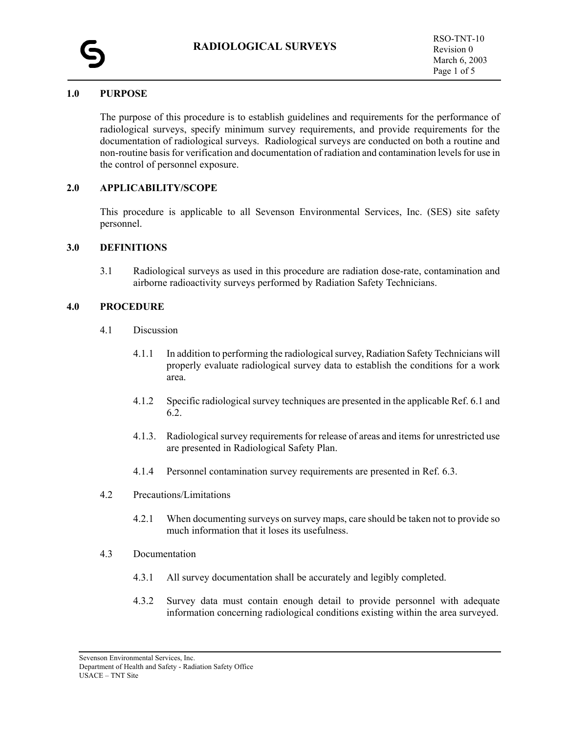# RADIOLOGICAL SURVEYS

RSO-TNT-10
Revision 0
March 6, 2003

## 1.0 PURPOSE

The purpose of this procedure is to establish guidelines and requirements for the performance of radiological surveys, specify minimum survey requirements, and provide requirements for the documentation of radiological surveys. Radiological surveys are conducted on both a routine and non-routine basis for verification and documentation of radiation and contamination levels for use in the control of personnel exposure.

## 2.0 APPLICABILITY/SCOPE

This procedure is applicable to all Sevenson Environmental Services, Inc. (SES) site safety personnel.

## 3.0 DEFINITIONS

3.1 Radiological surveys as used in this procedure are radiation dose-rate, contamination and airborne radioactivity surveys performed by Radiation Safety Technicians.

## 4.0 PROCEDURE

4.1 Discussion

4.1.1 In addition to performing the radiological survey, Radiation Safety Technicians will properly evaluate radiological survey data to establish the conditions for a work area.

4.1.2 Specific radiological survey techniques are presented in the applicable Ref. 6.1 and 6.2.

4.1.3. Radiological survey requirements for release of areas and items for unrestricted use are presented in Radiological Safety Plan.

4.1.4 Personnel contamination survey requirements are presented in Ref. 6.3.

4.2 Precautions/Limitations

4.2.1 When documenting surveys on survey maps, care should be taken not to provide so much information that it loses its usefulness.

4.3 Documentation

4.3.1 All survey documentation shall be accurately and legibly completed.

4.3.2 Survey data must contain enough detail to provide personnel with adequate information concerning radiological conditions existing within the area surveyed.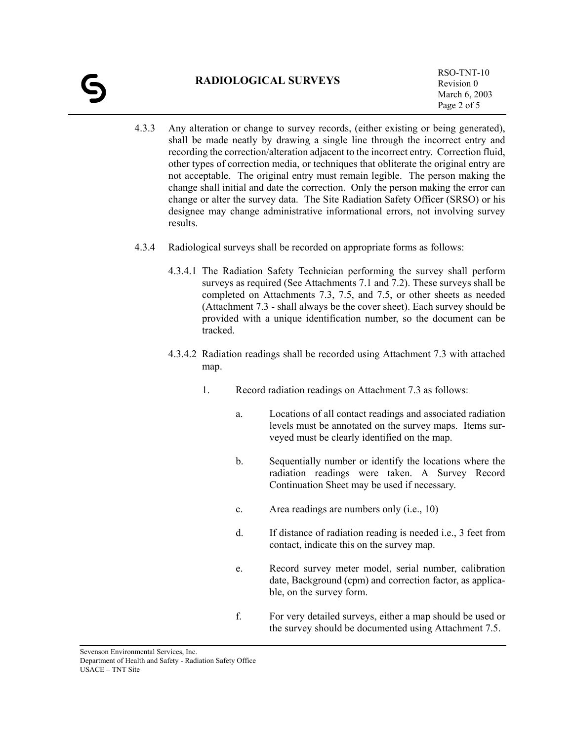4.3.3 Any alteration or change to survey records, (either existing or being generated), shall be made neatly by drawing a single line through the incorrect entry and recording the correction/alteration adjacent to the incorrect entry. Correction fluid, other types of correction media, or techniques that obliterate the original entry are not acceptable. The original entry must remain legible. The person making the change shall initial and date the correction. Only the person making the error can change or alter the survey data. The Site Radiation Safety Officer (SRSO) or his designee may change administrative informational errors, not involving survey results.

4.3.4 Radiological surveys shall be recorded on appropriate forms as follows:

4.3.4.1 The Radiation Safety Technician performing the survey shall perform surveys as required (See Attachments 7.1 and 7.2). These surveys shall be completed on Attachments 7.3, 7.5, and 7.5, or other sheets as needed (Attachment 7.3 - shall always be the cover sheet). Each survey should be provided with a unique identification number, so the document can be tracked.

4.3.4.2 Radiation readings shall be recorded using Attachment 7.3 with attached map.

1. Record radiation readings on Attachment 7.3 as follows:

    a. Locations of all contact readings and associated radiation levels must be annotated on the survey maps. Items surveyed must be clearly identified on the map.

    b. Sequentially number or identify the locations where the radiation readings were taken. A Survey Record Continuation Sheet may be used if necessary.

    c. Area readings are numbers only (i.e., 10)

    d. If distance of radiation reading is needed i.e., 3 feet from contact, indicate this on the survey map.

    e. Record survey meter model, serial number, calibration date, Background (cpm) and correction factor, as applicable, on the survey form.

    f. For very detailed surveys, either a map should be used or the survey should be documented using Attachment 7.5.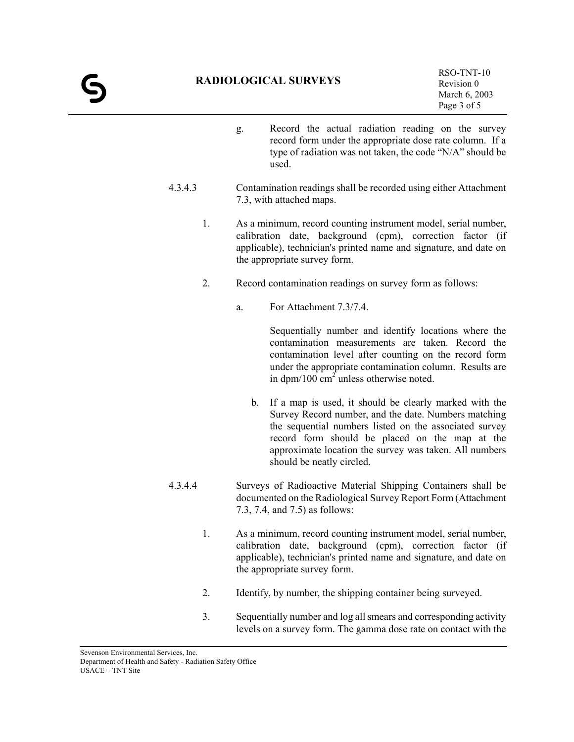g. Record the actual radiation reading on the survey record form under the appropriate dose rate column. If a type of radiation was not taken, the code "N/A" should be used.

4.3.4.3 Contamination readings shall be recorded using either Attachment 7.3, with attached maps.

1. As a minimum, record counting instrument model, serial number, calibration date, background (cpm), correction factor (if applicable), technician's printed name and signature, and date on the appropriate survey form.

2. Record contamination readings on survey form as follows:

   a. For Attachment 7.3/7.4.

      Sequentially number and identify locations where the contamination measurements are taken. Record the contamination level after counting on the record form under the appropriate contamination column. Results are in dpm/100 $cm^2$ unless otherwise noted.

   b. If a map is used, it should be clearly marked with the Survey Record number, and the date. Numbers matching the sequential numbers listed on the associated survey record form should be placed on the map at the approximate location the survey was taken. All numbers should be neatly circled.

4.3.4.4 Surveys of Radioactive Material Shipping Containers shall be documented on the Radiological Survey Report Form (Attachment 7.3, 7.4, and 7.5) as follows:

1. As a minimum, record counting instrument model, serial number, calibration date, background (cpm), correction factor (if applicable), technician's printed name and signature, and date on the appropriate survey form.

2. Identify, by number, the shipping container being surveyed.

3. Sequentially number and log all smears and corresponding activity levels on a survey form. The gamma dose rate on contact with the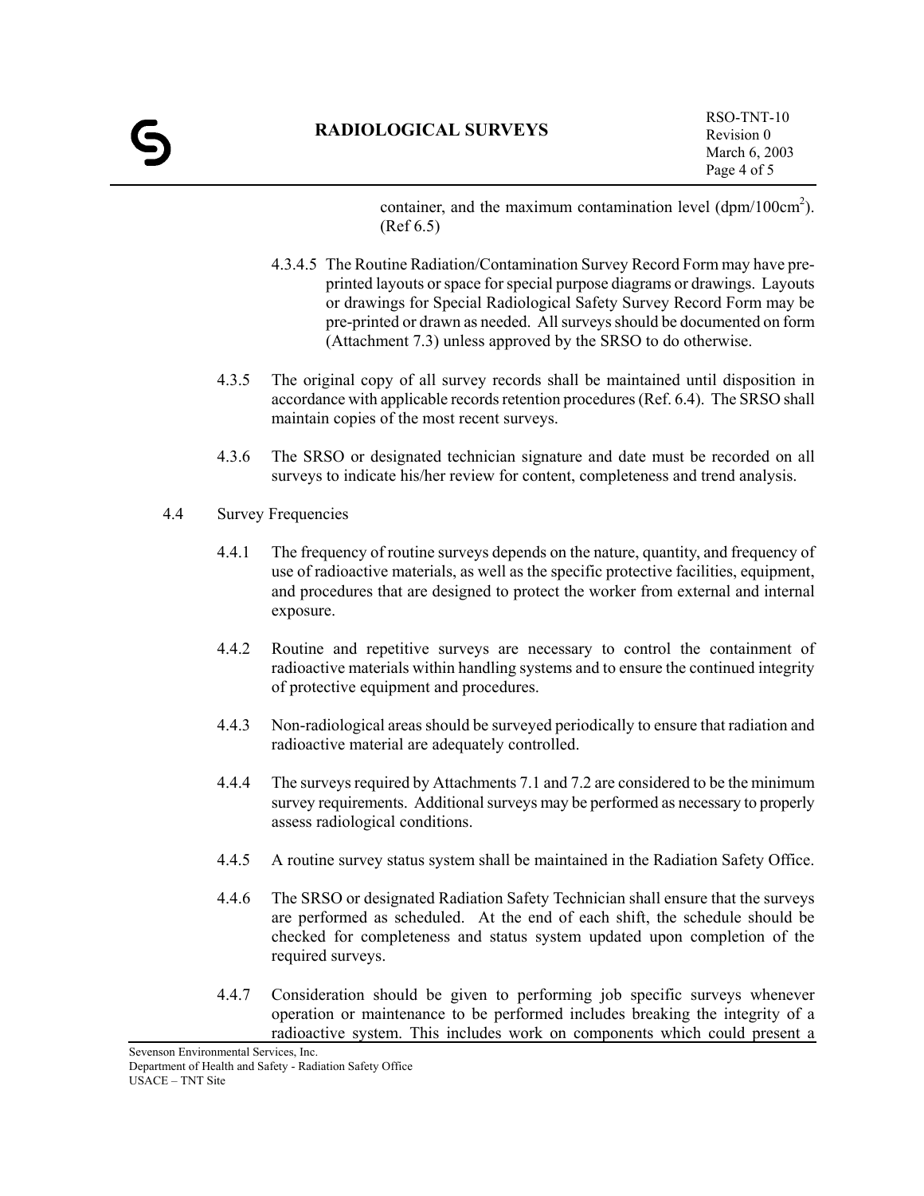container, and the maximum contamination level (dpm/100cm$^2$). (Ref 6.5)

4.3.4.5 The Routine Radiation/Contamination Survey Record Form may have pre-printed layouts or space for special purpose diagrams or drawings. Layouts or drawings for Special Radiological Safety Survey Record Form may be pre-printed or drawn as needed. All surveys should be documented on form (Attachment 7.3) unless approved by the SRSO to do otherwise.

4.3.5 The original copy of all survey records shall be maintained until disposition in accordance with applicable records retention procedures (Ref. 6.4). The SRSO shall maintain copies of the most recent surveys.

4.3.6 The SRSO or designated technician signature and date must be recorded on all surveys to indicate his/her review for content, completeness and trend analysis.

4.4 Survey Frequencies

4.4.1 The frequency of routine surveys depends on the nature, quantity, and frequency of use of radioactive materials, as well as the specific protective facilities, equipment, and procedures that are designed to protect the worker from external and internal exposure.

4.4.2 Routine and repetitive surveys are necessary to control the containment of radioactive materials within handling systems and to ensure the continued integrity of protective equipment and procedures.

4.4.3 Non-radiological areas should be surveyed periodically to ensure that radiation and radioactive material are adequately controlled.

4.4.4 The surveys required by Attachments 7.1 and 7.2 are considered to be the minimum survey requirements. Additional surveys may be performed as necessary to properly assess radiological conditions.

4.4.5 A routine survey status system shall be maintained in the Radiation Safety Office.

4.4.6 The SRSO or designated Radiation Safety Technician shall ensure that the surveys are performed as scheduled. At the end of each shift, the schedule should be checked for completeness and status system updated upon completion of the required surveys.

4.4.7 Consideration should be given to performing job specific surveys whenever operation or maintenance to be performed includes breaking the integrity of a radioactive system. This includes work on components which could present a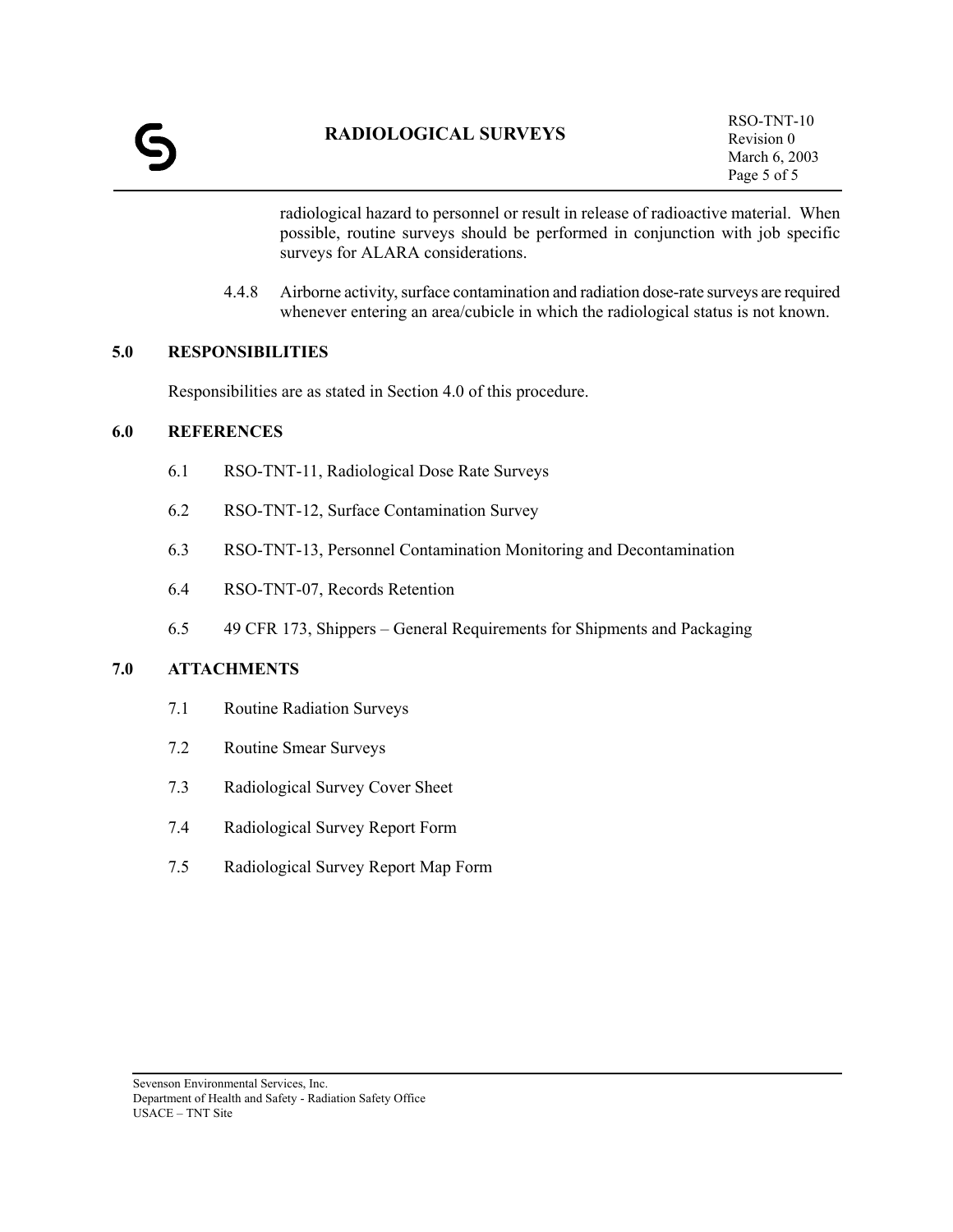radiological hazard to personnel or result in release of radioactive material. When possible, routine surveys should be performed in conjunction with job specific surveys for ALARA considerations.

4.4.8 Airborne activity, surface contamination and radiation dose-rate surveys are required whenever entering an area/cubicle in which the radiological status is not known.

## 5.0 RESPONSIBILITIES

Responsibilities are as stated in Section 4.0 of this procedure.

## 6.0 REFERENCES

6.1 RSO-TNT-11, Radiological Dose Rate Surveys

6.2 RSO-TNT-12, Surface Contamination Survey

6.3 RSO-TNT-13, Personnel Contamination Monitoring and Decontamination

6.4 RSO-TNT-07, Records Retention

6.5 49 CFR 173, Shippers – General Requirements for Shipments and Packaging

## 7.0 ATTACHMENTS

7.1 Routine Radiation Surveys

7.2 Routine Smear Surveys

7.3 Radiological Survey Cover Sheet

7.4 Radiological Survey Report Form

7.5 Radiological Survey Report Map Form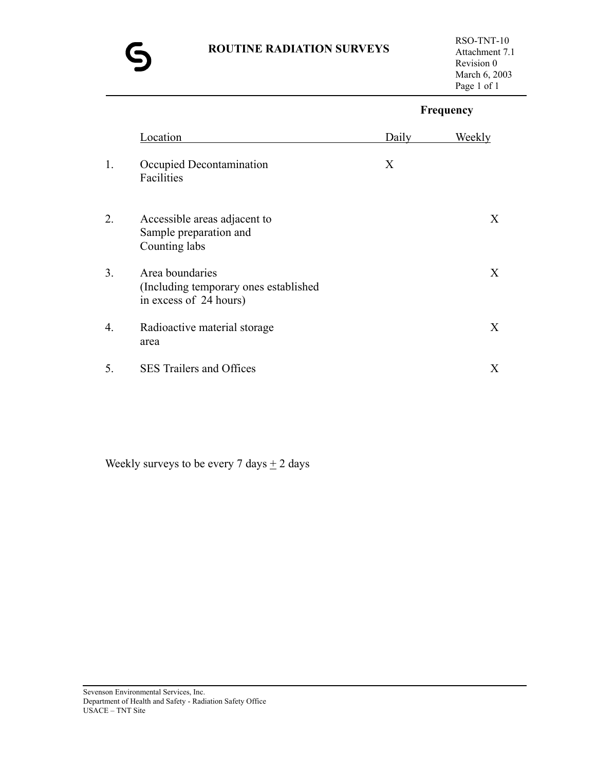# ROUTINE RADIATION SURVEYS

RSO-TNT-10
Attachment 7.1
Revision 0
March 6, 2003

| | Location | Frequency Daily | Weekly |
|---|---|---|---|
| 1. | Occupied Decontamination Facilities | X | |
| 2. | Accessible areas adjacent to Sample preparation and Counting labs | | X |
| 3. | Area boundaries (Including temporary ones established in excess of 24 hours) | | X |
| 4. | Radioactive material storage area | | X |
| 5. | SES Trailers and Offices | | X |

Weekly surveys to be every 7 days ± 2 days

Sevenson Environmental Services, Inc.
Department of Health and Safety - Radiation Safety Office
USACE – TNT Site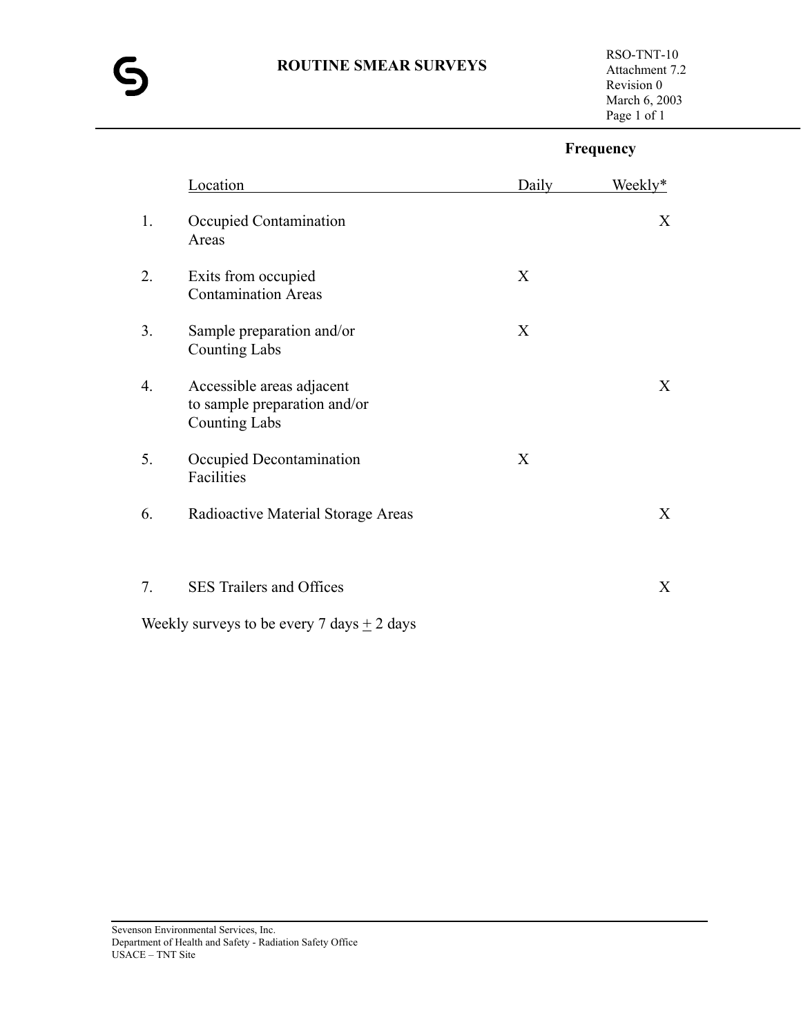# ROUTINE SMEAR SURVEYS

RSO-TNT-10
Attachment 7.2
Revision 0
March 6, 2003

| | Location | Frequency: Daily | Frequency: Weekly* |
|---|---|---|---|
| 1. | Occupied Contamination Areas | | X |
| 2. | Exits from occupied Contamination Areas | X | |
| 3. | Sample preparation and/or Counting Labs | X | |
| 4. | Accessible areas adjacent to sample preparation and/or Counting Labs | | X |
| 5. | Occupied Decontamination Facilities | X | |
| 6. | Radioactive Material Storage Areas | | X |
| 7. | SES Trailers and Offices | | X |

Weekly surveys to be every 7 days $\pm$ 2 days

Sevenson Environmental Services, Inc.
Department of Health and Safety - Radiation Safety Office
USACE – TNT Site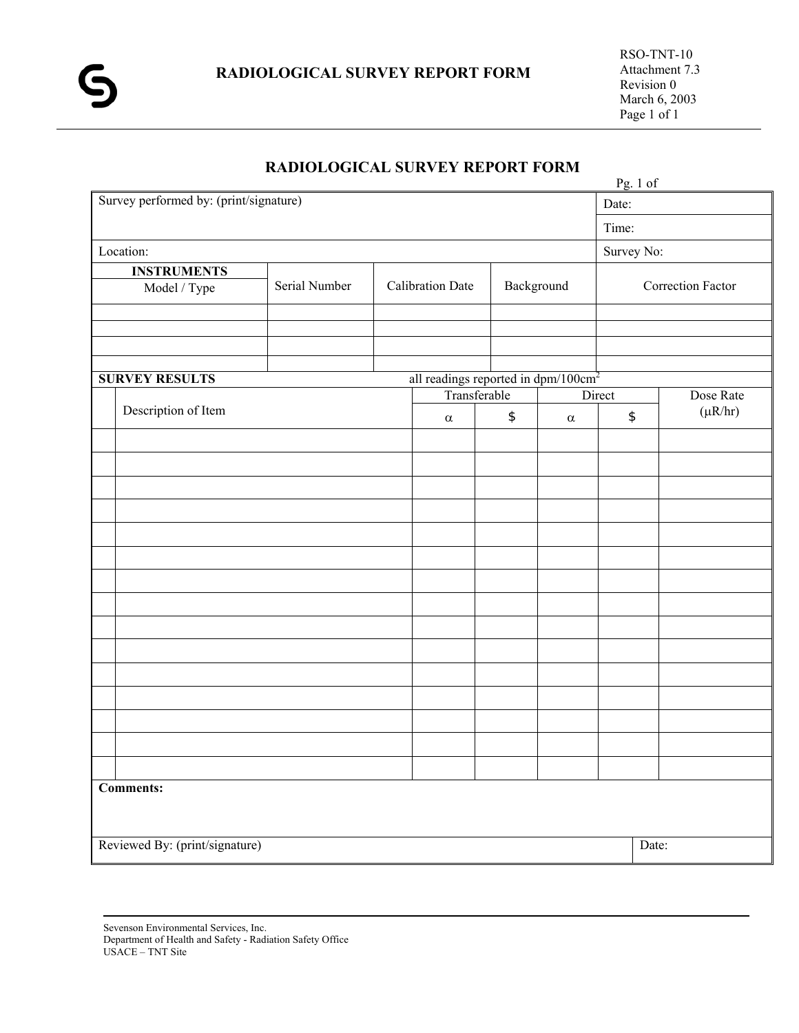# RADIOLOGICAL SURVEY REPORT FORM

RSO-TNT-10
Attachment 7.3
Revision 0
March 6, 2003

## RADIOLOGICAL SURVEY REPORT FORM

Pg. 1 of

| Survey performed by: (print/signature) | | | | Date: |
|---|---|---|---|---|
| | | | | Time: |
| Location: | | | | Survey No: |
| **INSTRUMENTS** Model / Type | Serial Number | Calibration Date | Background | Correction Factor |
| | | | | |
| | | | | |
| | | | | |
| | | | | |

**SURVEY RESULTS** — all readings reported in dpm/100cm$^2$

| | Description of Item | Transferable | | Direct | | Dose Rate ($\mu$R/hr) |
|---|---|---|---|---|---|---|
| | | $\alpha$ | $ | $\alpha$ | $ | |
| | | | | | | |
| | | | | | | |
| | | | | | | |
| | | | | | | |
| | | | | | | |
| | | | | | | |
| | | | | | | |
| | | | | | | |
| | | | | | | |
| | | | | | | |
| | | | | | | |
| | | | | | | |
| | | | | | | |
| | | | | | | |
| | | | | | | |

**Comments:**

| Reviewed By: (print/signature) | Date: |
|---|---|

Sevenson Environmental Services, Inc.
Department of Health and Safety - Radiation Safety Office
USACE – TNT Site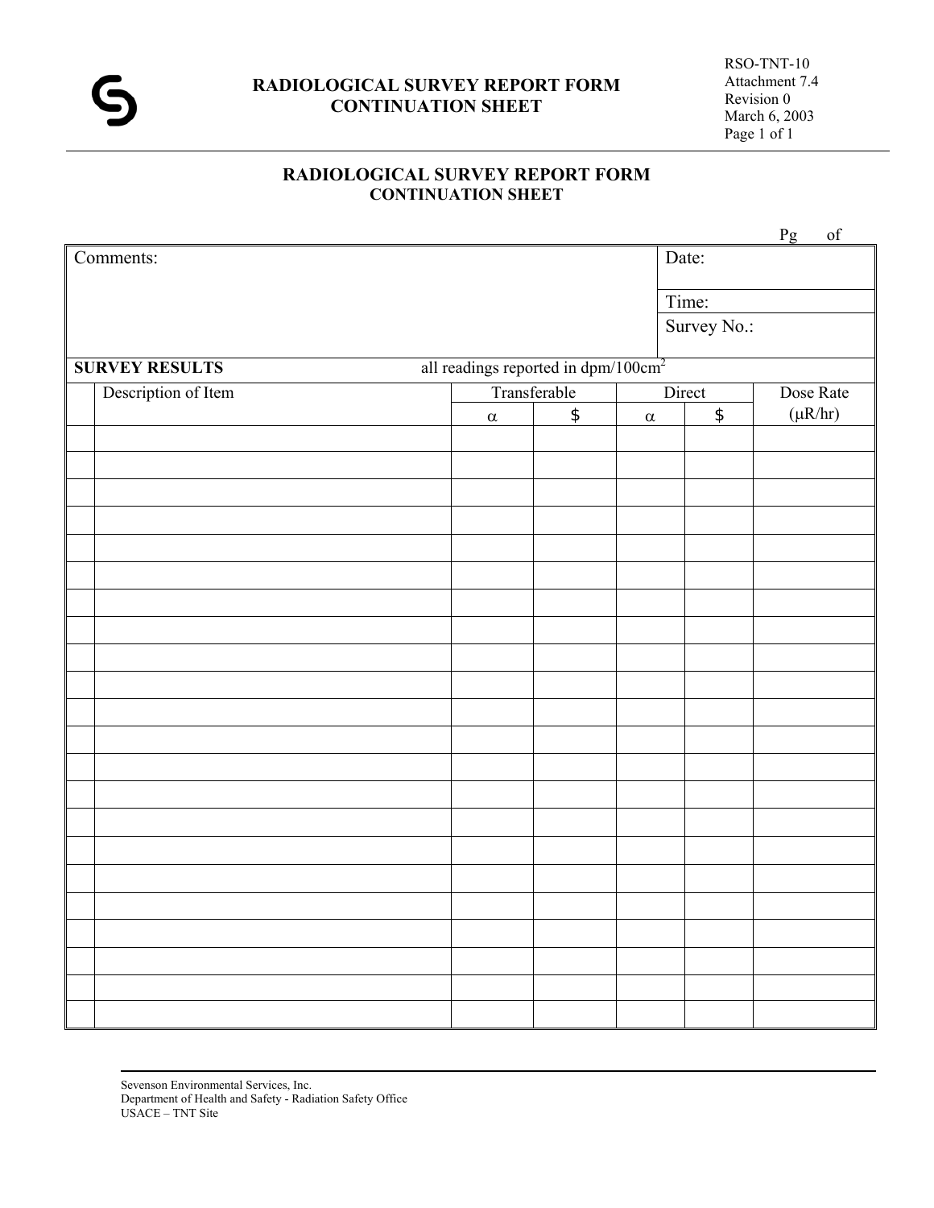# RADIOLOGICAL SURVEY REPORT FORM CONTINUATION SHEET

RSO-TNT-10
Attachment 7.4
Revision 0
March 6, 2003

## RADIOLOGICAL SURVEY REPORT FORM
### CONTINUATION SHEET

Pg of

| Comments: | Date: |
|---|---|
| | Time: |
| | Survey No.: |

**SURVEY RESULTS** all readings reported in dpm/100cm$^2$

| | Description of Item | Transferable | | Direct | | Dose Rate |
|---|---|---|---|---|---|---|
| | | α | $ | α | $ | (μR/hr) |
| | | | | | | |
| | | | | | | |
| | | | | | | |
| | | | | | | |
| | | | | | | |
| | | | | | | |
| | | | | | | |
| | | | | | | |
| | | | | | | |
| | | | | | | |
| | | | | | | |
| | | | | | | |
| | | | | | | |
| | | | | | | |
| | | | | | | |
| | | | | | | |
| | | | | | | |
| | | | | | | |
| | | | | | | |
| | | | | | | |
| | | | | | | |
| | | | | | | |

Sevenson Environmental Services, Inc.
Department of Health and Safety - Radiation Safety Office
USACE – TNT Site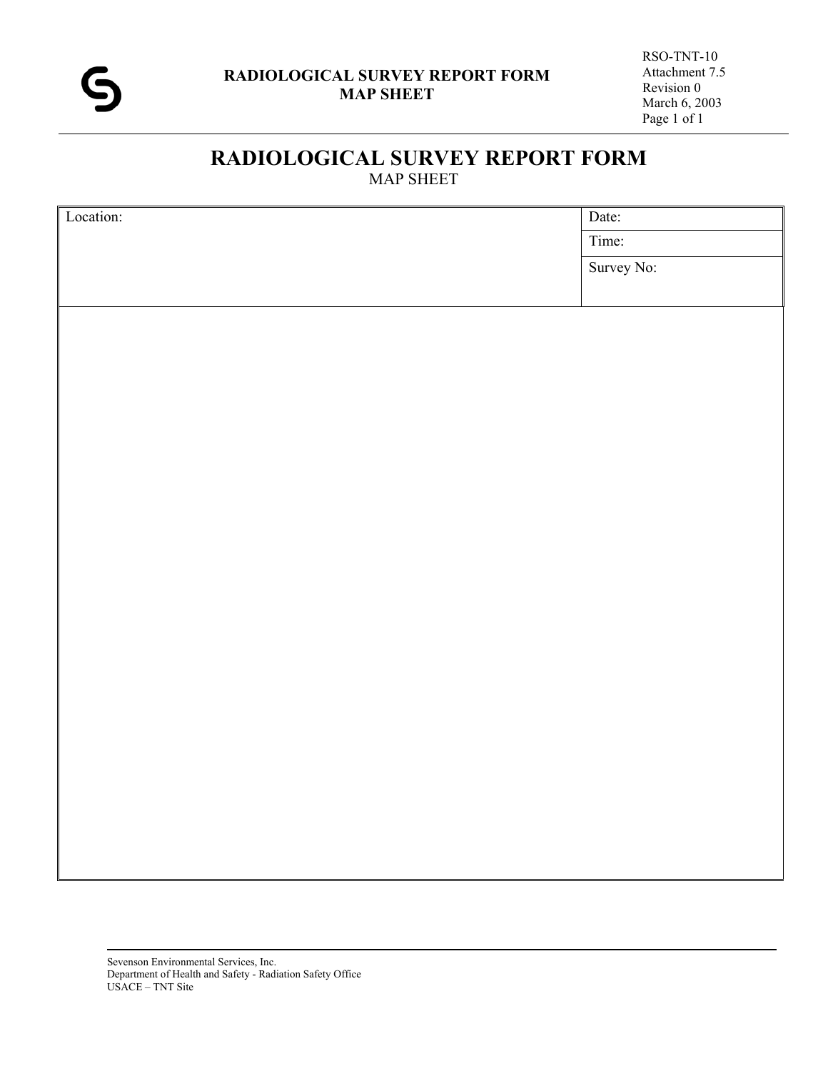# RADIOLOGICAL SURVEY REPORT FORM

MAP SHEET

| Location: | Date: |
|---|---|
| | Time: |
| | Survey No: |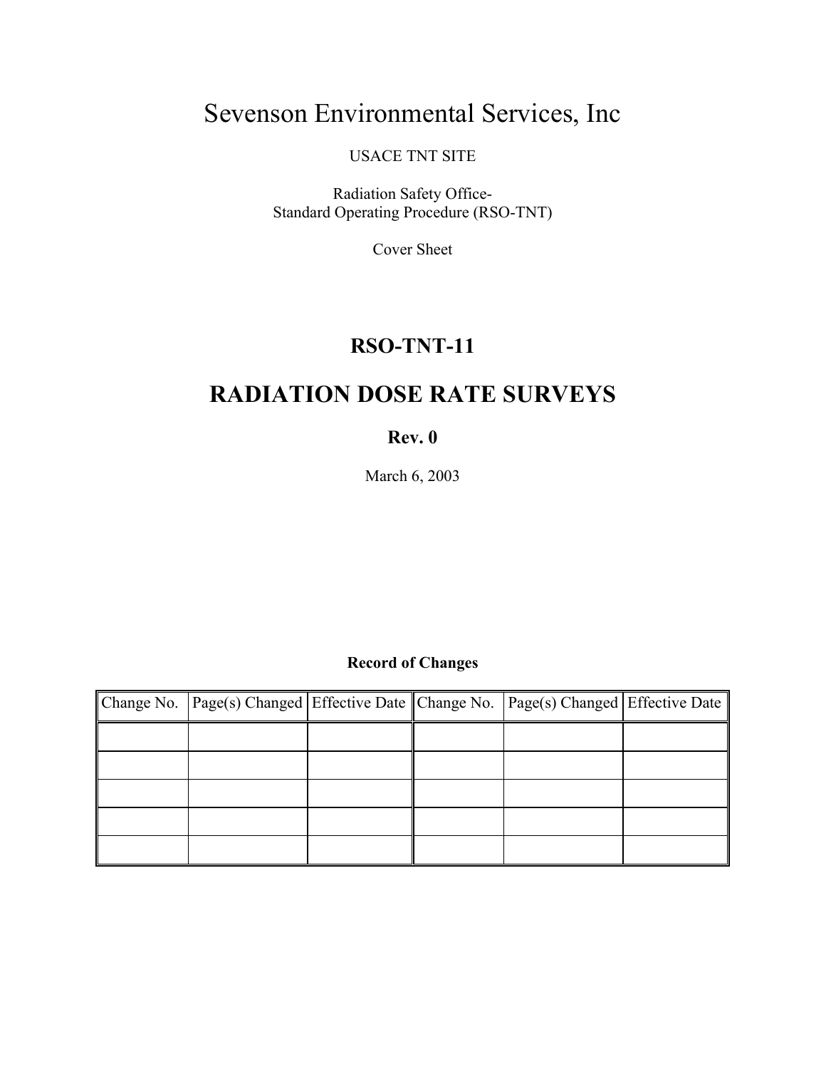# Sevenson Environmental Services, Inc

USACE TNT SITE

Radiation Safety Office-
Standard Operating Procedure (RSO-TNT)

Cover Sheet

## RSO-TNT-11

## RADIATION DOSE RATE SURVEYS

**Rev. 0**

March 6, 2003

**Record of Changes**

| Change No. | Page(s) Changed | Effective Date | Change No. | Page(s) Changed | Effective Date |
|---|---|---|---|---|---|
| | | | | | |
| | | | | | |
| | | | | | |
| | | | | | |
| | | | | | |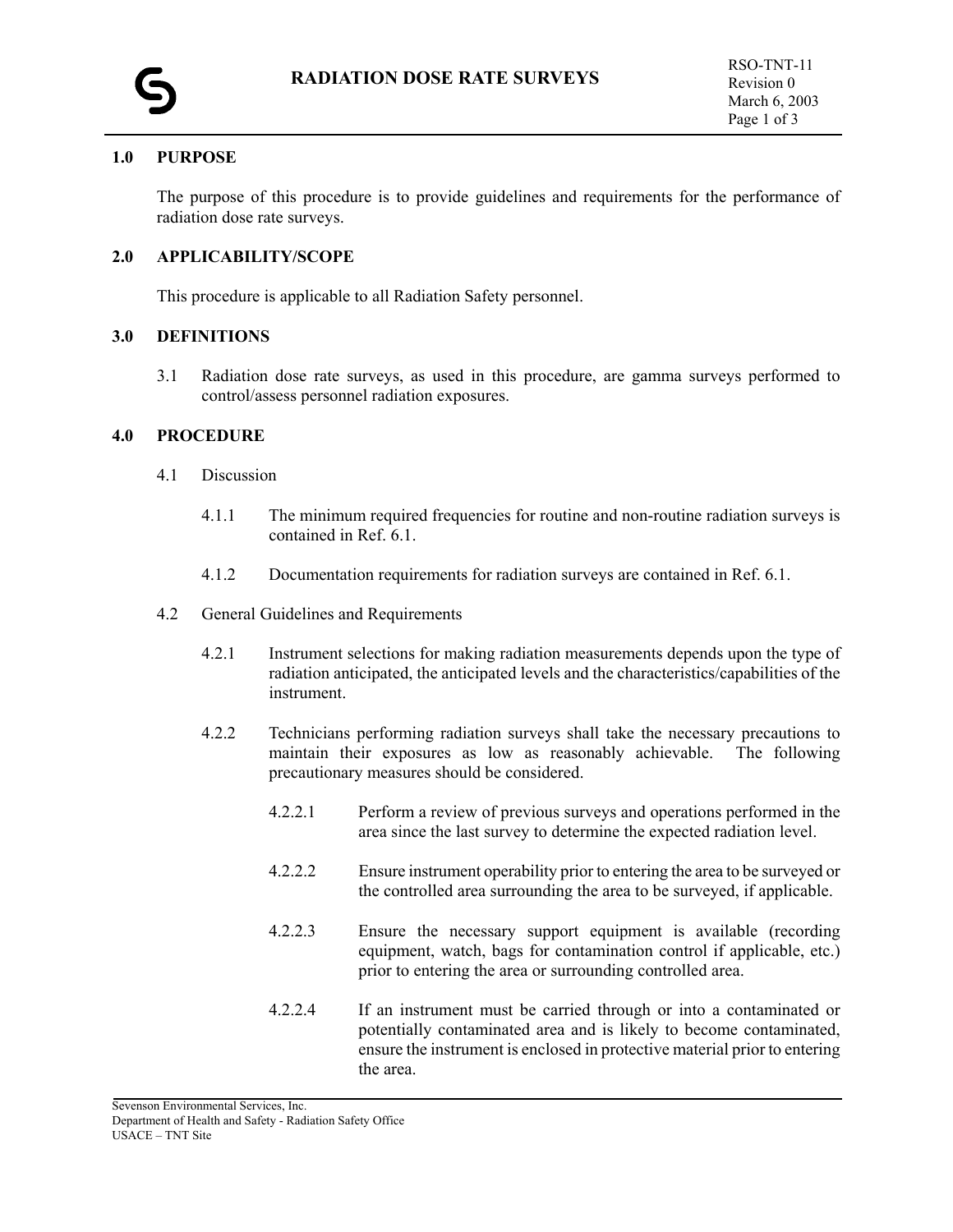# RADIATION DOSE RATE SURVEYS

RSO-TNT-11
Revision 0
March 6, 2003

## 1.0 PURPOSE

The purpose of this procedure is to provide guidelines and requirements for the performance of radiation dose rate surveys.

## 2.0 APPLICABILITY/SCOPE

This procedure is applicable to all Radiation Safety personnel.

## 3.0 DEFINITIONS

3.1 Radiation dose rate surveys, as used in this procedure, are gamma surveys performed to control/assess personnel radiation exposures.

## 4.0 PROCEDURE

4.1 Discussion

4.1.1 The minimum required frequencies for routine and non-routine radiation surveys is contained in Ref. 6.1.

4.1.2 Documentation requirements for radiation surveys are contained in Ref. 6.1.

4.2 General Guidelines and Requirements

4.2.1 Instrument selections for making radiation measurements depends upon the type of radiation anticipated, the anticipated levels and the characteristics/capabilities of the instrument.

4.2.2 Technicians performing radiation surveys shall take the necessary precautions to maintain their exposures as low as reasonably achievable. The following precautionary measures should be considered.

4.2.2.1 Perform a review of previous surveys and operations performed in the area since the last survey to determine the expected radiation level.

4.2.2.2 Ensure instrument operability prior to entering the area to be surveyed or the controlled area surrounding the area to be surveyed, if applicable.

4.2.2.3 Ensure the necessary support equipment is available (recording equipment, watch, bags for contamination control if applicable, etc.) prior to entering the area or surrounding controlled area.

4.2.2.4 If an instrument must be carried through or into a contaminated or potentially contaminated area and is likely to become contaminated, ensure the instrument is enclosed in protective material prior to entering the area.

Sevenson Environmental Services, Inc.
Department of Health and Safety - Radiation Safety Office
USACE – TNT Site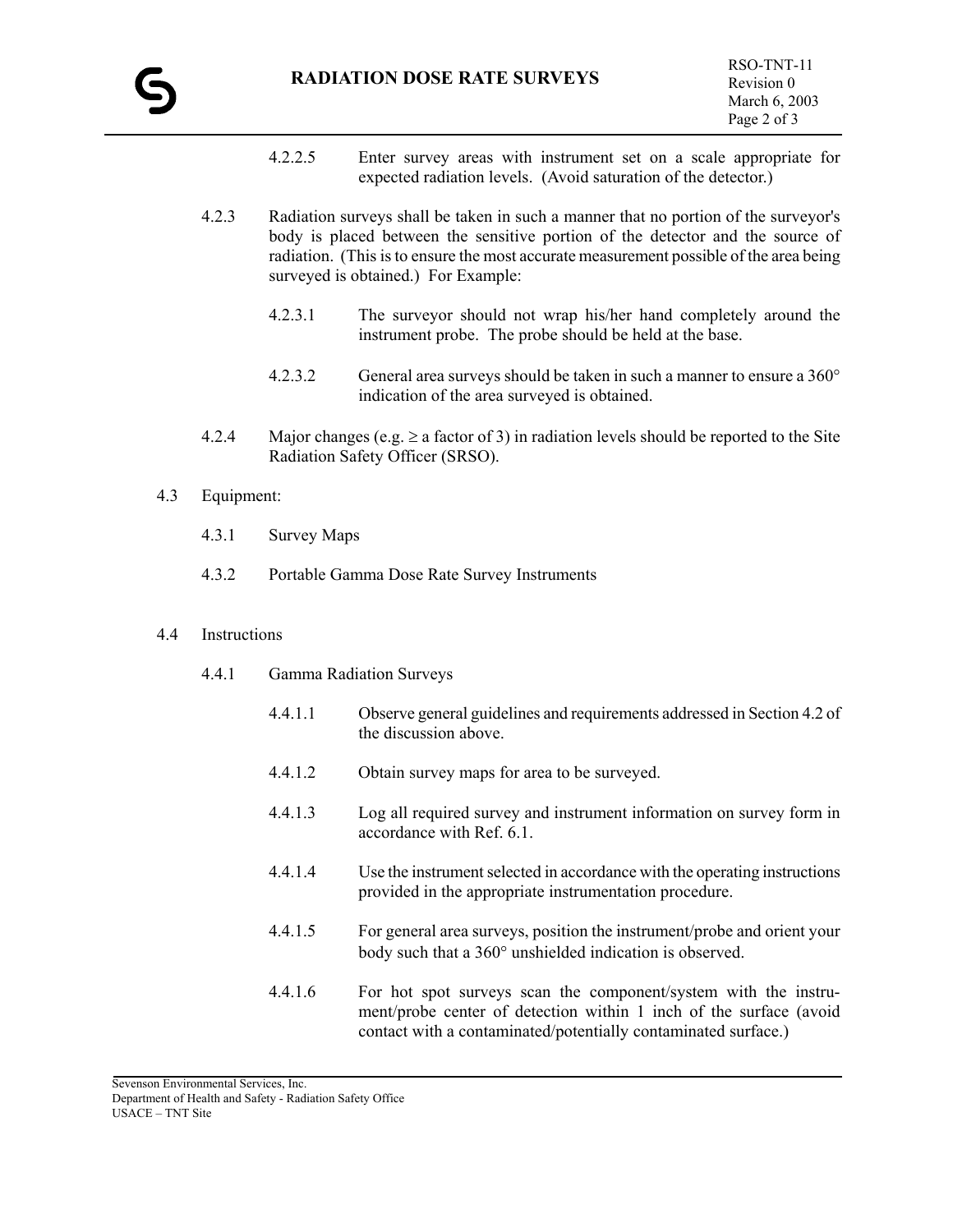4.2.2.5 Enter survey areas with instrument set on a scale appropriate for expected radiation levels. (Avoid saturation of the detector.)

4.2.3 Radiation surveys shall be taken in such a manner that no portion of the surveyor's body is placed between the sensitive portion of the detector and the source of radiation. (This is to ensure the most accurate measurement possible of the area being surveyed is obtained.) For Example:

4.2.3.1 The surveyor should not wrap his/her hand completely around the instrument probe. The probe should be held at the base.

4.2.3.2 General area surveys should be taken in such a manner to ensure a 360° indication of the area surveyed is obtained.

4.2.4 Major changes (e.g. ≥ a factor of 3) in radiation levels should be reported to the Site Radiation Safety Officer (SRSO).

4.3 Equipment:

4.3.1 Survey Maps

4.3.2 Portable Gamma Dose Rate Survey Instruments

4.4 Instructions

4.4.1 Gamma Radiation Surveys

4.4.1.1 Observe general guidelines and requirements addressed in Section 4.2 of the discussion above.

4.4.1.2 Obtain survey maps for area to be surveyed.

4.4.1.3 Log all required survey and instrument information on survey form in accordance with Ref. 6.1.

4.4.1.4 Use the instrument selected in accordance with the operating instructions provided in the appropriate instrumentation procedure.

4.4.1.5 For general area surveys, position the instrument/probe and orient your body such that a 360° unshielded indication is observed.

4.4.1.6 For hot spot surveys scan the component/system with the instrument/probe center of detection within 1 inch of the surface (avoid contact with a contaminated/potentially contaminated surface.)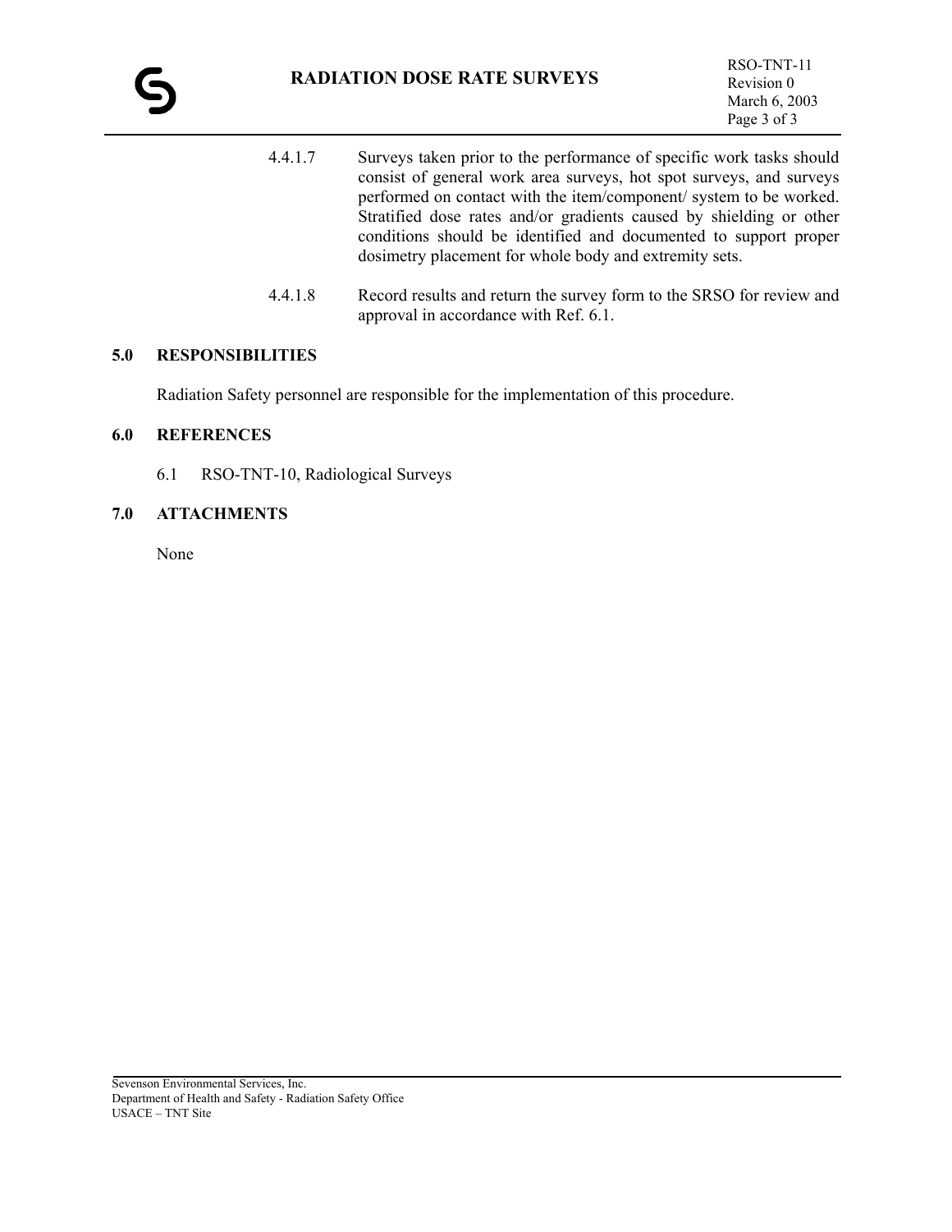4.4.1.7 Surveys taken prior to the performance of specific work tasks should consist of general work area surveys, hot spot surveys, and surveys performed on contact with the item/component/ system to be worked. Stratified dose rates and/or gradients caused by shielding or other conditions should be identified and documented to support proper dosimetry placement for whole body and extremity sets.

4.4.1.8 Record results and return the survey form to the SRSO for review and approval in accordance with Ref. 6.1.

## 5.0 RESPONSIBILITIES

Radiation Safety personnel are responsible for the implementation of this procedure.

## 6.0 REFERENCES

6.1 RSO-TNT-10, Radiological Surveys

## 7.0 ATTACHMENTS

None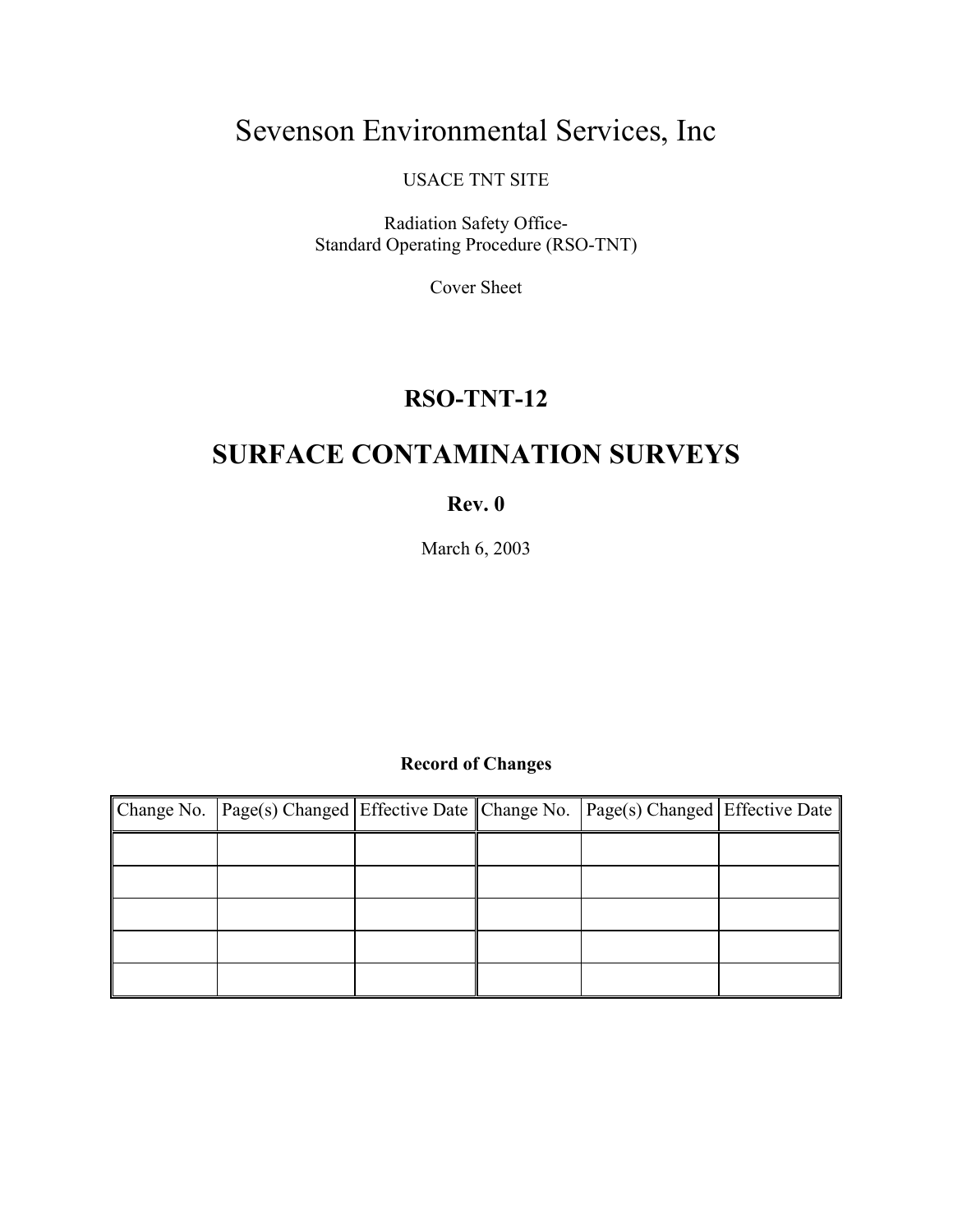# Sevenson Environmental Services, Inc

USACE TNT SITE

Radiation Safety Office-
Standard Operating Procedure (RSO-TNT)

Cover Sheet

## RSO-TNT-12

# SURFACE CONTAMINATION SURVEYS

**Rev. 0**

March 6, 2003

**Record of Changes**

| Change No. | Page(s) Changed | Effective Date | Change No. | Page(s) Changed | Effective Date |
|---|---|---|---|---|---|
| | | | | | |
| | | | | | |
| | | | | | |
| | | | | | |
| | | | | | |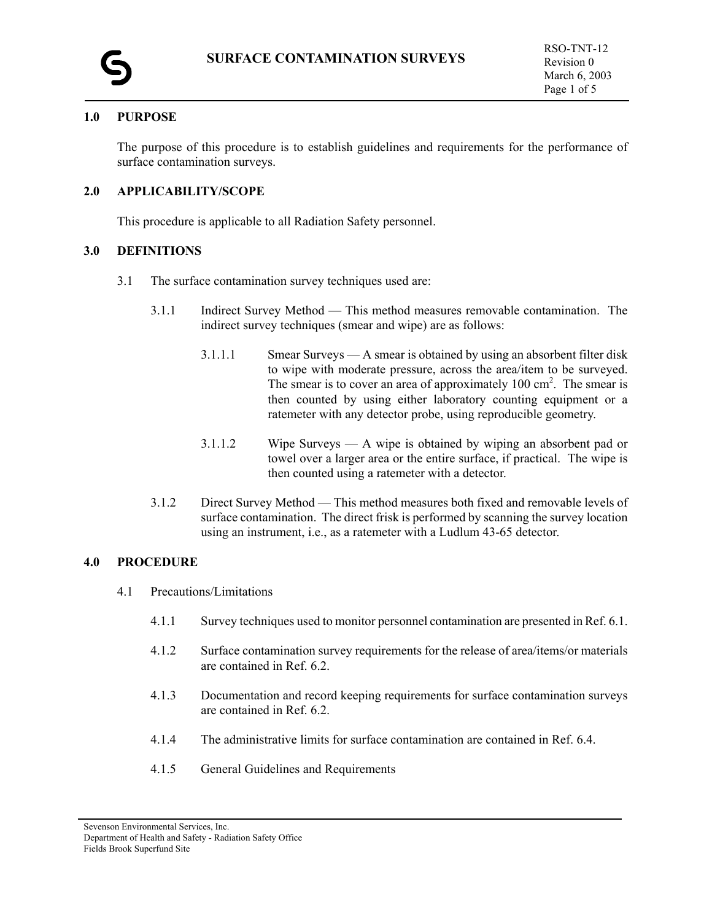# SURFACE CONTAMINATION SURVEYS

RSO-TNT-12
Revision 0
March 6, 2003

## 1.0 PURPOSE

The purpose of this procedure is to establish guidelines and requirements for the performance of surface contamination surveys.

## 2.0 APPLICABILITY/SCOPE

This procedure is applicable to all Radiation Safety personnel.

## 3.0 DEFINITIONS

3.1 The surface contamination survey techniques used are:

3.1.1 Indirect Survey Method — This method measures removable contamination. The indirect survey techniques (smear and wipe) are as follows:

3.1.1.1 Smear Surveys — A smear is obtained by using an absorbent filter disk to wipe with moderate pressure, across the area/item to be surveyed. The smear is to cover an area of approximately 100 $cm^2$. The smear is then counted by using either laboratory counting equipment or a ratemeter with any detector probe, using reproducible geometry.

3.1.1.2 Wipe Surveys — A wipe is obtained by wiping an absorbent pad or towel over a larger area or the entire surface, if practical. The wipe is then counted using a ratemeter with a detector.

3.1.2 Direct Survey Method — This method measures both fixed and removable levels of surface contamination. The direct frisk is performed by scanning the survey location using an instrument, i.e., as a ratemeter with a Ludlum 43-65 detector.

## 4.0 PROCEDURE

4.1 Precautions/Limitations

4.1.1 Survey techniques used to monitor personnel contamination are presented in Ref. 6.1.

4.1.2 Surface contamination survey requirements for the release of area/items/or materials are contained in Ref. 6.2.

4.1.3 Documentation and record keeping requirements for surface contamination surveys are contained in Ref. 6.2.

4.1.4 The administrative limits for surface contamination are contained in Ref. 6.4.

4.1.5 General Guidelines and Requirements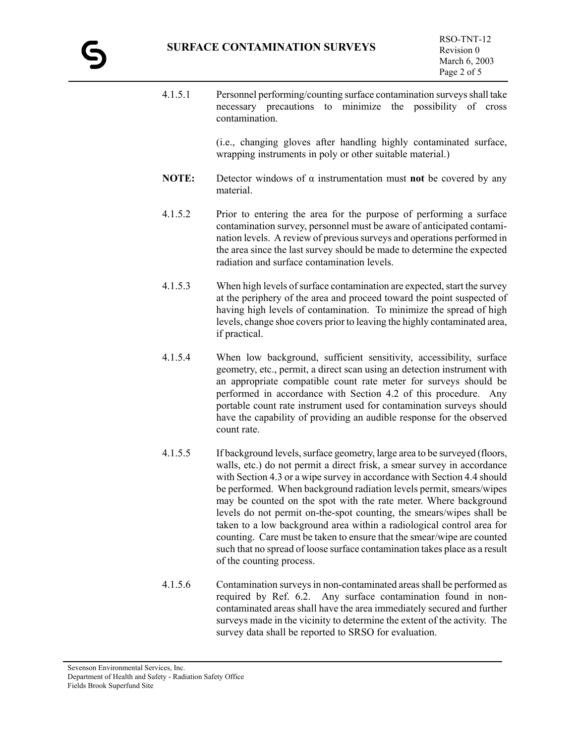4.1.5.1 Personnel performing/counting surface contamination surveys shall take necessary precautions to minimize the possibility of cross contamination.

(i.e., changing gloves after handling highly contaminated surface, wrapping instruments in poly or other suitable material.)

**NOTE:** Detector windows of α instrumentation must **not** be covered by any material.

4.1.5.2 Prior to entering the area for the purpose of performing a surface contamination survey, personnel must be aware of anticipated contamination levels. A review of previous surveys and operations performed in the area since the last survey should be made to determine the expected radiation and surface contamination levels.

4.1.5.3 When high levels of surface contamination are expected, start the survey at the periphery of the area and proceed toward the point suspected of having high levels of contamination. To minimize the spread of high levels, change shoe covers prior to leaving the highly contaminated area, if practical.

4.1.5.4 When low background, sufficient sensitivity, accessibility, surface geometry, etc., permit, a direct scan using an detection instrument with an appropriate compatible count rate meter for surveys should be performed in accordance with Section 4.2 of this procedure. Any portable count rate instrument used for contamination surveys should have the capability of providing an audible response for the observed count rate.

4.1.5.5 If background levels, surface geometry, large area to be surveyed (floors, walls, etc.) do not permit a direct frisk, a smear survey in accordance with Section 4.3 or a wipe survey in accordance with Section 4.4 should be performed. When background radiation levels permit, smears/wipes may be counted on the spot with the rate meter. Where background levels do not permit on-the-spot counting, the smears/wipes shall be taken to a low background area within a radiological control area for counting. Care must be taken to ensure that the smear/wipe are counted such that no spread of loose surface contamination takes place as a result of the counting process.

4.1.5.6 Contamination surveys in non-contaminated areas shall be performed as required by Ref. 6.2. Any surface contamination found in non-contaminated areas shall have the area immediately secured and further surveys made in the vicinity to determine the extent of the activity. The survey data shall be reported to SRSO for evaluation.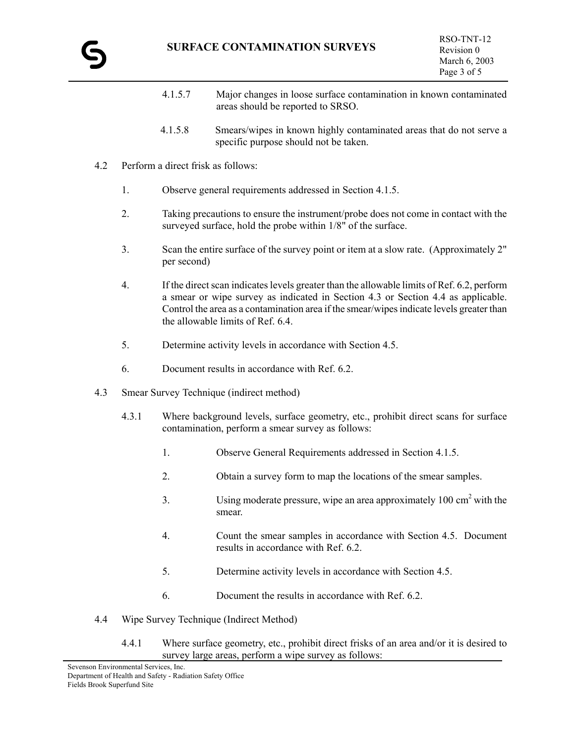4.1.5.7 Major changes in loose surface contamination in known contaminated areas should be reported to SRSO.

4.1.5.8 Smears/wipes in known highly contaminated areas that do not serve a specific purpose should not be taken.

4.2 Perform a direct frisk as follows:

1. Observe general requirements addressed in Section 4.1.5.
2. Taking precautions to ensure the instrument/probe does not come in contact with the surveyed surface, hold the probe within 1/8" of the surface.
3. Scan the entire surface of the survey point or item at a slow rate. (Approximately 2" per second)
4. If the direct scan indicates levels greater than the allowable limits of Ref. 6.2, perform a smear or wipe survey as indicated in Section 4.3 or Section 4.4 as applicable. Control the area as a contamination area if the smear/wipes indicate levels greater than the allowable limits of Ref. 6.4.
5. Determine activity levels in accordance with Section 4.5.
6. Document results in accordance with Ref. 6.2.

4.3 Smear Survey Technique (indirect method)

4.3.1 Where background levels, surface geometry, etc., prohibit direct scans for surface contamination, perform a smear survey as follows:

1. Observe General Requirements addressed in Section 4.1.5.
2. Obtain a survey form to map the locations of the smear samples.
3. Using moderate pressure, wipe an area approximately 100 $cm^2$ with the smear.
4. Count the smear samples in accordance with Section 4.5. Document results in accordance with Ref. 6.2.
5. Determine activity levels in accordance with Section 4.5.
6. Document the results in accordance with Ref. 6.2.

4.4 Wipe Survey Technique (Indirect Method)

4.4.1 Where surface geometry, etc., prohibit direct frisks of an area and/or it is desired to survey large areas, perform a wipe survey as follows: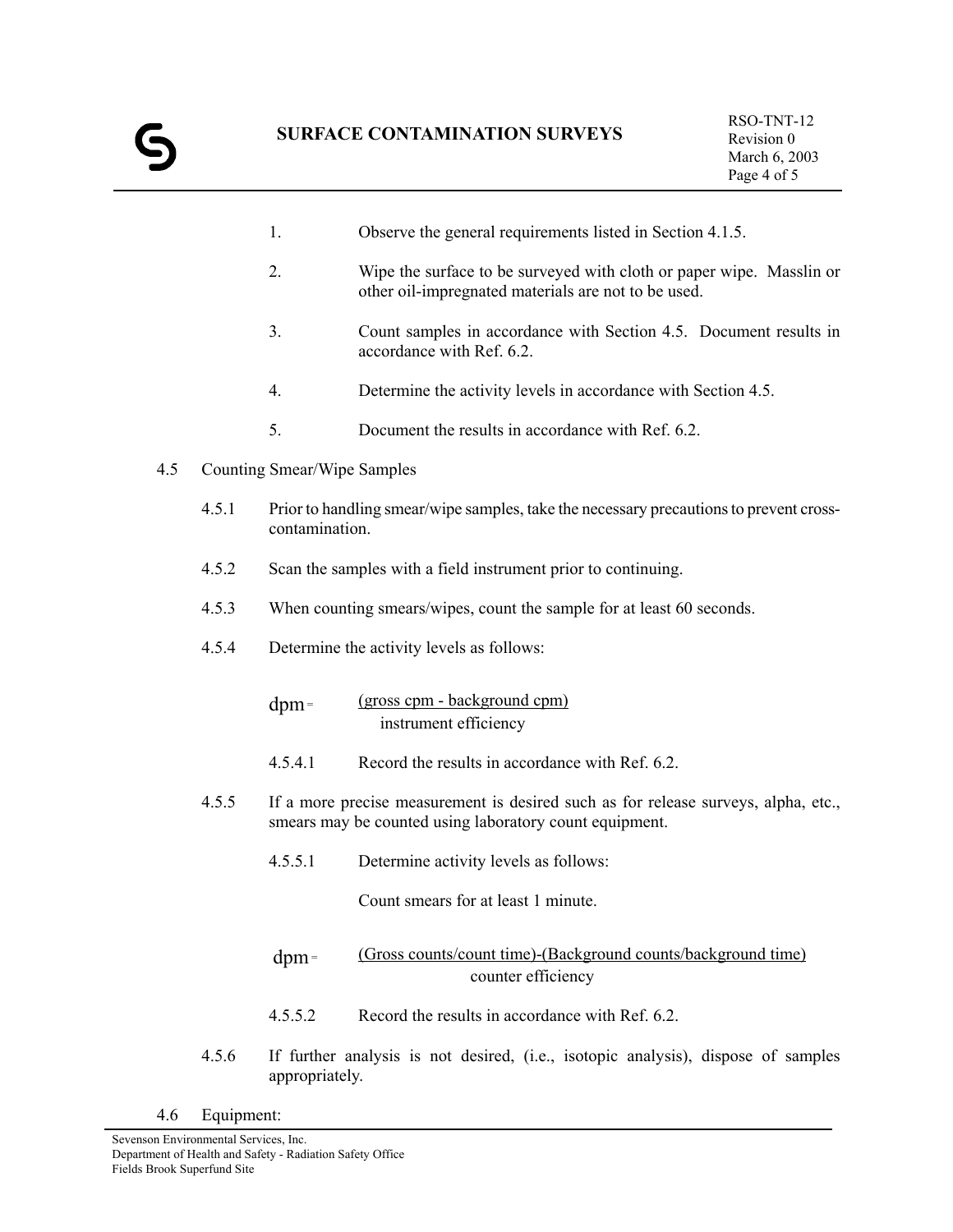1. Observe the general requirements listed in Section 4.1.5.

2. Wipe the surface to be surveyed with cloth or paper wipe. Masslin or other oil-impregnated materials are not to be used.

3. Count samples in accordance with Section 4.5. Document results in accordance with Ref. 6.2.

4. Determine the activity levels in accordance with Section 4.5.

5. Document the results in accordance with Ref. 6.2.

4.5 Counting Smear/Wipe Samples

4.5.1 Prior to handling smear/wipe samples, take the necessary precautions to prevent cross-contamination.

4.5.2 Scan the samples with a field instrument prior to continuing.

4.5.3 When counting smears/wipes, count the sample for at least 60 seconds.

4.5.4 Determine the activity levels as follows:

$$\text{dpm} = \frac{(\text{gross cpm - background cpm})}{\text{instrument efficiency}}$$

4.5.4.1 Record the results in accordance with Ref. 6.2.

4.5.5 If a more precise measurement is desired such as for release surveys, alpha, etc., smears may be counted using laboratory count equipment.

4.5.5.1 Determine activity levels as follows:

Count smears for at least 1 minute.

$$\text{dpm} = \frac{(\text{Gross counts/count time})-(\text{Background counts/background time})}{\text{counter efficiency}}$$

4.5.5.2 Record the results in accordance with Ref. 6.2.

4.5.6 If further analysis is not desired, (i.e., isotopic analysis), dispose of samples appropriately.

4.6 Equipment: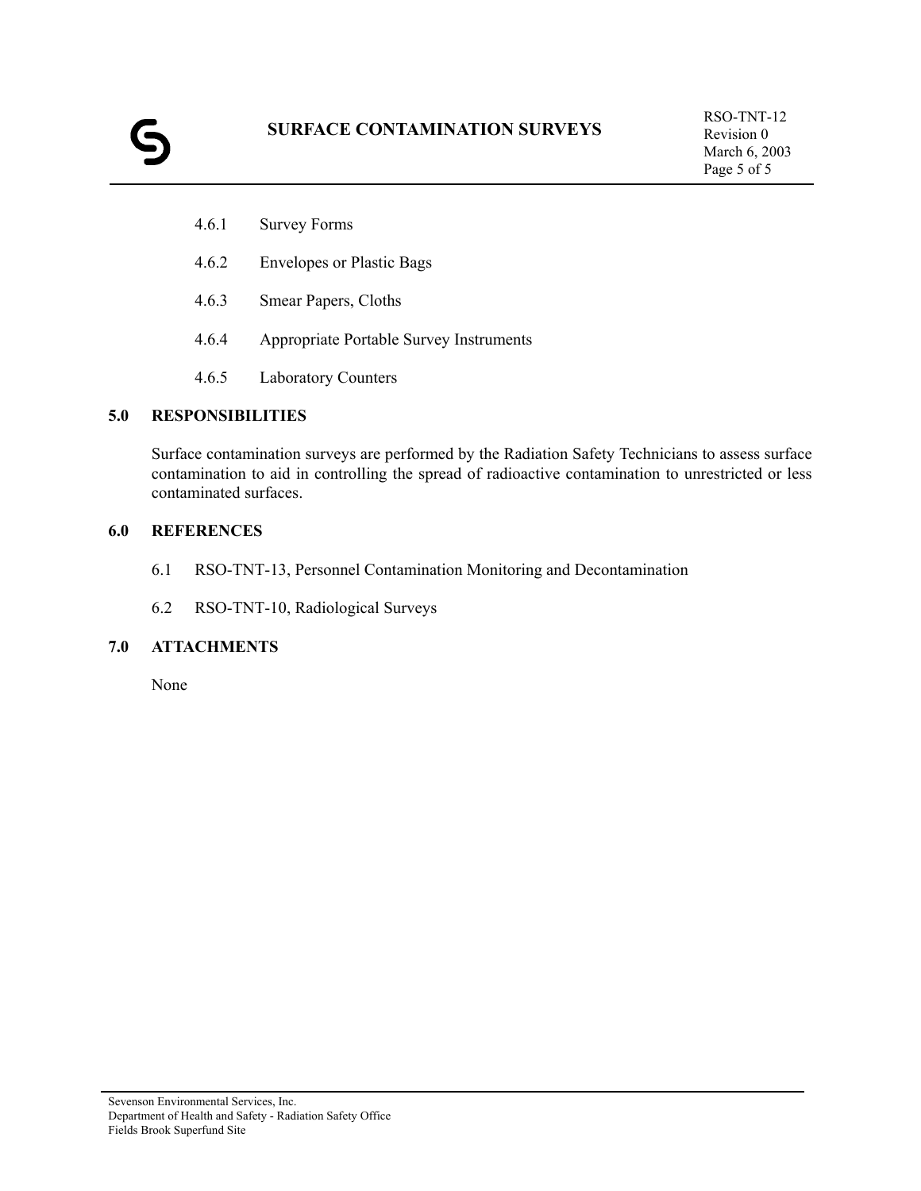4.6.1 Survey Forms

4.6.2 Envelopes or Plastic Bags

4.6.3 Smear Papers, Cloths

4.6.4 Appropriate Portable Survey Instruments

4.6.5 Laboratory Counters

## 5.0 RESPONSIBILITIES

Surface contamination surveys are performed by the Radiation Safety Technicians to assess surface contamination to aid in controlling the spread of radioactive contamination to unrestricted or less contaminated surfaces.

## 6.0 REFERENCES

6.1 RSO-TNT-13, Personnel Contamination Monitoring and Decontamination

6.2 RSO-TNT-10, Radiological Surveys

## 7.0 ATTACHMENTS

None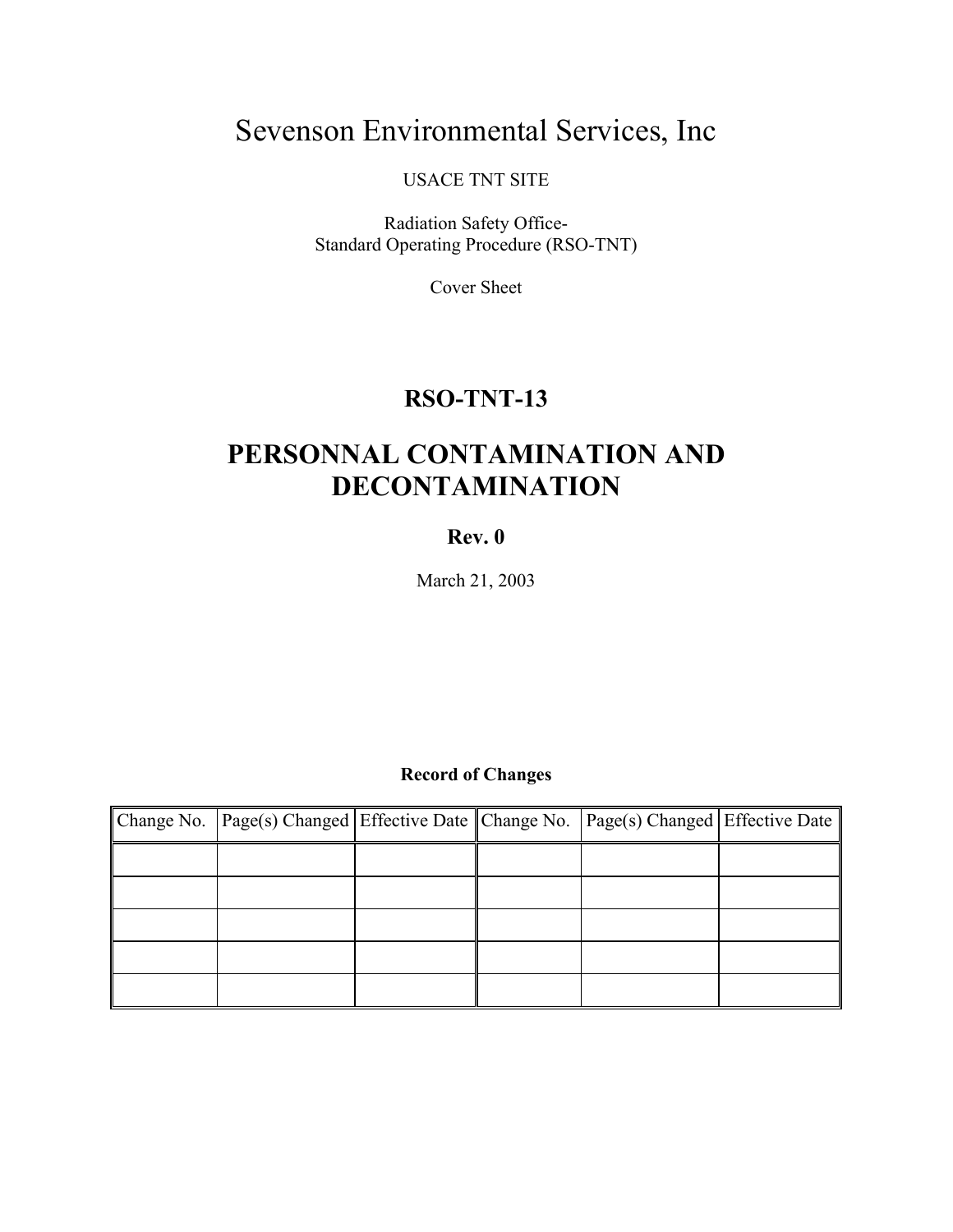# Sevenson Environmental Services, Inc

USACE TNT SITE

Radiation Safety Office-
Standard Operating Procedure (RSO-TNT)

Cover Sheet

## RSO-TNT-13

## PERSONNAL CONTAMINATION AND DECONTAMINATION

**Rev. 0**

March 21, 2003

**Record of Changes**

| Change No. | Page(s) Changed | Effective Date | Change No. | Page(s) Changed | Effective Date |
|---|---|---|---|---|---|
| | | | | | |
| | | | | | |
| | | | | | |
| | | | | | |
| | | | | | |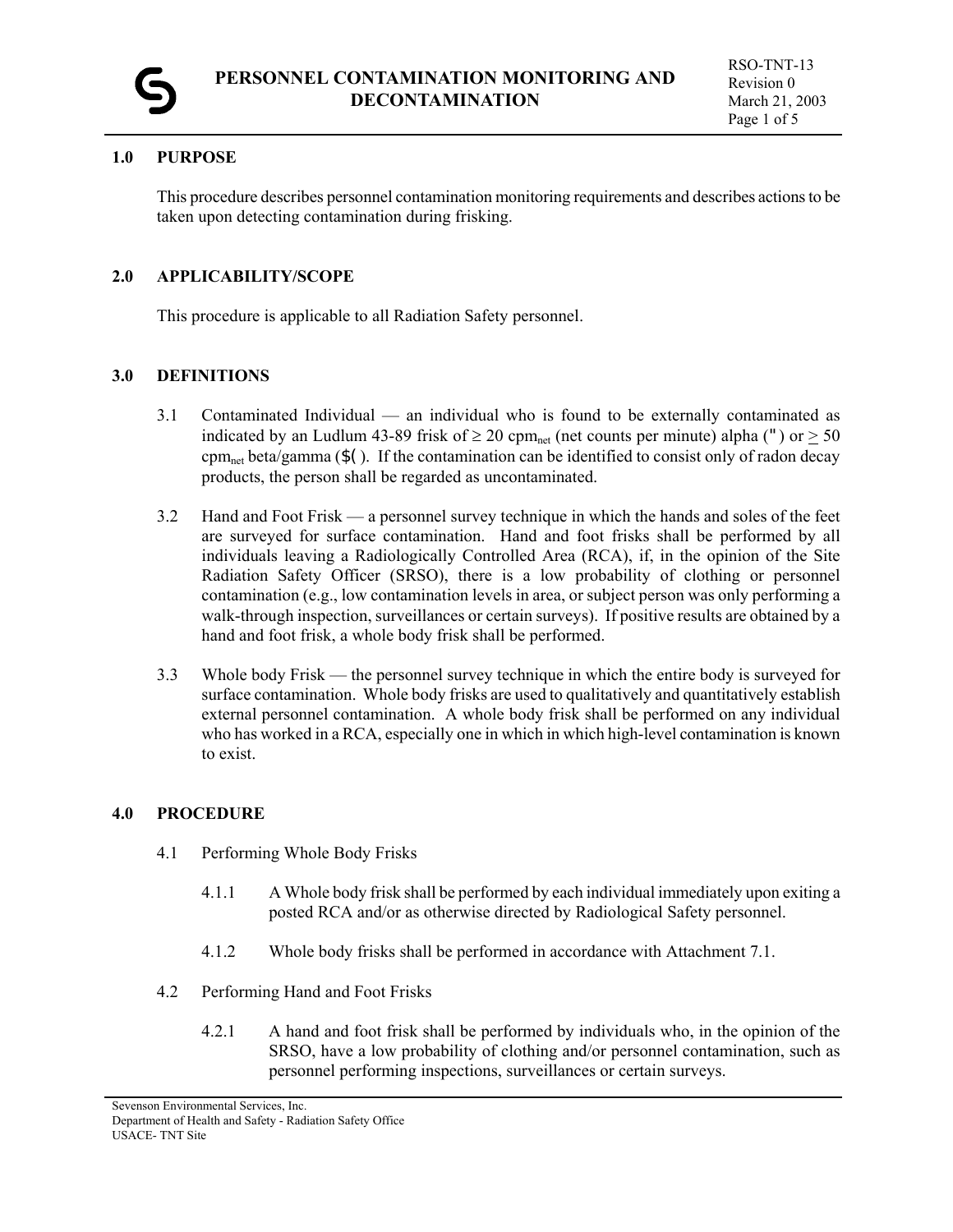# PERSONNEL CONTAMINATION MONITORING AND DECONTAMINATION

RSO-TNT-13
Revision 0
March 21, 2003

## 1.0 PURPOSE

This procedure describes personnel contamination monitoring requirements and describes actions to be taken upon detecting contamination during frisking.

## 2.0 APPLICABILITY/SCOPE

This procedure is applicable to all Radiation Safety personnel.

## 3.0 DEFINITIONS

3.1 Contaminated Individual — an individual who is found to be externally contaminated as indicated by an Ludlum 43-89 frisk of ≥ 20 $cpm_{net}$ (net counts per minute) alpha (") or ≥ 50 $cpm_{net}$ beta/gamma ($( ). If the contamination can be identified to consist only of radon decay products, the person shall be regarded as uncontaminated.

3.2 Hand and Foot Frisk — a personnel survey technique in which the hands and soles of the feet are surveyed for surface contamination. Hand and foot frisks shall be performed by all individuals leaving a Radiologically Controlled Area (RCA), if, in the opinion of the Site Radiation Safety Officer (SRSO), there is a low probability of clothing or personnel contamination (e.g., low contamination levels in area, or subject person was only performing a walk-through inspection, surveillances or certain surveys). If positive results are obtained by a hand and foot frisk, a whole body frisk shall be performed.

3.3 Whole body Frisk — the personnel survey technique in which the entire body is surveyed for surface contamination. Whole body frisks are used to qualitatively and quantitatively establish external personnel contamination. A whole body frisk shall be performed on any individual who has worked in a RCA, especially one in which in which high-level contamination is known to exist.

## 4.0 PROCEDURE

4.1 Performing Whole Body Frisks

4.1.1 A Whole body frisk shall be performed by each individual immediately upon exiting a posted RCA and/or as otherwise directed by Radiological Safety personnel.

4.1.2 Whole body frisks shall be performed in accordance with Attachment 7.1.

4.2 Performing Hand and Foot Frisks

4.2.1 A hand and foot frisk shall be performed by individuals who, in the opinion of the SRSO, have a low probability of clothing and/or personnel contamination, such as personnel performing inspections, surveillances or certain surveys.

Sevenson Environmental Services, Inc.
Department of Health and Safety - Radiation Safety Office
USACE- TNT Site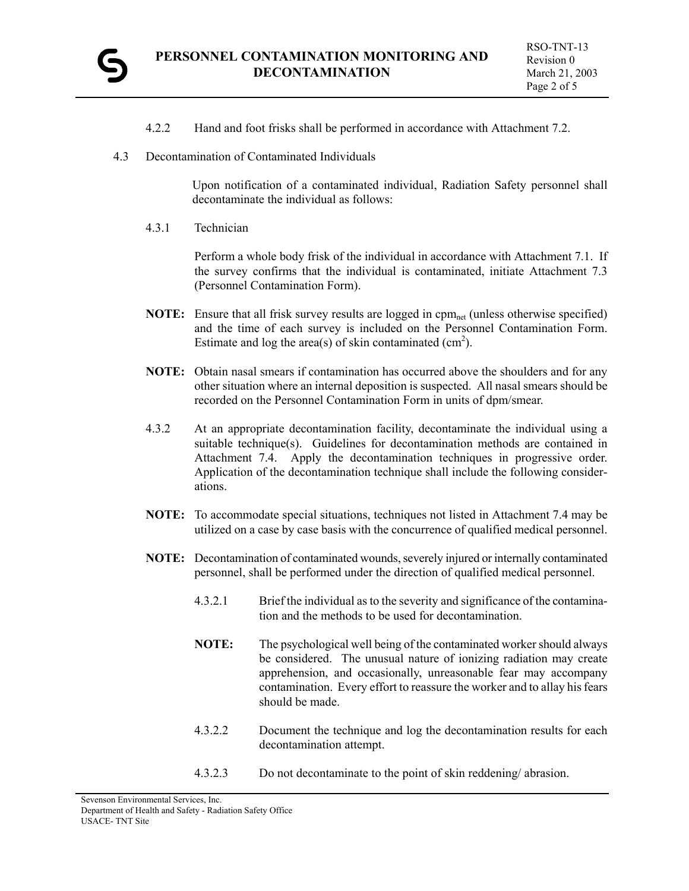4.2.2 Hand and foot frisks shall be performed in accordance with Attachment 7.2.

4.3 Decontamination of Contaminated Individuals

Upon notification of a contaminated individual, Radiation Safety personnel shall decontaminate the individual as follows:

4.3.1 Technician

Perform a whole body frisk of the individual in accordance with Attachment 7.1. If the survey confirms that the individual is contaminated, initiate Attachment 7.3 (Personnel Contamination Form).

**NOTE:** Ensure that all frisk survey results are logged in $cpm_{net}$ (unless otherwise specified) and the time of each survey is included on the Personnel Contamination Form. Estimate and log the area(s) of skin contaminated ($cm^2$).

**NOTE:** Obtain nasal smears if contamination has occurred above the shoulders and for any other situation where an internal deposition is suspected. All nasal smears should be recorded on the Personnel Contamination Form in units of dpm/smear.

4.3.2 At an appropriate decontamination facility, decontaminate the individual using a suitable technique(s). Guidelines for decontamination methods are contained in Attachment 7.4. Apply the decontamination techniques in progressive order. Application of the decontamination technique shall include the following considerations.

**NOTE:** To accommodate special situations, techniques not listed in Attachment 7.4 may be utilized on a case by case basis with the concurrence of qualified medical personnel.

**NOTE:** Decontamination of contaminated wounds, severely injured or internally contaminated personnel, shall be performed under the direction of qualified medical personnel.

4.3.2.1 Brief the individual as to the severity and significance of the contamination and the methods to be used for decontamination.

**NOTE:** The psychological well being of the contaminated worker should always be considered. The unusual nature of ionizing radiation may create apprehension, and occasionally, unreasonable fear may accompany contamination. Every effort to reassure the worker and to allay his fears should be made.

4.3.2.2 Document the technique and log the decontamination results for each decontamination attempt.

4.3.2.3 Do not decontaminate to the point of skin reddening/ abrasion.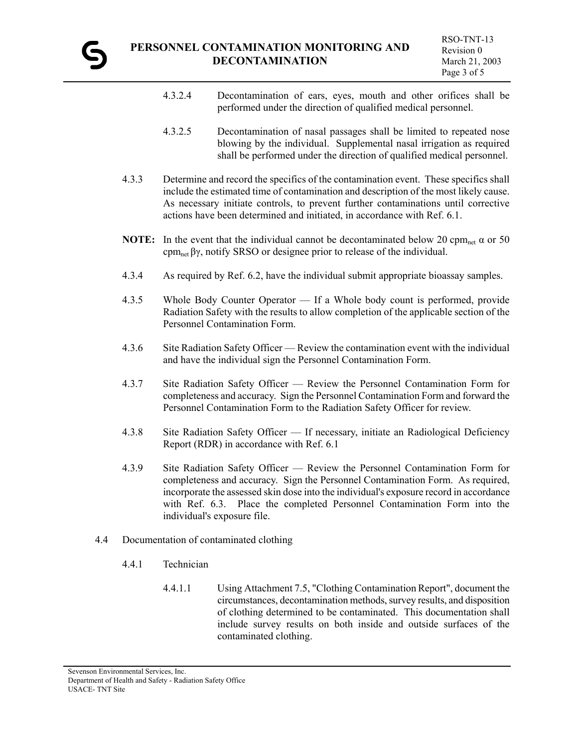4.3.2.4 Decontamination of ears, eyes, mouth and other orifices shall be performed under the direction of qualified medical personnel.

4.3.2.5 Decontamination of nasal passages shall be limited to repeated nose blowing by the individual. Supplemental nasal irrigation as required shall be performed under the direction of qualified medical personnel.

4.3.3 Determine and record the specifics of the contamination event. These specifics shall include the estimated time of contamination and description of the most likely cause. As necessary initiate controls, to prevent further contaminations until corrective actions have been determined and initiated, in accordance with Ref. 6.1.

**NOTE:** In the event that the individual cannot be decontaminated below 20 $cpm_{net}$ $\alpha$ or 50 $cpm_{net}$ $\beta\gamma$, notify SRSO or designee prior to release of the individual.

4.3.4 As required by Ref. 6.2, have the individual submit appropriate bioassay samples.

4.3.5 Whole Body Counter Operator — If a Whole body count is performed, provide Radiation Safety with the results to allow completion of the applicable section of the Personnel Contamination Form.

4.3.6 Site Radiation Safety Officer — Review the contamination event with the individual and have the individual sign the Personnel Contamination Form.

4.3.7 Site Radiation Safety Officer — Review the Personnel Contamination Form for completeness and accuracy. Sign the Personnel Contamination Form and forward the Personnel Contamination Form to the Radiation Safety Officer for review.

4.3.8 Site Radiation Safety Officer — If necessary, initiate an Radiological Deficiency Report (RDR) in accordance with Ref. 6.1

4.3.9 Site Radiation Safety Officer — Review the Personnel Contamination Form for completeness and accuracy. Sign the Personnel Contamination Form. As required, incorporate the assessed skin dose into the individual's exposure record in accordance with Ref. 6.3. Place the completed Personnel Contamination Form into the individual's exposure file.

4.4 Documentation of contaminated clothing

4.4.1 Technician

4.4.1.1 Using Attachment 7.5, "Clothing Contamination Report", document the circumstances, decontamination methods, survey results, and disposition of clothing determined to be contaminated. This documentation shall include survey results on both inside and outside surfaces of the contaminated clothing.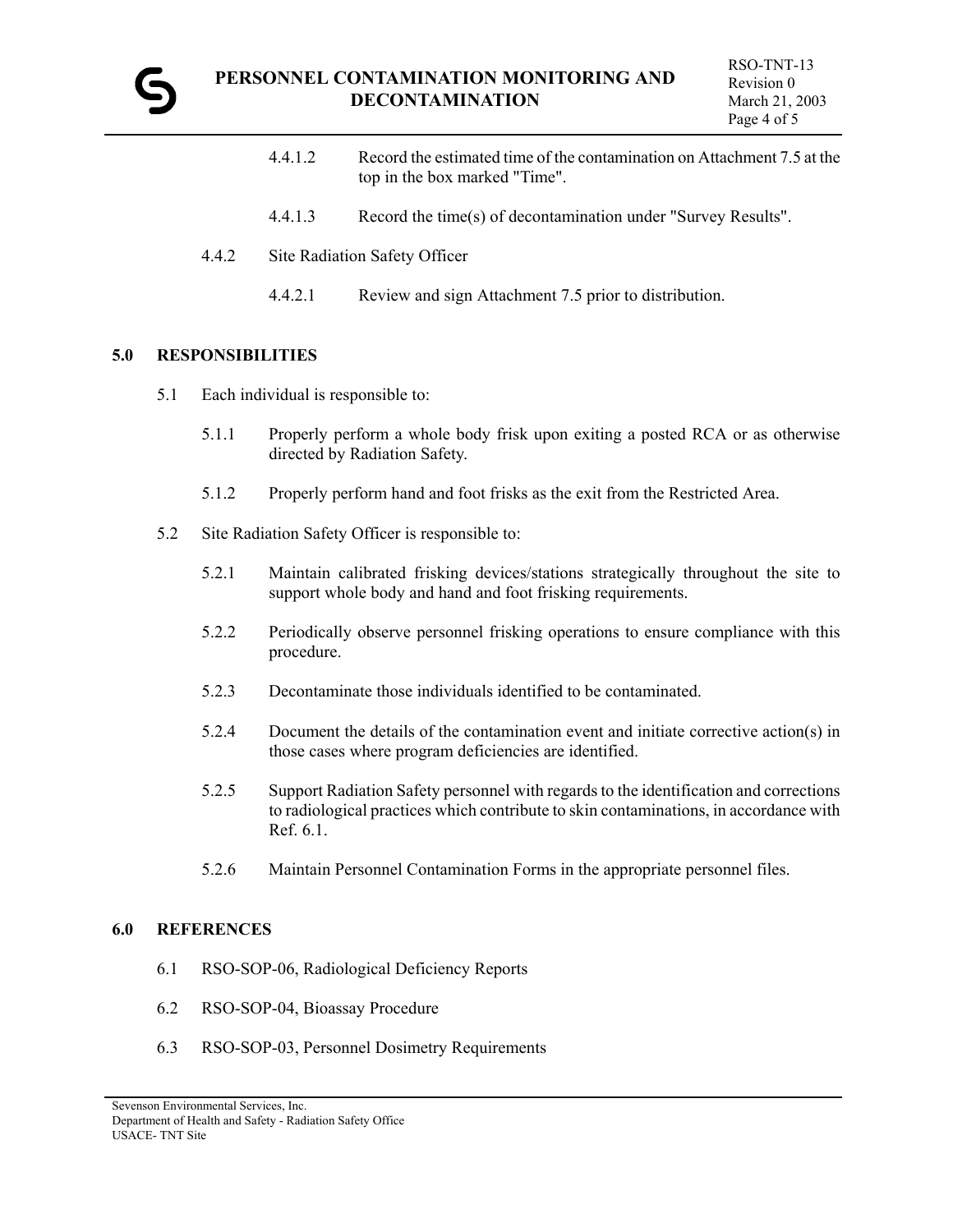4.4.1.2 Record the estimated time of the contamination on Attachment 7.5 at the top in the box marked "Time".

4.4.1.3 Record the time(s) of decontamination under "Survey Results".

4.4.2 Site Radiation Safety Officer

4.4.2.1 Review and sign Attachment 7.5 prior to distribution.

## 5.0 RESPONSIBILITIES

5.1 Each individual is responsible to:

5.1.1 Properly perform a whole body frisk upon exiting a posted RCA or as otherwise directed by Radiation Safety.

5.1.2 Properly perform hand and foot frisks as the exit from the Restricted Area.

5.2 Site Radiation Safety Officer is responsible to:

5.2.1 Maintain calibrated frisking devices/stations strategically throughout the site to support whole body and hand and foot frisking requirements.

5.2.2 Periodically observe personnel frisking operations to ensure compliance with this procedure.

5.2.3 Decontaminate those individuals identified to be contaminated.

5.2.4 Document the details of the contamination event and initiate corrective action(s) in those cases where program deficiencies are identified.

5.2.5 Support Radiation Safety personnel with regards to the identification and corrections to radiological practices which contribute to skin contaminations, in accordance with Ref. 6.1.

5.2.6 Maintain Personnel Contamination Forms in the appropriate personnel files.

## 6.0 REFERENCES

6.1 RSO-SOP-06, Radiological Deficiency Reports

6.2 RSO-SOP-04, Bioassay Procedure

6.3 RSO-SOP-03, Personnel Dosimetry Requirements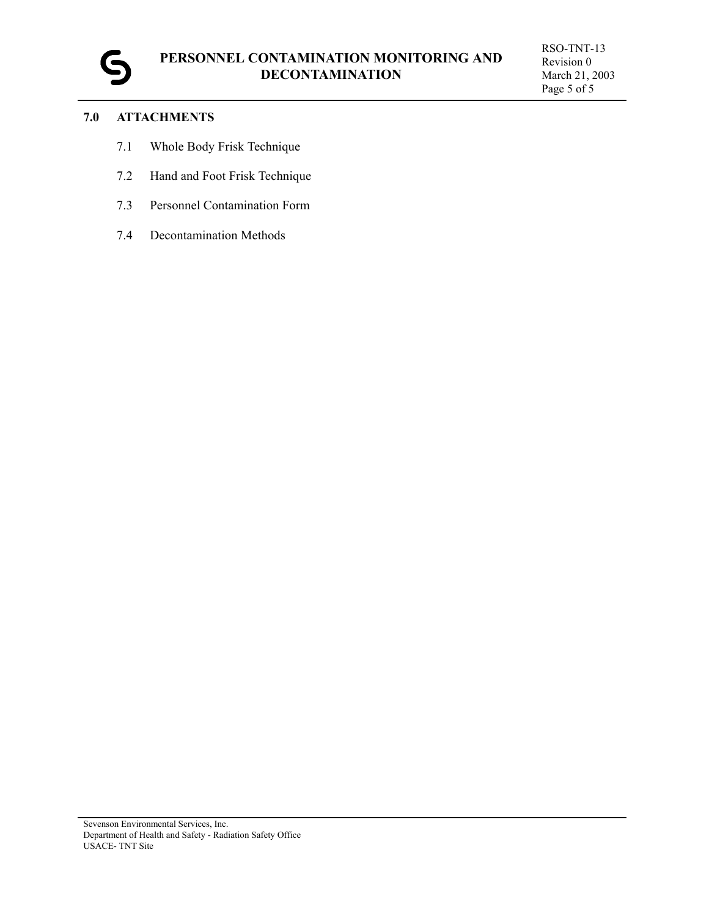## 7.0 ATTACHMENTS

7.1 Whole Body Frisk Technique

7.2 Hand and Foot Frisk Technique

7.3 Personnel Contamination Form

7.4 Decontamination Methods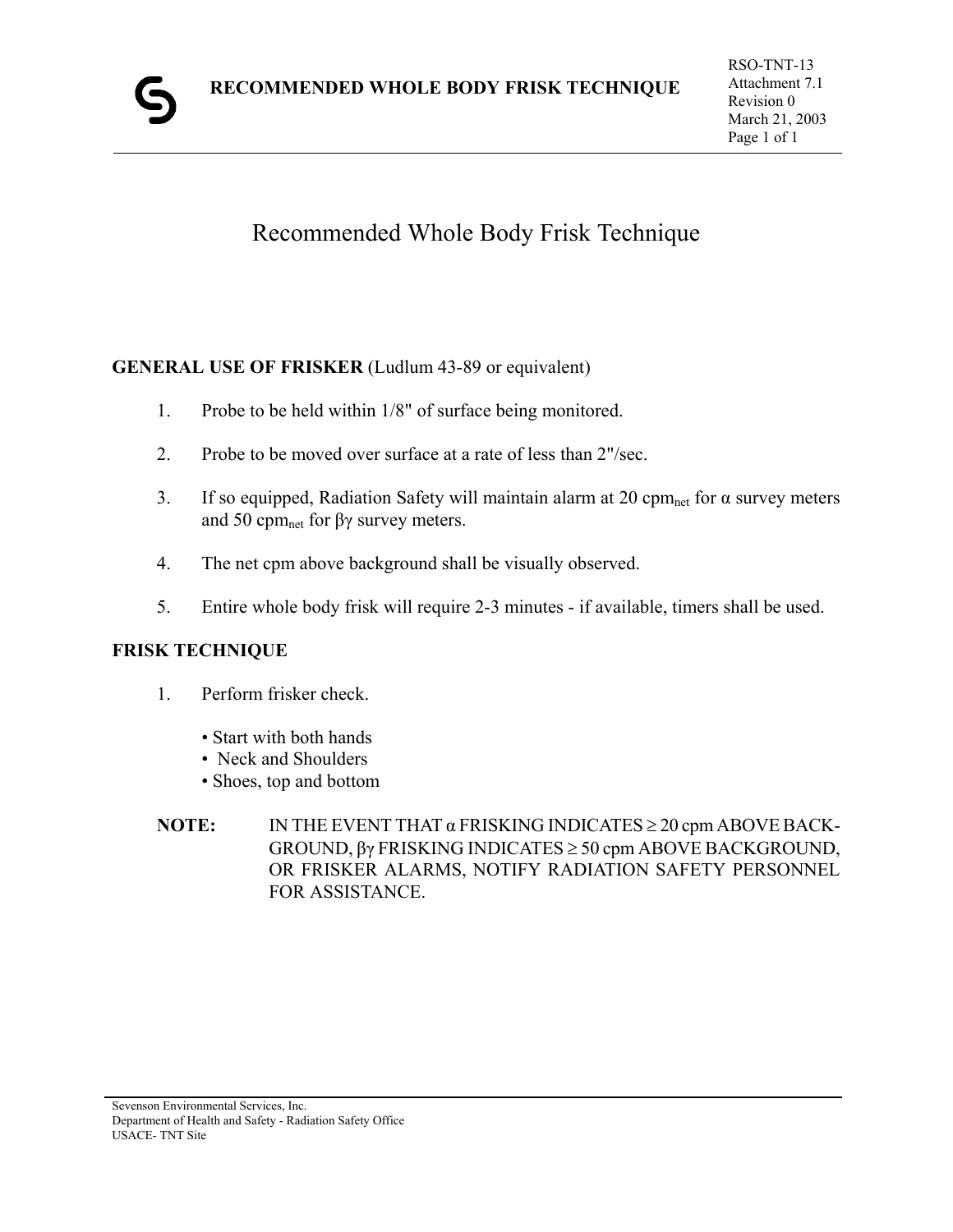# Recommended Whole Body Frisk Technique

**GENERAL USE OF FRISKER** (Ludlum 43-89 or equivalent)

1. Probe to be held within 1/8" of surface being monitored.
2. Probe to be moved over surface at a rate of less than 2"/sec.
3. If so equipped, Radiation Safety will maintain alarm at 20 $cpm_{net}$ for α survey meters and 50 $cpm_{net}$ for βγ survey meters.
4. The net cpm above background shall be visually observed.
5. Entire whole body frisk will require 2-3 minutes - if available, timers shall be used.

**FRISK TECHNIQUE**

1. Perform frisker check.

   - Start with both hands
   - Neck and Shoulders
   - Shoes, top and bottom

**NOTE:** IN THE EVENT THAT α FRISKING INDICATES ≥ 20 cpm ABOVE BACKGROUND, βγ FRISKING INDICATES ≥ 50 cpm ABOVE BACKGROUND, OR FRISKER ALARMS, NOTIFY RADIATION SAFETY PERSONNEL FOR ASSISTANCE.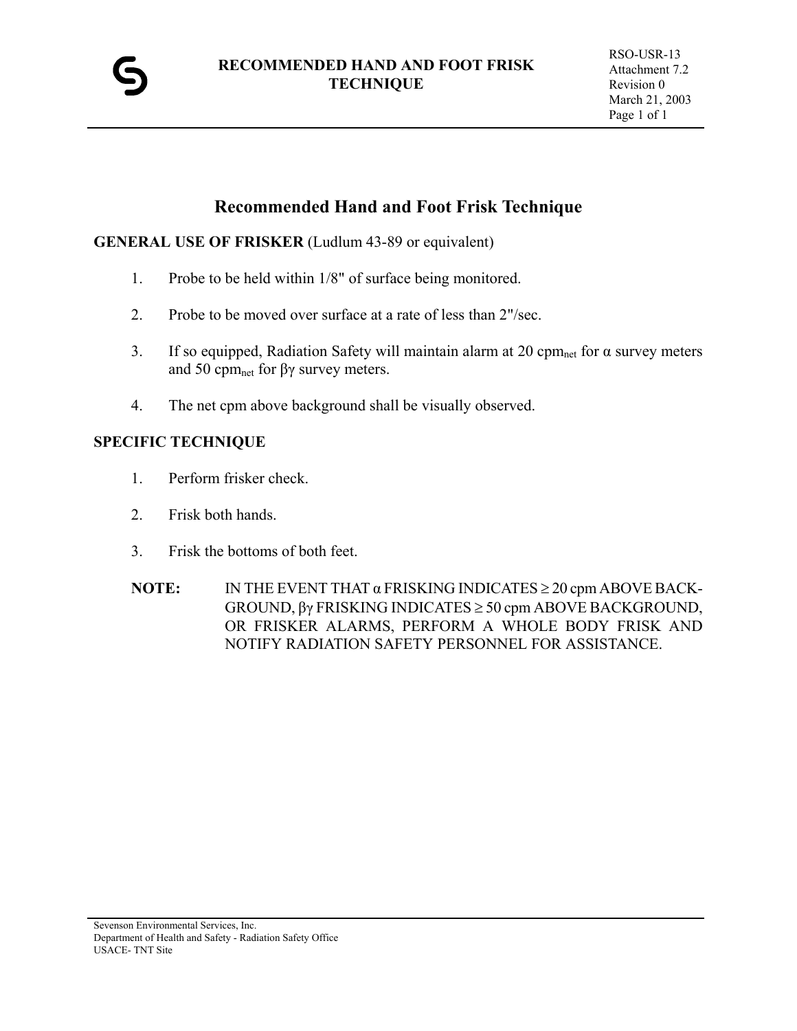# Recommended Hand and Foot Frisk Technique

**GENERAL USE OF FRISKER** (Ludlum 43-89 or equivalent)

1. Probe to be held within 1/8" of surface being monitored.

2. Probe to be moved over surface at a rate of less than 2"/sec.

3. If so equipped, Radiation Safety will maintain alarm at 20 $cpm_{net}$ for α survey meters and 50 $cpm_{net}$ for βγ survey meters.

4. The net cpm above background shall be visually observed.

**SPECIFIC TECHNIQUE**

1. Perform frisker check.

2. Frisk both hands.

3. Frisk the bottoms of both feet.

**NOTE:** IN THE EVENT THAT α FRISKING INDICATES ≥ 20 cpm ABOVE BACKGROUND, βγ FRISKING INDICATES ≥ 50 cpm ABOVE BACKGROUND, OR FRISKER ALARMS, PERFORM A WHOLE BODY FRISK AND NOTIFY RADIATION SAFETY PERSONNEL FOR ASSISTANCE.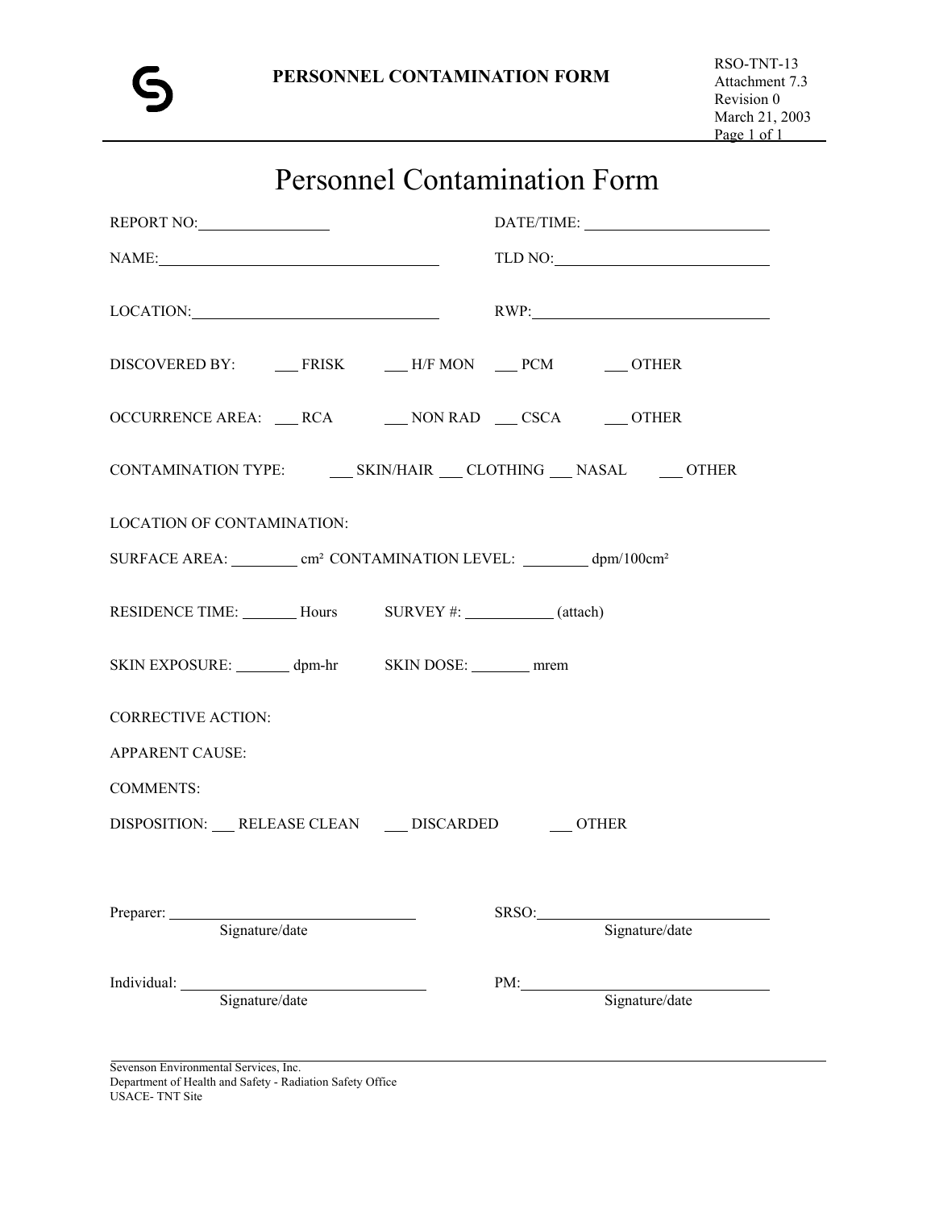# Personnel Contamination Form

REPORT NO: \_\_\_\_\_\_\_\_\_\_\_\_\_\_\_\_ DATE/TIME: \_\_\_\_\_\_\_\_\_\_\_\_\_\_\_\_\_\_\_\_

NAME: \_\_\_\_\_\_\_\_\_\_\_\_\_\_\_\_\_\_\_\_\_\_\_\_\_\_\_\_\_\_ TLD NO: \_\_\_\_\_\_\_\_\_\_\_\_\_\_\_\_\_\_\_\_\_\_\_\_

LOCATION: \_\_\_\_\_\_\_\_\_\_\_\_\_\_\_\_\_\_\_\_\_\_\_\_\_\_\_\_ RWP: \_\_\_\_\_\_\_\_\_\_\_\_\_\_\_\_\_\_\_\_\_\_\_\_\_\_

DISCOVERED BY: \_\_\_ FRISK \_\_\_ H/F MON \_\_\_ PCM \_\_\_ OTHER

OCCURRENCE AREA: \_\_\_ RCA \_\_\_ NON RAD \_\_\_ CSCA \_\_\_ OTHER

CONTAMINATION TYPE: \_\_\_ SKIN/HAIR \_\_\_ CLOTHING \_\_\_ NASAL \_\_\_ OTHER

LOCATION OF CONTAMINATION:

SURFACE AREA: \_\_\_\_\_\_\_ $cm^2$ CONTAMINATION LEVEL: \_\_\_\_\_\_\_ $dpm/100cm^2$

RESIDENCE TIME: \_\_\_\_\_\_ Hours SURVEY #: \_\_\_\_\_\_\_\_\_\_ (attach)

SKIN EXPOSURE: \_\_\_\_\_\_ dpm-hr SKIN DOSE: \_\_\_\_\_\_ mrem

CORRECTIVE ACTION:

APPARENT CAUSE:

COMMENTS:

DISPOSITION: \_\_\_ RELEASE CLEAN \_\_\_ DISCARDED \_\_\_ OTHER

Preparer: \_\_\_\_\_\_\_\_\_\_\_\_\_\_\_\_\_\_\_\_\_\_\_\_\_\_\_ SRSO: \_\_\_\_\_\_\_\_\_\_\_\_\_\_\_\_\_\_\_\_\_\_\_\_\_\_\_
Signature/date Signature/date

Individual: \_\_\_\_\_\_\_\_\_\_\_\_\_\_\_\_\_\_\_\_\_\_\_\_\_\_\_ PM: \_\_\_\_\_\_\_\_\_\_\_\_\_\_\_\_\_\_\_\_\_\_\_\_\_\_\_
Signature/date Signature/date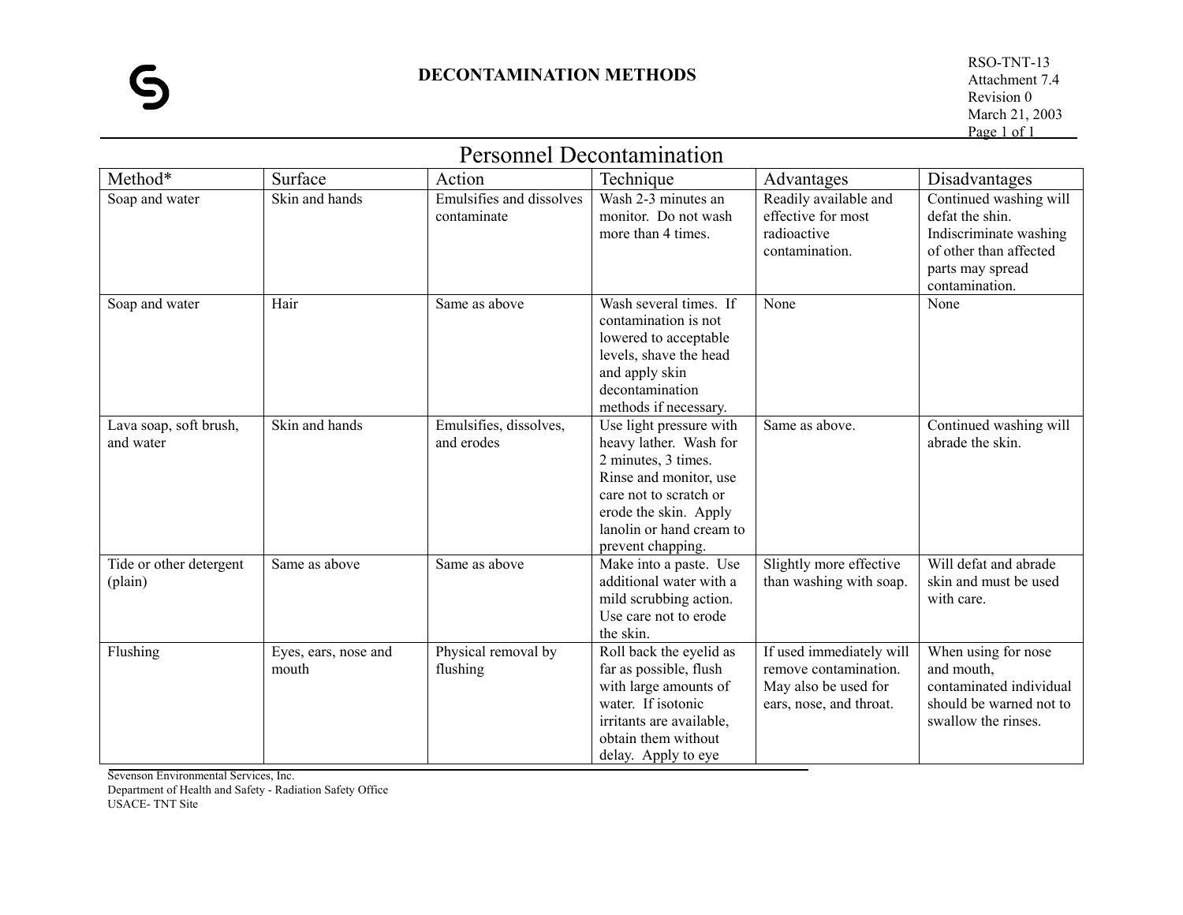# DECONTAMINATION METHODS

RSO-TNT-13
Attachment 7.4
Revision 0
March 21, 2003

## Personnel Decontamination

| Method* | Surface | Action | Technique | Advantages | Disadvantages |
|---|---|---|---|---|---|
| Soap and water | Skin and hands | Emulsifies and dissolves contaminate | Wash 2-3 minutes an monitor. Do not wash more than 4 times. | Readily available and effective for most radioactive contamination. | Continued washing will defat the shin. Indiscriminate washing of other than affected parts may spread contamination. |
| Soap and water | Hair | Same as above | Wash several times. If contamination is not lowered to acceptable levels, shave the head and apply skin decontamination methods if necessary. | None | None |
| Lava soap, soft brush, and water | Skin and hands | Emulsifies, dissolves, and erodes | Use light pressure with heavy lather. Wash for 2 minutes, 3 times. Rinse and monitor, use care not to scratch or erode the skin. Apply lanolin or hand cream to prevent chapping. | Same as above. | Continued washing will abrade the skin. |
| Tide or other detergent (plain) | Same as above | Same as above | Make into a paste. Use additional water with a mild scrubbing action. Use care not to erode the skin. | Slightly more effective than washing with soap. | Will defat and abrade skin and must be used with care. |
| Flushing | Eyes, ears, nose and mouth | Physical removal by flushing | Roll back the eyelid as far as possible, flush with large amounts of water. If isotonic irritants are available, obtain them without delay. Apply to eye | If used immediately will remove contamination. May also be used for ears, nose, and throat. | When using for nose and mouth, contaminated individual should be warned not to swallow the rinses. |

Sevenson Environmental Services, Inc.
Department of Health and Safety - Radiation Safety Office
USACE- TNT Site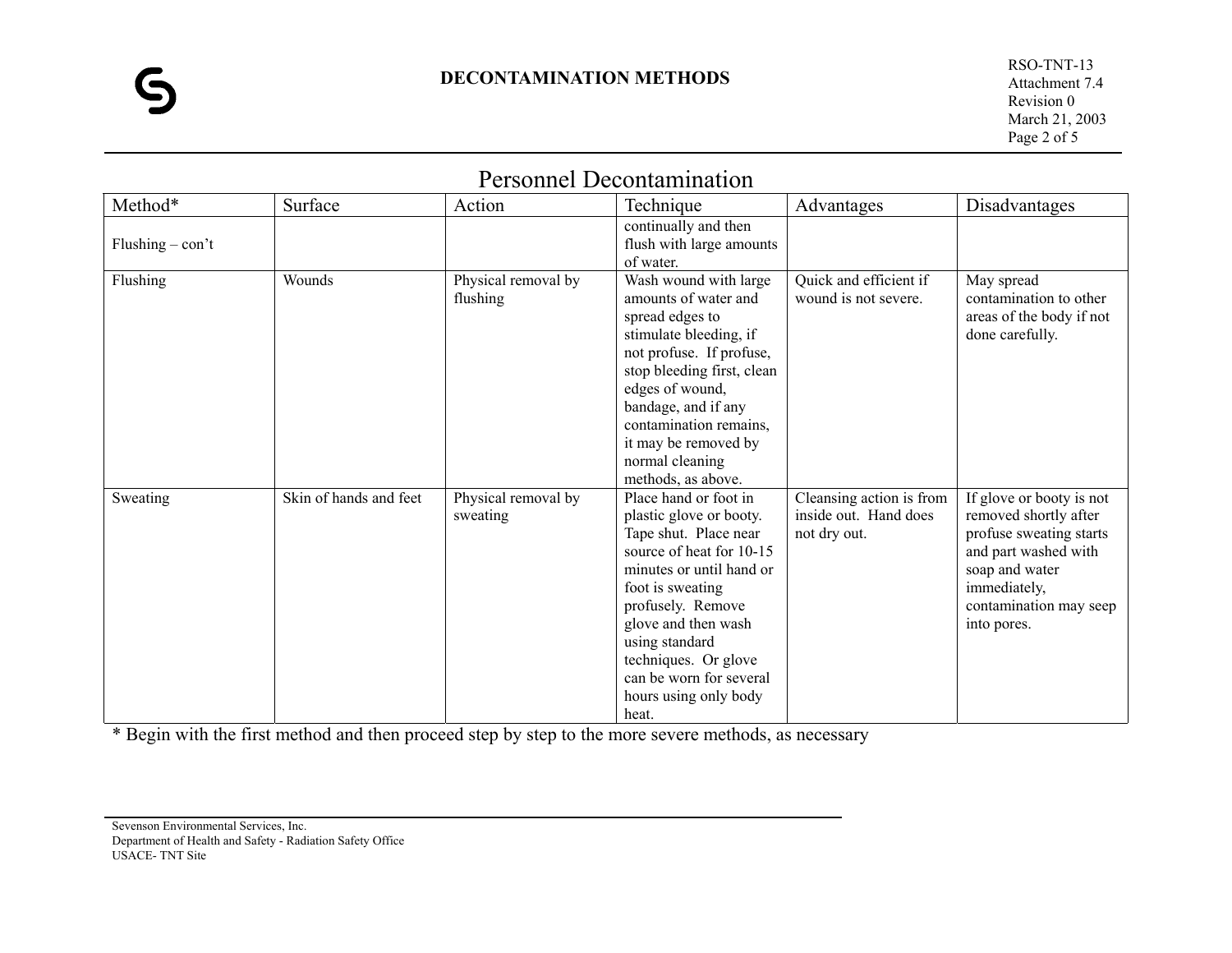## Personnel Decontamination

| Method* | Surface | Action | Technique | Advantages | Disadvantages |
|---|---|---|---|---|---|
| Flushing – con't | | | continually and then flush with large amounts of water. | | |
| Flushing | Wounds | Physical removal by flushing | Wash wound with large amounts of water and spread edges to stimulate bleeding, if not profuse. If profuse, stop bleeding first, clean edges of wound, bandage, and if any contamination remains, it may be removed by normal cleaning methods, as above. | Quick and efficient if wound is not severe. | May spread contamination to other areas of the body if not done carefully. |
| Sweating | Skin of hands and feet | Physical removal by sweating | Place hand or foot in plastic glove or booty. Tape shut. Place near source of heat for 10-15 minutes or until hand or foot is sweating profusely. Remove glove and then wash using standard techniques. Or glove can be worn for several hours using only body heat. | Cleansing action is from inside out. Hand does not dry out. | If glove or booty is not removed shortly after profuse sweating starts and part washed with soap and water immediately, contamination may seep into pores. |

* Begin with the first method and then proceed step by step to the more severe methods, as necessary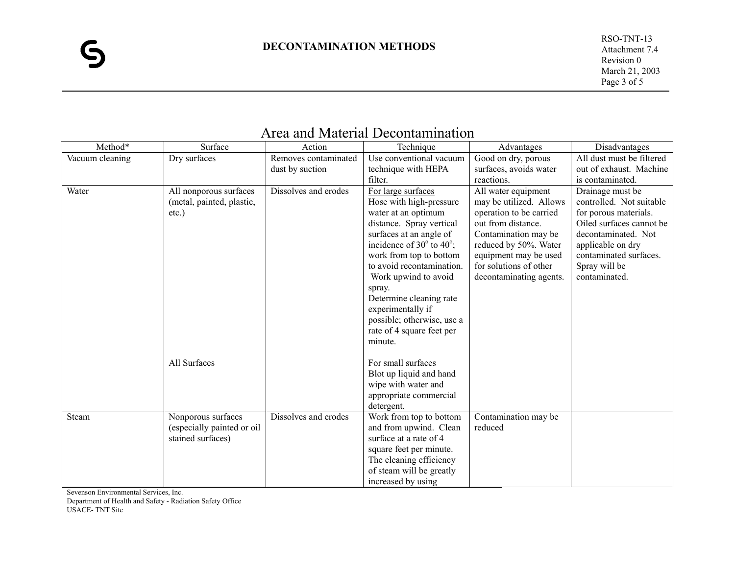## Area and Material Decontamination

| Method* | Surface | Action | Technique | Advantages | Disadvantages |
|---|---|---|---|---|---|
| Vacuum cleaning | Dry surfaces | Removes contaminated dust by suction | Use conventional vacuum technique with HEPA filter. | Good on dry, porous surfaces, avoids water reactions. | All dust must be filtered out of exhaust. Machine is contaminated. |
| Water | All nonporous surfaces (metal, painted, plastic, etc.) | Dissolves and erodes | For large surfaces<br>Hose with high-pressure water at an optimum distance. Spray vertical surfaces at an angle of incidence of $30^o$ to $40^o$; work from top to bottom to avoid recontamination. Work upwind to avoid spray.<br>Determine cleaning rate experimentally if possible; otherwise, use a rate of 4 square feet per minute. | All water equipment may be utilized. Allows operation to be carried out from distance. Contamination may be reduced by 50%. Water equipment may be used for solutions of other decontaminating agents. | Drainage must be controlled. Not suitable for porous materials. Oiled surfaces cannot be decontaminated. Not applicable on dry contaminated surfaces. Spray will be contaminated. |
| | All Surfaces | | For small surfaces<br>Blot up liquid and hand wipe with water and appropriate commercial detergent. | | |
| Steam | Nonporous surfaces (especially painted or oil stained surfaces) | Dissolves and erodes | Work from top to bottom and from upwind. Clean surface at a rate of 4 square feet per minute. The cleaning efficiency of steam will be greatly increased by using | Contamination may be reduced | |

Sevenson Environmental Services, Inc.
Department of Health and Safety - Radiation Safety Office
USACE- TNT Site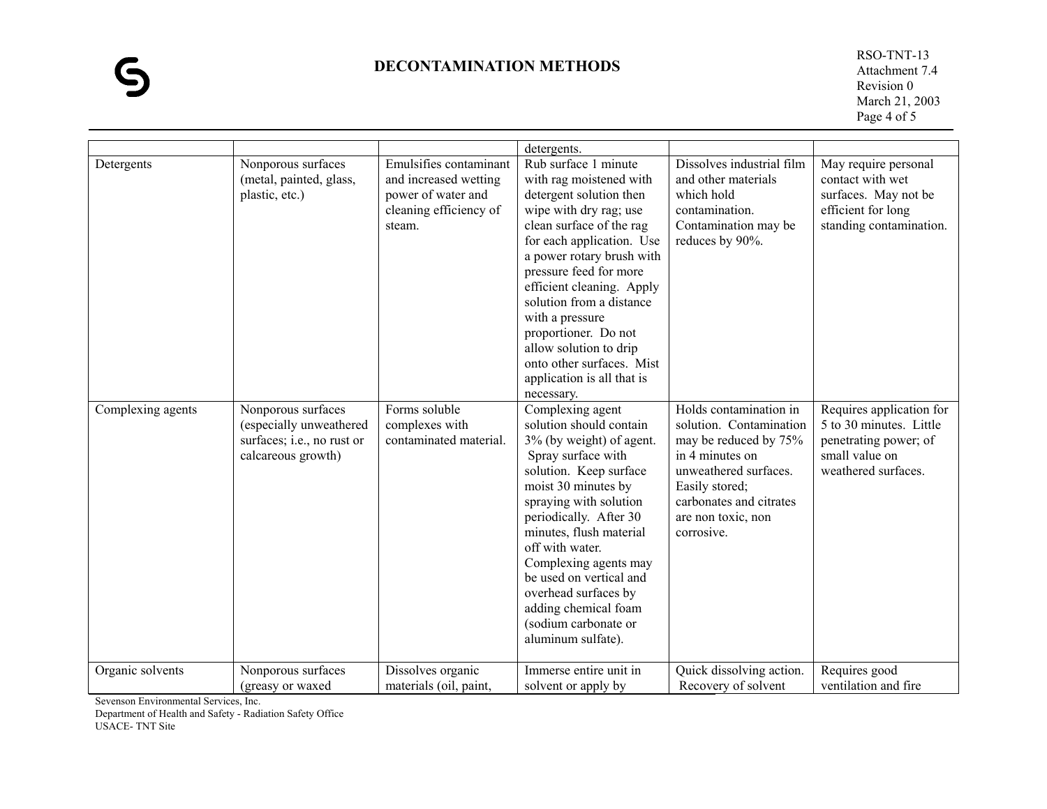| | | | | | |
|---|---|---|---|---|---|
| | | | detergents. | | |
| Detergents | Nonporous surfaces (metal, painted, glass, plastic, etc.) | Emulsifies contaminant and increased wetting power of water and cleaning efficiency of steam. | Rub surface 1 minute with rag moistened with detergent solution then wipe with dry rag; use clean surface of the rag for each application. Use a power rotary brush with pressure feed for more efficient cleaning. Apply solution from a distance with a pressure proportioner. Do not allow solution to drip onto other surfaces. Mist application is all that is necessary. | Dissolves industrial film and other materials which hold contamination. Contamination may be reduces by 90%. | May require personal contact with wet surfaces. May not be efficient for long standing contamination. |
| Complexing agents | Nonporous surfaces (especially unweathered surfaces; i.e., no rust or calcareous growth) | Forms soluble complexes with contaminated material. | Complexing agent solution should contain 3% (by weight) of agent. Spray surface with solution. Keep surface moist 30 minutes by spraying with solution periodically. After 30 minutes, flush material off with water. Complexing agents may be used on vertical and overhead surfaces by adding chemical foam (sodium carbonate or aluminum sulfate). | Holds contamination in solution. Contamination may be reduced by 75% in 4 minutes on unweathered surfaces. Easily stored; carbonates and citrates are non toxic, non corrosive. | Requires application for 5 to 30 minutes. Little penetrating power; of small value on weathered surfaces. |
| Organic solvents | Nonporous surfaces (greasy or waxed | Dissolves organic materials (oil, paint, | Immerse entire unit in solvent or apply by | Quick dissolving action. Recovery of solvent | Requires good ventilation and fire |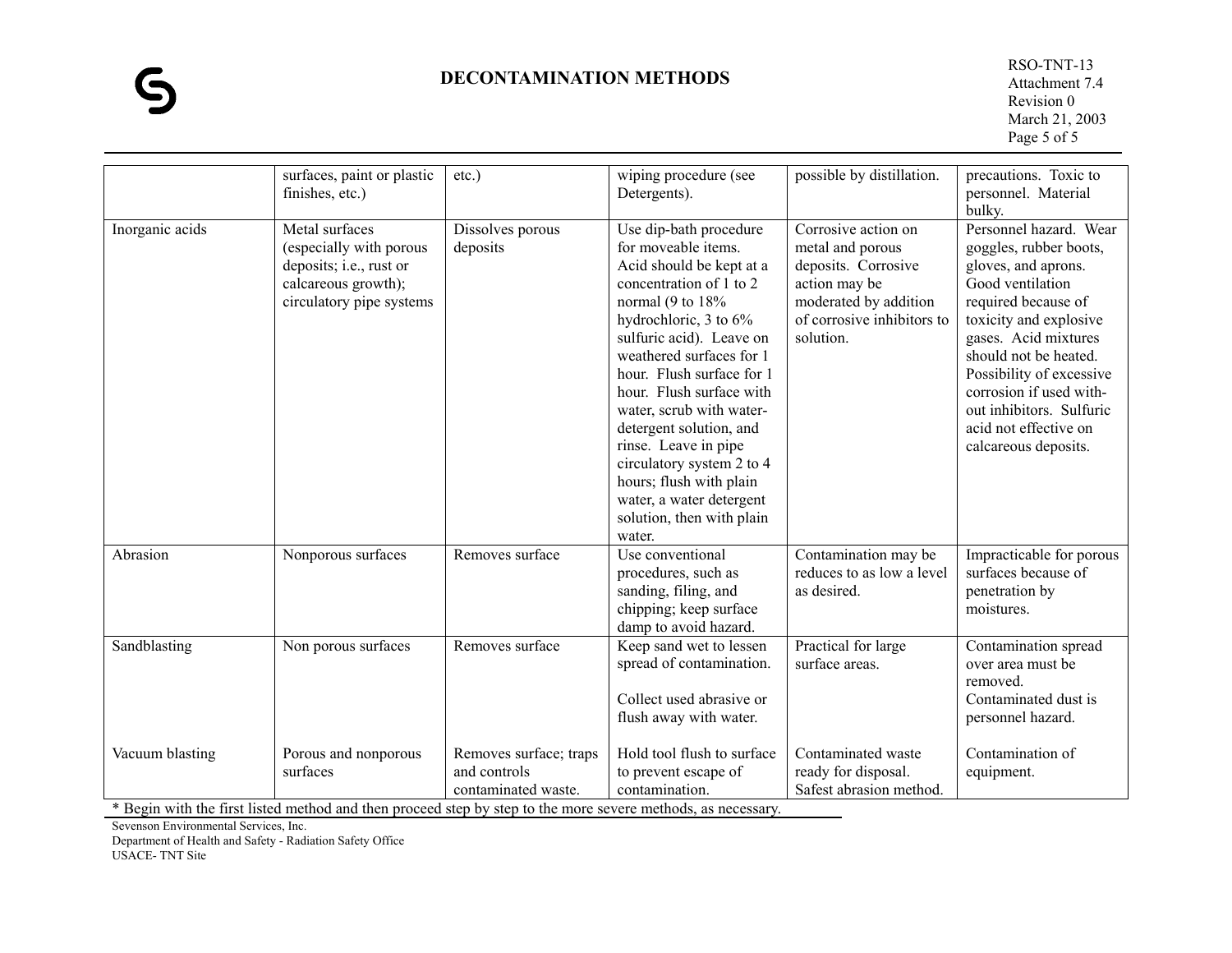# DECONTAMINATION METHODS

| | | | | | |
|---|---|---|---|---|---|
| | surfaces, paint or plastic finishes, etc.) | etc.) | wiping procedure (see Detergents). | possible by distillation. | precautions. Toxic to personnel. Material bulky. |
| Inorganic acids | Metal surfaces (especially with porous deposits; i.e., rust or calcareous growth); circulatory pipe systems | Dissolves porous deposits | Use dip-bath procedure for moveable items. Acid should be kept at a concentration of 1 to 2 normal (9 to 18% hydrochloric, 3 to 6% sulfuric acid). Leave on weathered surfaces for 1 hour. Flush surface for 1 hour. Flush surface with water, scrub with water-detergent solution, and rinse. Leave in pipe circulatory system 2 to 4 hours; flush with plain water, a water detergent solution, then with plain water. | Corrosive action on metal and porous deposits. Corrosive action may be moderated by addition of corrosive inhibitors to solution. | Personnel hazard. Wear goggles, rubber boots, gloves, and aprons. Good ventilation required because of toxicity and explosive gases. Acid mixtures should not be heated. Possibility of excessive corrosion if used with-out inhibitors. Sulfuric acid not effective on calcareous deposits. |
| Abrasion | Nonporous surfaces | Removes surface | Use conventional procedures, such as sanding, filing, and chipping; keep surface damp to avoid hazard. | Contamination may be reduces to as low a level as desired. | Impracticable for porous surfaces because of penetration by moistures. |
| Sandblasting | Non porous surfaces | Removes surface | Keep sand wet to lessen spread of contamination.<br><br>Collect used abrasive or flush away with water. | Practical for large surface areas. | Contamination spread over area must be removed. Contaminated dust is personnel hazard. |
| Vacuum blasting | Porous and nonporous surfaces | Removes surface; traps and controls contaminated waste. | Hold tool flush to surface to prevent escape of contamination. | Contaminated waste ready for disposal. Safest abrasion method. | Contamination of equipment. |

* Begin with the first listed method and then proceed step by step to the more severe methods, as necessary.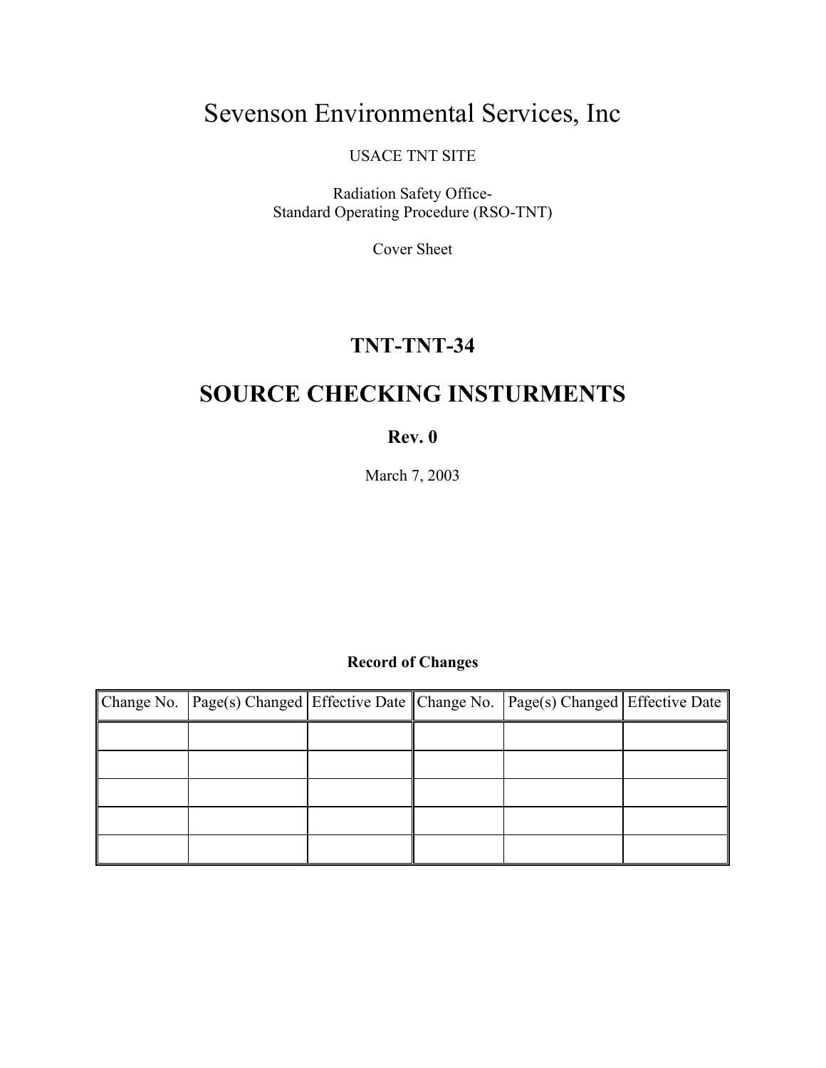# Sevenson Environmental Services, Inc

USACE TNT SITE

Radiation Safety Office-
Standard Operating Procedure (RSO-TNT)

Cover Sheet

## TNT-TNT-34

## SOURCE CHECKING INSTURMENTS

**Rev. 0**

March 7, 2003

**Record of Changes**

| Change No. | Page(s) Changed | Effective Date | Change No. | Page(s) Changed | Effective Date |
|---|---|---|---|---|---|
| | | | | | |
| | | | | | |
| | | | | | |
| | | | | | |
| | | | | | |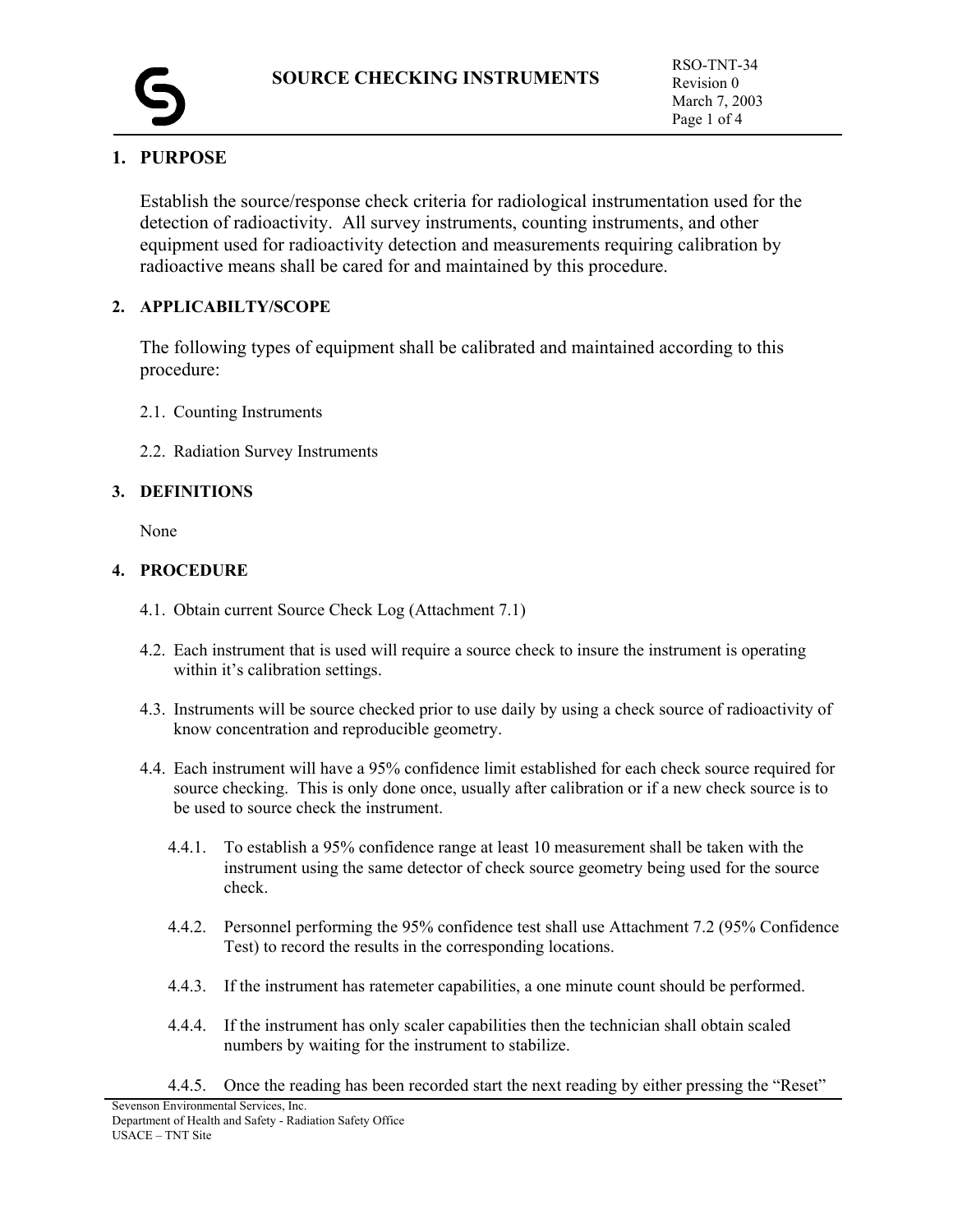# SOURCE CHECKING INSTRUMENTS

RSO-TNT-34
Revision 0
March 7, 2003

## 1. PURPOSE

Establish the source/response check criteria for radiological instrumentation used for the detection of radioactivity. All survey instruments, counting instruments, and other equipment used for radioactivity detection and measurements requiring calibration by radioactive means shall be cared for and maintained by this procedure.

## 2. APPLICABILTY/SCOPE

The following types of equipment shall be calibrated and maintained according to this procedure:

2.1. Counting Instruments

2.2. Radiation Survey Instruments

## 3. DEFINITIONS

None

## 4. PROCEDURE

4.1. Obtain current Source Check Log (Attachment 7.1)

4.2. Each instrument that is used will require a source check to insure the instrument is operating within it's calibration settings.

4.3. Instruments will be source checked prior to use daily by using a check source of radioactivity of know concentration and reproducible geometry.

4.4. Each instrument will have a 95% confidence limit established for each check source required for source checking. This is only done once, usually after calibration or if a new check source is to be used to source check the instrument.

4.4.1. To establish a 95% confidence range at least 10 measurement shall be taken with the instrument using the same detector of check source geometry being used for the source check.

4.4.2. Personnel performing the 95% confidence test shall use Attachment 7.2 (95% Confidence Test) to record the results in the corresponding locations.

4.4.3. If the instrument has ratemeter capabilities, a one minute count should be performed.

4.4.4. If the instrument has only scaler capabilities then the technician shall obtain scaled numbers by waiting for the instrument to stabilize.

4.4.5. Once the reading has been recorded start the next reading by either pressing the "Reset"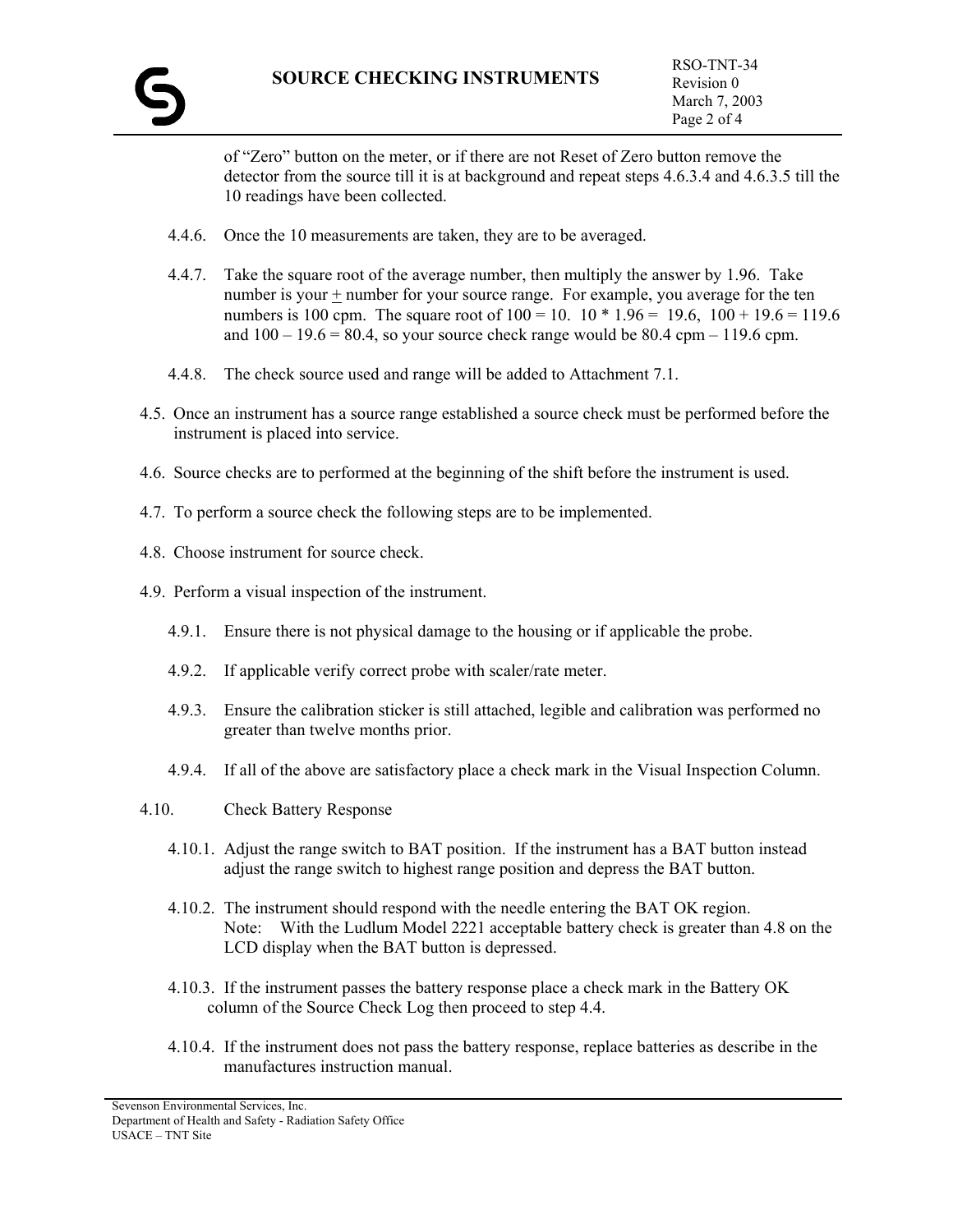of “Zero” button on the meter, or if there are not Reset of Zero button remove the detector from the source till it is at background and repeat steps 4.6.3.4 and 4.6.3.5 till the 10 readings have been collected.

4.4.6. Once the 10 measurements are taken, they are to be averaged.

4.4.7. Take the square root of the average number, then multiply the answer by 1.96. Take number is your ± number for your source range. For example, you average for the ten numbers is 100 cpm. The square root of 100 = 10. 10 * 1.96 = 19.6, 100 + 19.6 = 119.6 and 100 – 19.6 = 80.4, so your source check range would be 80.4 cpm – 119.6 cpm.

4.4.8. The check source used and range will be added to Attachment 7.1.

4.5. Once an instrument has a source range established a source check must be performed before the instrument is placed into service.

4.6. Source checks are to performed at the beginning of the shift before the instrument is used.

4.7. To perform a source check the following steps are to be implemented.

4.8. Choose instrument for source check.

4.9. Perform a visual inspection of the instrument.

4.9.1. Ensure there is not physical damage to the housing or if applicable the probe.

4.9.2. If applicable verify correct probe with scaler/rate meter.

4.9.3. Ensure the calibration sticker is still attached, legible and calibration was performed no greater than twelve months prior.

4.9.4. If all of the above are satisfactory place a check mark in the Visual Inspection Column.

4.10. Check Battery Response

4.10.1. Adjust the range switch to BAT position. If the instrument has a BAT button instead adjust the range switch to highest range position and depress the BAT button.

4.10.2. The instrument should respond with the needle entering the BAT OK region.
Note: With the Ludlum Model 2221 acceptable battery check is greater than 4.8 on the LCD display when the BAT button is depressed.

4.10.3. If the instrument passes the battery response place a check mark in the Battery OK column of the Source Check Log then proceed to step 4.4.

4.10.4. If the instrument does not pass the battery response, replace batteries as describe in the manufactures instruction manual.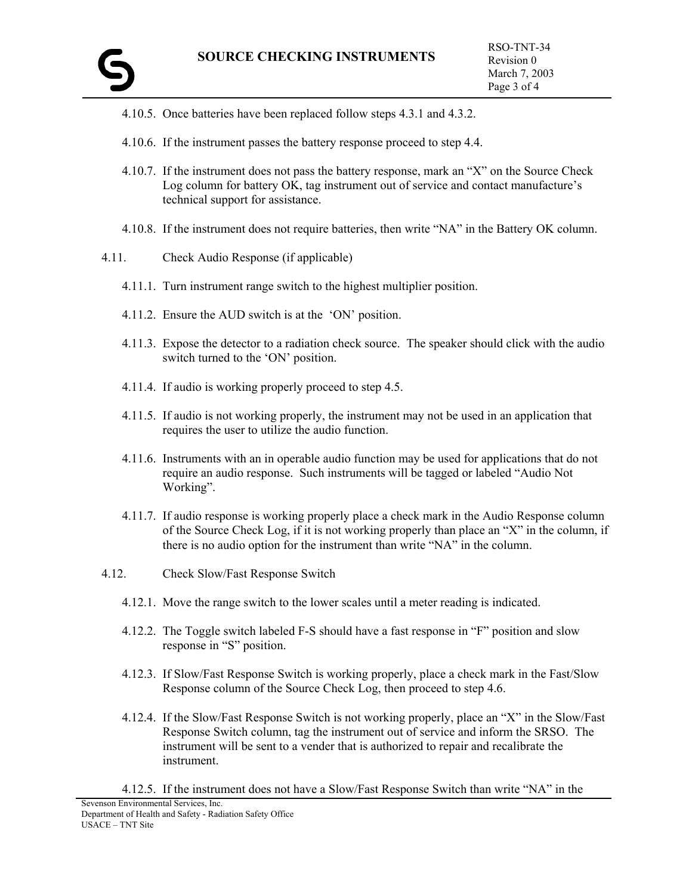4.10.5. Once batteries have been replaced follow steps 4.3.1 and 4.3.2.

4.10.6. If the instrument passes the battery response proceed to step 4.4.

4.10.7. If the instrument does not pass the battery response, mark an "X" on the Source Check Log column for battery OK, tag instrument out of service and contact manufacture's technical support for assistance.

4.10.8. If the instrument does not require batteries, then write "NA" in the Battery OK column.

4.11. Check Audio Response (if applicable)

4.11.1. Turn instrument range switch to the highest multiplier position.

4.11.2. Ensure the AUD switch is at the 'ON' position.

4.11.3. Expose the detector to a radiation check source. The speaker should click with the audio switch turned to the 'ON' position.

4.11.4. If audio is working properly proceed to step 4.5.

4.11.5. If audio is not working properly, the instrument may not be used in an application that requires the user to utilize the audio function.

4.11.6. Instruments with an in operable audio function may be used for applications that do not require an audio response. Such instruments will be tagged or labeled "Audio Not Working".

4.11.7. If audio response is working properly place a check mark in the Audio Response column of the Source Check Log, if it is not working properly than place an "X" in the column, if there is no audio option for the instrument than write "NA" in the column.

4.12. Check Slow/Fast Response Switch

4.12.1. Move the range switch to the lower scales until a meter reading is indicated.

4.12.2. The Toggle switch labeled F-S should have a fast response in "F" position and slow response in "S" position.

4.12.3. If Slow/Fast Response Switch is working properly, place a check mark in the Fast/Slow Response column of the Source Check Log, then proceed to step 4.6.

4.12.4. If the Slow/Fast Response Switch is not working properly, place an "X" in the Slow/Fast Response Switch column, tag the instrument out of service and inform the SRSO. The instrument will be sent to a vender that is authorized to repair and recalibrate the instrument.

4.12.5. If the instrument does not have a Slow/Fast Response Switch than write "NA" in the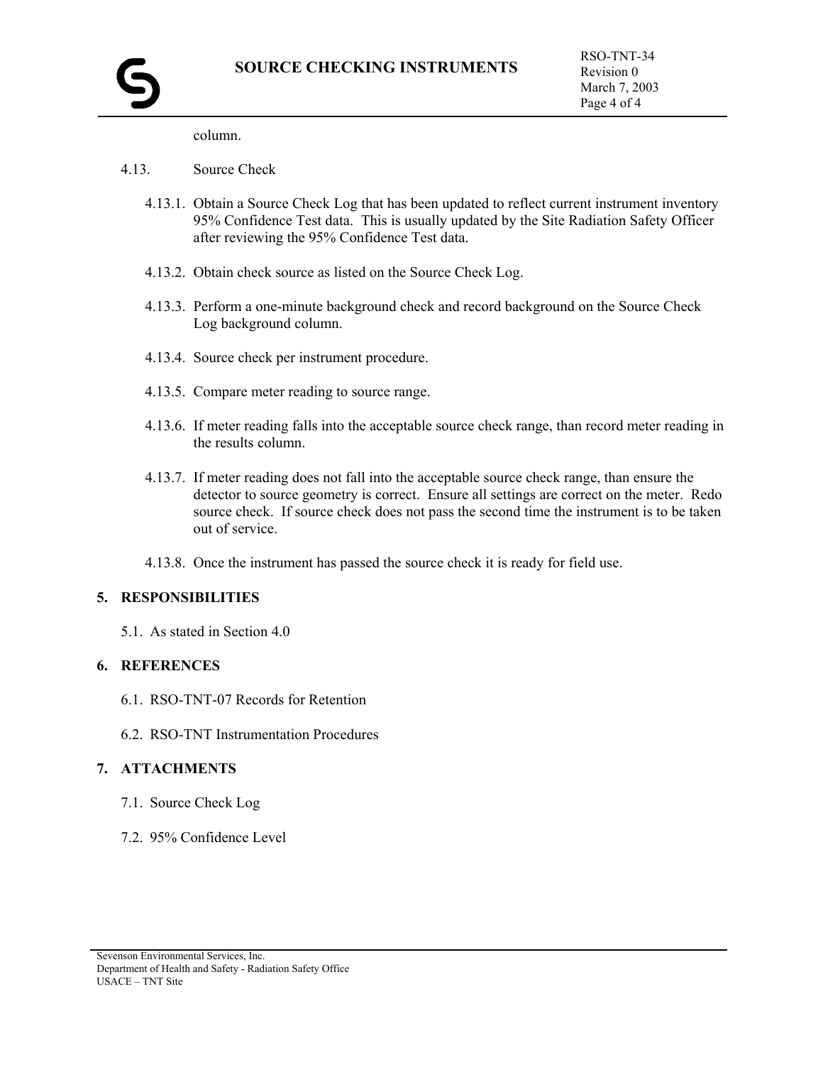column.

4.13. Source Check

4.13.1. Obtain a Source Check Log that has been updated to reflect current instrument inventory 95% Confidence Test data. This is usually updated by the Site Radiation Safety Officer after reviewing the 95% Confidence Test data.

4.13.2. Obtain check source as listed on the Source Check Log.

4.13.3. Perform a one-minute background check and record background on the Source Check Log background column.

4.13.4. Source check per instrument procedure.

4.13.5. Compare meter reading to source range.

4.13.6. If meter reading falls into the acceptable source check range, than record meter reading in the results column.

4.13.7. If meter reading does not fall into the acceptable source check range, than ensure the detector to source geometry is correct. Ensure all settings are correct on the meter. Redo source check. If source check does not pass the second time the instrument is to be taken out of service.

4.13.8. Once the instrument has passed the source check it is ready for field use.

## 5. RESPONSIBILITIES

5.1. As stated in Section 4.0

## 6. REFERENCES

6.1. RSO-TNT-07 Records for Retention

6.2. RSO-TNT Instrumentation Procedures

## 7. ATTACHMENTS

7.1. Source Check Log

7.2. 95% Confidence Level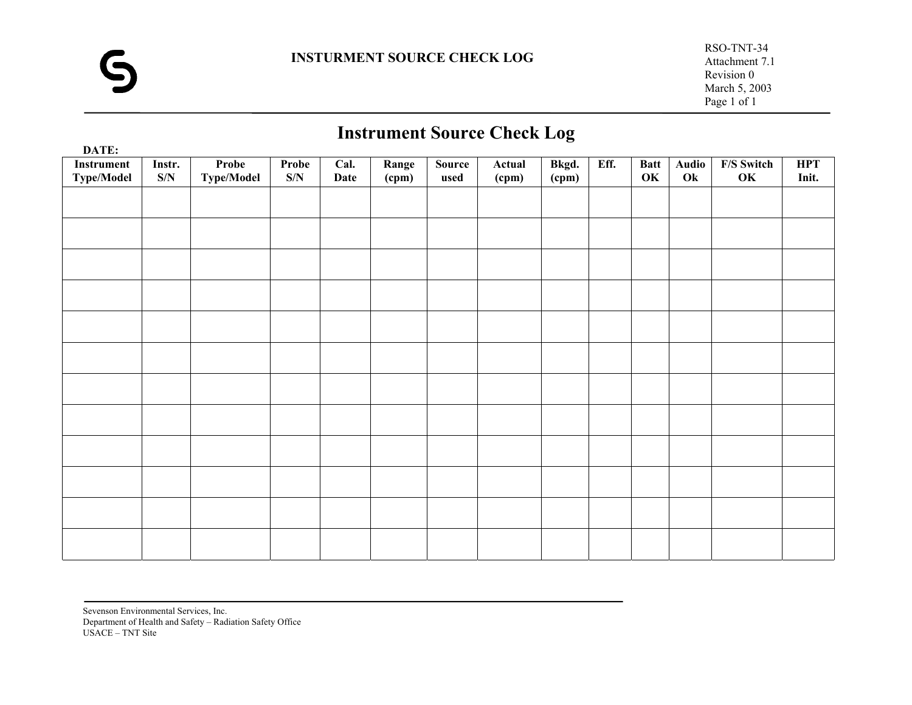# INSTURMENT SOURCE CHECK LOG

RSO-TNT-34
Attachment 7.1
Revision 0
March 5, 2003
Page 1 of 1

## Instrument Source Check Log

**DATE:**

| Instrument Type/Model | Instr. S/N | Probe Type/Model | Probe S/N | Cal. Date | Range (cpm) | Source used | Actual (cpm) | Bkgd. (cpm) | Eff. | Batt OK | Audio Ok | F/S Switch OK | HPT Init. |
|---|---|---|---|---|---|---|---|---|---|---|---|---|---|
| | | | | | | | | | | | | | |
| | | | | | | | | | | | | | |
| | | | | | | | | | | | | | |
| | | | | | | | | | | | | | |
| | | | | | | | | | | | | | |
| | | | | | | | | | | | | | |
| | | | | | | | | | | | | | |
| | | | | | | | | | | | | | |
| | | | | | | | | | | | | | |
| | | | | | | | | | | | | | |
| | | | | | | | | | | | | | |
| | | | | | | | | | | | | | |

Sevenson Environmental Services, Inc.
Department of Health and Safety – Radiation Safety Office
USACE – TNT Site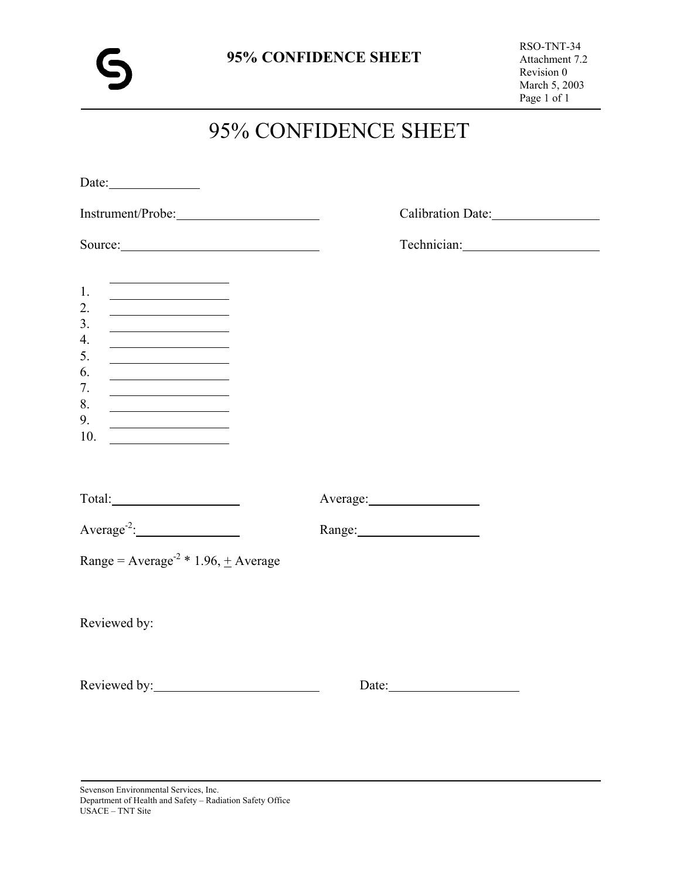# 95% CONFIDENCE SHEET

Date:\_\_\_\_\_\_\_\_\_\_\_\_\_\_

Instrument/Probe:\_\_\_\_\_\_\_\_\_\_\_\_\_\_\_\_\_\_\_\_\_\_ Calibration Date:\_\_\_\_\_\_\_\_\_\_\_\_\_\_\_\_\_

Source:\_\_\_\_\_\_\_\_\_\_\_\_\_\_\_\_\_\_\_\_\_\_\_\_\_\_\_\_\_\_ Technician:\_\_\_\_\_\_\_\_\_\_\_\_\_\_\_\_\_\_\_\_\_

1. \_\_\_\_\_\_\_\_\_\_\_\_\_\_\_\_\_\_\_
2. \_\_\_\_\_\_\_\_\_\_\_\_\_\_\_\_\_\_\_
3. \_\_\_\_\_\_\_\_\_\_\_\_\_\_\_\_\_\_\_
4. \_\_\_\_\_\_\_\_\_\_\_\_\_\_\_\_\_\_\_
5. \_\_\_\_\_\_\_\_\_\_\_\_\_\_\_\_\_\_\_
6. \_\_\_\_\_\_\_\_\_\_\_\_\_\_\_\_\_\_\_
7. \_\_\_\_\_\_\_\_\_\_\_\_\_\_\_\_\_\_\_
8. \_\_\_\_\_\_\_\_\_\_\_\_\_\_\_\_\_\_\_
9. \_\_\_\_\_\_\_\_\_\_\_\_\_\_\_\_\_\_\_
10. \_\_\_\_\_\_\_\_\_\_\_\_\_\_\_\_\_\_\_

Total:\_\_\_\_\_\_\_\_\_\_\_\_\_\_\_\_\_\_\_\_ Average:\_\_\_\_\_\_\_\_\_\_\_\_\_\_\_\_\_\_

Average$^{-2}$:\_\_\_\_\_\_\_\_\_\_\_\_\_\_\_\_\_ Range:\_\_\_\_\_\_\_\_\_\_\_\_\_\_\_\_\_\_\_\_

Range = Average$^{-2}$ * 1.96, $\pm$ Average

Reviewed by:

Reviewed by:\_\_\_\_\_\_\_\_\_\_\_\_\_\_\_\_\_\_\_\_\_\_\_\_\_\_ Date:\_\_\_\_\_\_\_\_\_\_\_\_\_\_\_\_\_\_\_\_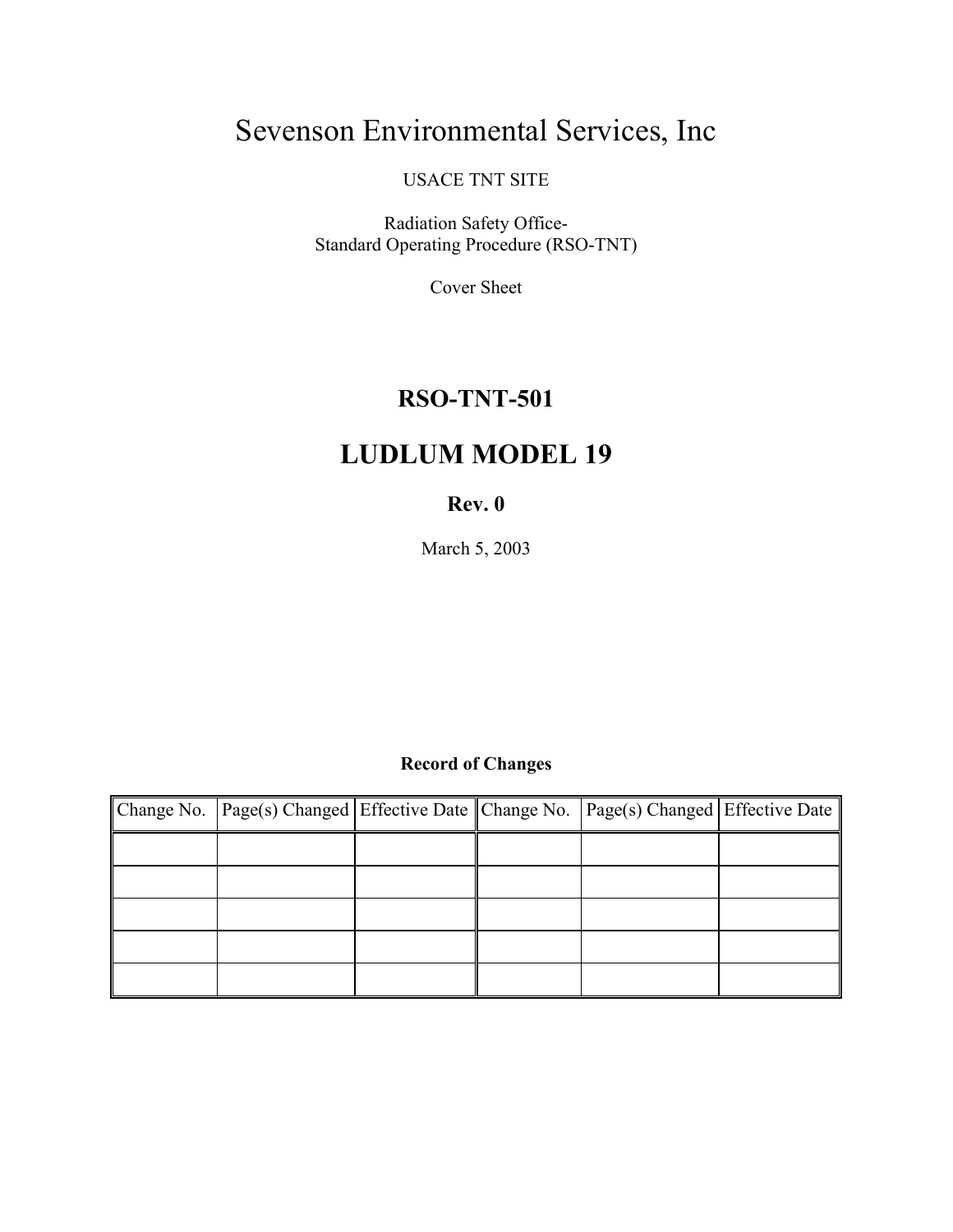# Sevenson Environmental Services, Inc

USACE TNT SITE

Radiation Safety Office-
Standard Operating Procedure (RSO-TNT)

Cover Sheet

## RSO-TNT-501

# LUDLUM MODEL 19

**Rev. 0**

March 5, 2003

**Record of Changes**

| Change No. | Page(s) Changed | Effective Date | Change No. | Page(s) Changed | Effective Date |
|---|---|---|---|---|---|
| | | | | | |
| | | | | | |
| | | | | | |
| | | | | | |
| | | | | | |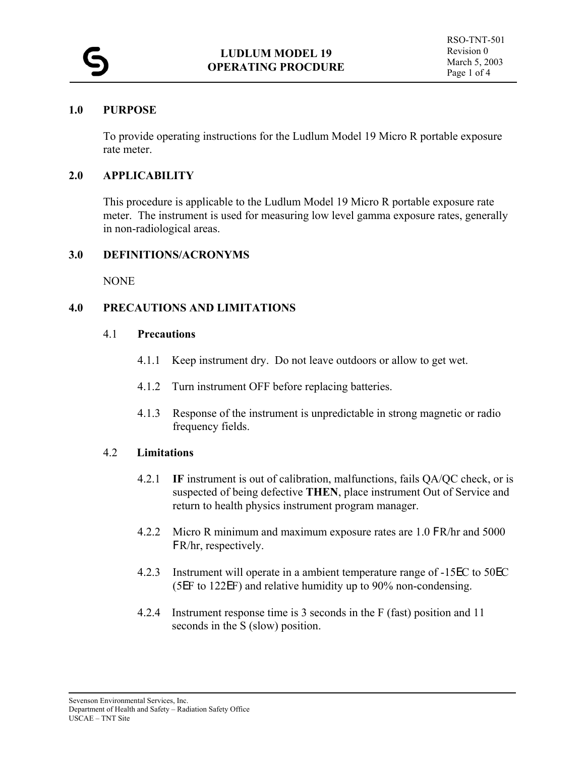# LUDLUM MODEL 19 OPERATING PROCDURE

RSO-TNT-501
Revision 0
March 5, 2003

## 1.0 PURPOSE

To provide operating instructions for the Ludlum Model 19 Micro R portable exposure rate meter.

## 2.0 APPLICABILITY

This procedure is applicable to the Ludlum Model 19 Micro R portable exposure rate meter. The instrument is used for measuring low level gamma exposure rates, generally in non-radiological areas.

## 3.0 DEFINITIONS/ACRONYMS

NONE

## 4.0 PRECAUTIONS AND LIMITATIONS

### 4.1 Precautions

4.1.1 Keep instrument dry. Do not leave outdoors or allow to get wet.

4.1.2 Turn instrument OFF before replacing batteries.

4.1.3 Response of the instrument is unpredictable in strong magnetic or radio frequency fields.

### 4.2 Limitations

4.2.1 **IF** instrument is out of calibration, malfunctions, fails QA/QC check, or is suspected of being defective **THEN**, place instrument Out of Service and return to health physics instrument program manager.

4.2.2 Micro R minimum and maximum exposure rates are 1.0 μR/hr and 5000 μR/hr, respectively.

4.2.3 Instrument will operate in a ambient temperature range of -15°C to 50°C (5°F to 122°F) and relative humidity up to 90% non-condensing.

4.2.4 Instrument response time is 3 seconds in the F (fast) position and 11 seconds in the S (slow) position.

Sevenson Environmental Services, Inc.
Department of Health and Safety – Radiation Safety Office
USCAE – TNT Site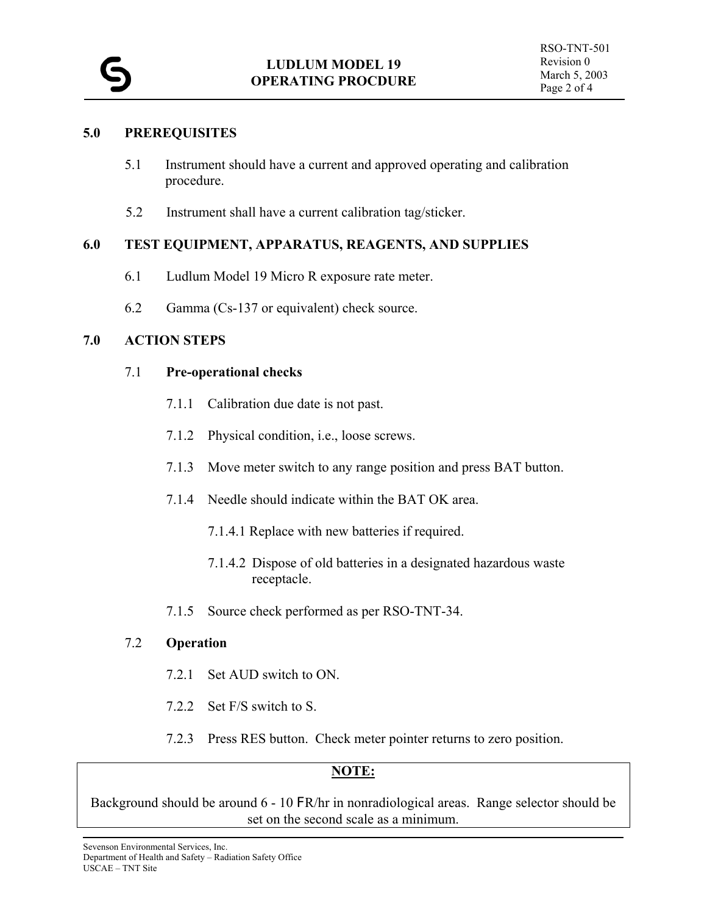## 5.0 PREREQUISITES

5.1 Instrument should have a current and approved operating and calibration procedure.

5.2 Instrument shall have a current calibration tag/sticker.

## 6.0 TEST EQUIPMENT, APPARATUS, REAGENTS, AND SUPPLIES

6.1 Ludlum Model 19 Micro R exposure rate meter.

6.2 Gamma (Cs-137 or equivalent) check source.

## 7.0 ACTION STEPS

### 7.1 Pre-operational checks

7.1.1 Calibration due date is not past.

7.1.2 Physical condition, i.e., loose screws.

7.1.3 Move meter switch to any range position and press BAT button.

7.1.4 Needle should indicate within the BAT OK area.

7.1.4.1 Replace with new batteries if required.

7.1.4.2 Dispose of old batteries in a designated hazardous waste receptacle.

7.1.5 Source check performed as per RSO-TNT-34.

### 7.2 Operation

7.2.1 Set AUD switch to ON.

7.2.2 Set F/S switch to S.

7.2.3 Press RES button. Check meter pointer returns to zero position.

**NOTE:**

Background should be around 6 - 10 FR/hr in nonradiological areas. Range selector should be set on the second scale as a minimum.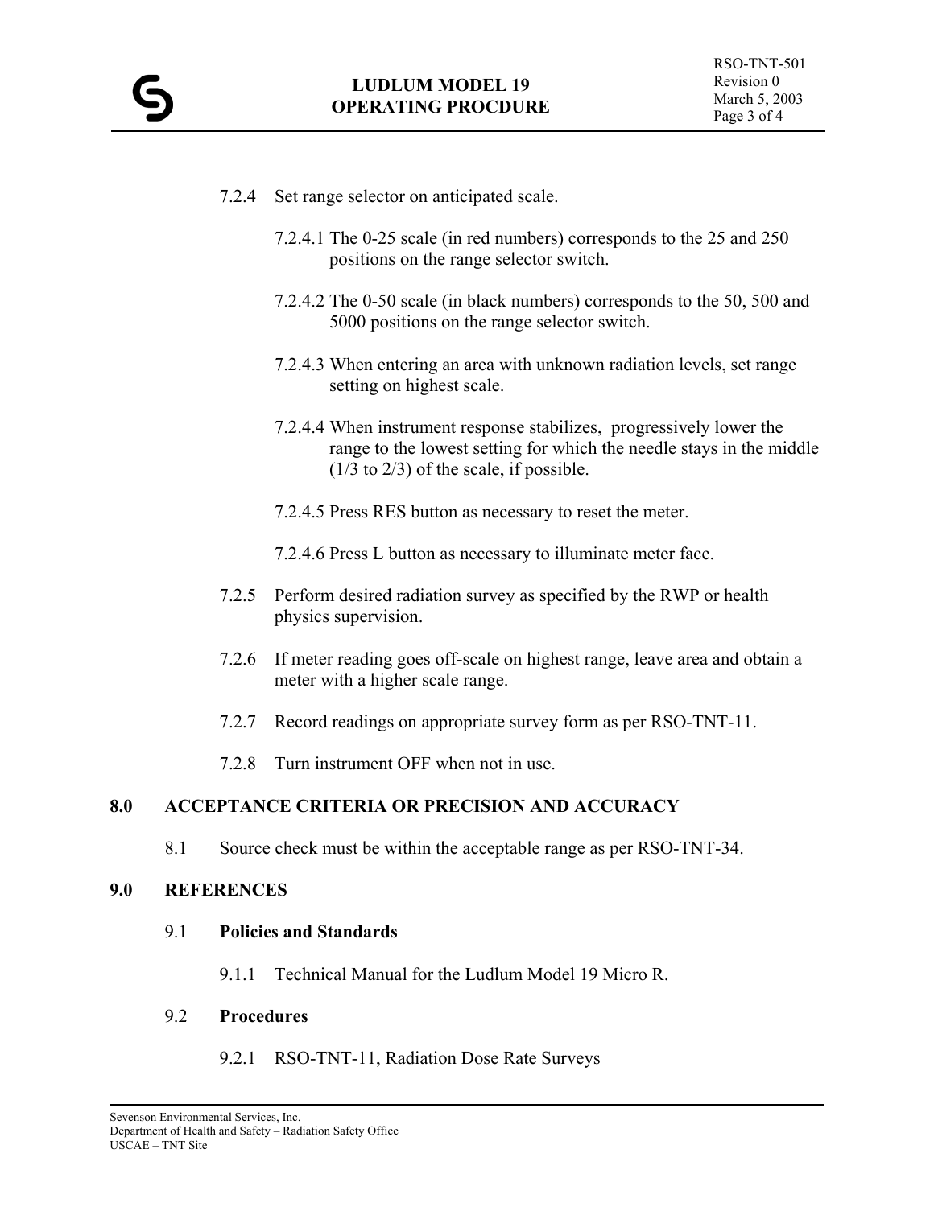7.2.4 Set range selector on anticipated scale.

7.2.4.1 The 0-25 scale (in red numbers) corresponds to the 25 and 250 positions on the range selector switch.

7.2.4.2 The 0-50 scale (in black numbers) corresponds to the 50, 500 and 5000 positions on the range selector switch.

7.2.4.3 When entering an area with unknown radiation levels, set range setting on highest scale.

7.2.4.4 When instrument response stabilizes, progressively lower the range to the lowest setting for which the needle stays in the middle (1/3 to 2/3) of the scale, if possible.

7.2.4.5 Press RES button as necessary to reset the meter.

7.2.4.6 Press L button as necessary to illuminate meter face.

7.2.5 Perform desired radiation survey as specified by the RWP or health physics supervision.

7.2.6 If meter reading goes off-scale on highest range, leave area and obtain a meter with a higher scale range.

7.2.7 Record readings on appropriate survey form as per RSO-TNT-11.

7.2.8 Turn instrument OFF when not in use.

## 8.0 ACCEPTANCE CRITERIA OR PRECISION AND ACCURACY

8.1 Source check must be within the acceptable range as per RSO-TNT-34.

## 9.0 REFERENCES

9.1 **Policies and Standards**

9.1.1 Technical Manual for the Ludlum Model 19 Micro R.

9.2 **Procedures**

9.2.1 RSO-TNT-11, Radiation Dose Rate Surveys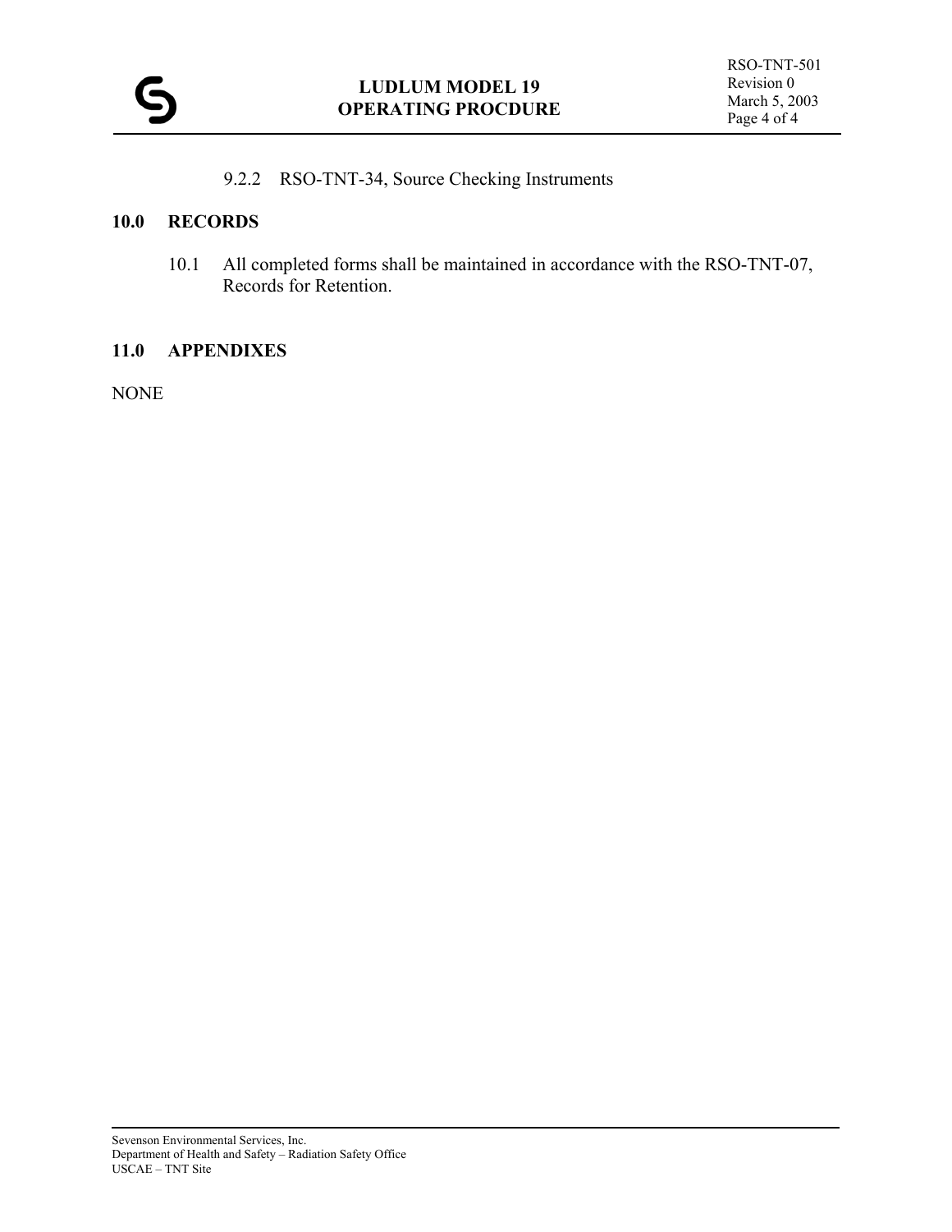9.2.2 RSO-TNT-34, Source Checking Instruments

## 10.0 RECORDS

10.1 All completed forms shall be maintained in accordance with the RSO-TNT-07, Records for Retention.

## 11.0 APPENDIXES

NONE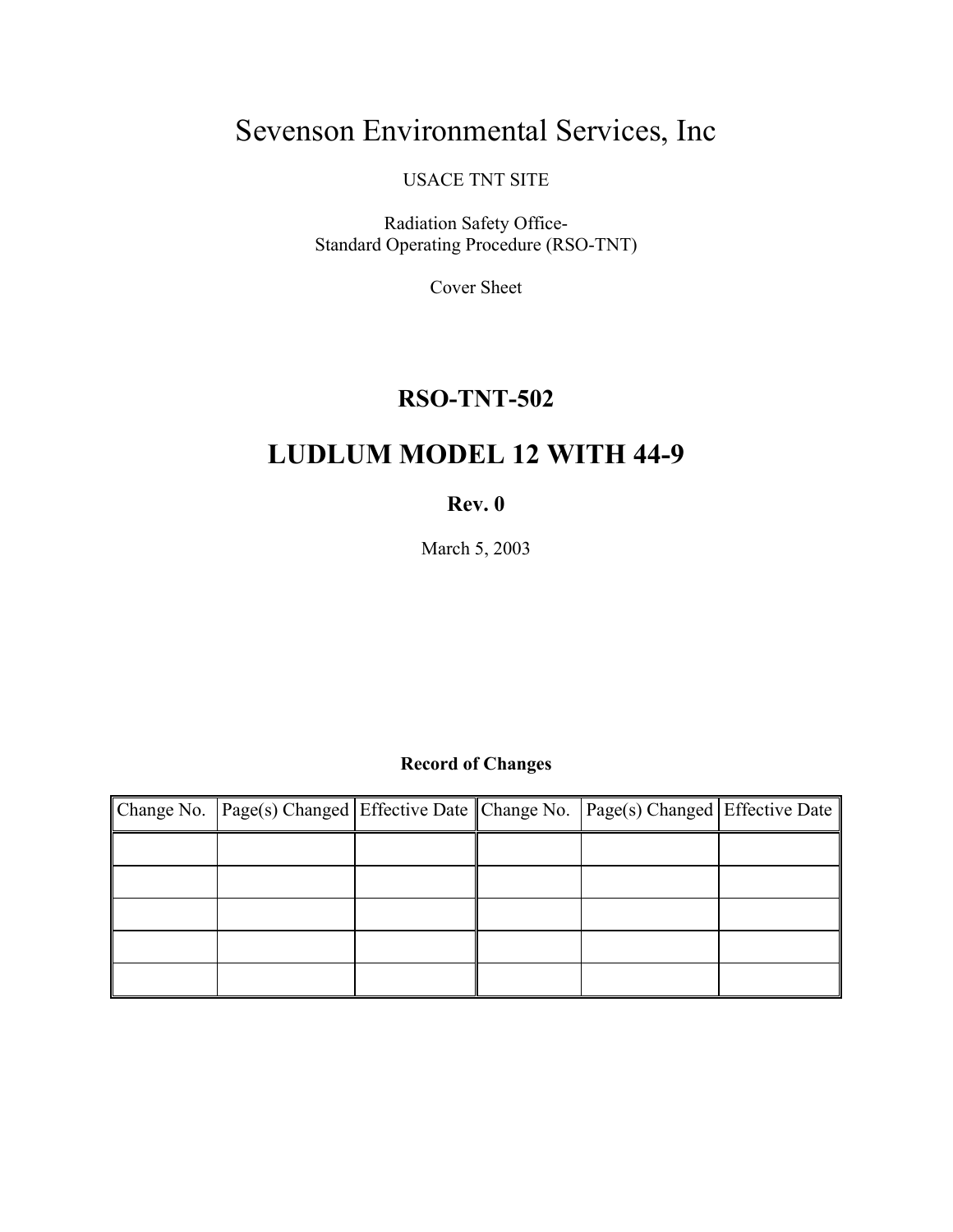# Sevenson Environmental Services, Inc

USACE TNT SITE

Radiation Safety Office-
Standard Operating Procedure (RSO-TNT)

Cover Sheet

## RSO-TNT-502

# LUDLUM MODEL 12 WITH 44-9

**Rev. 0**

March 5, 2003

**Record of Changes**

| Change No. | Page(s) Changed | Effective Date | Change No. | Page(s) Changed | Effective Date |
|---|---|---|---|---|---|
| | | | | | |
| | | | | | |
| | | | | | |
| | | | | | |
| | | | | | |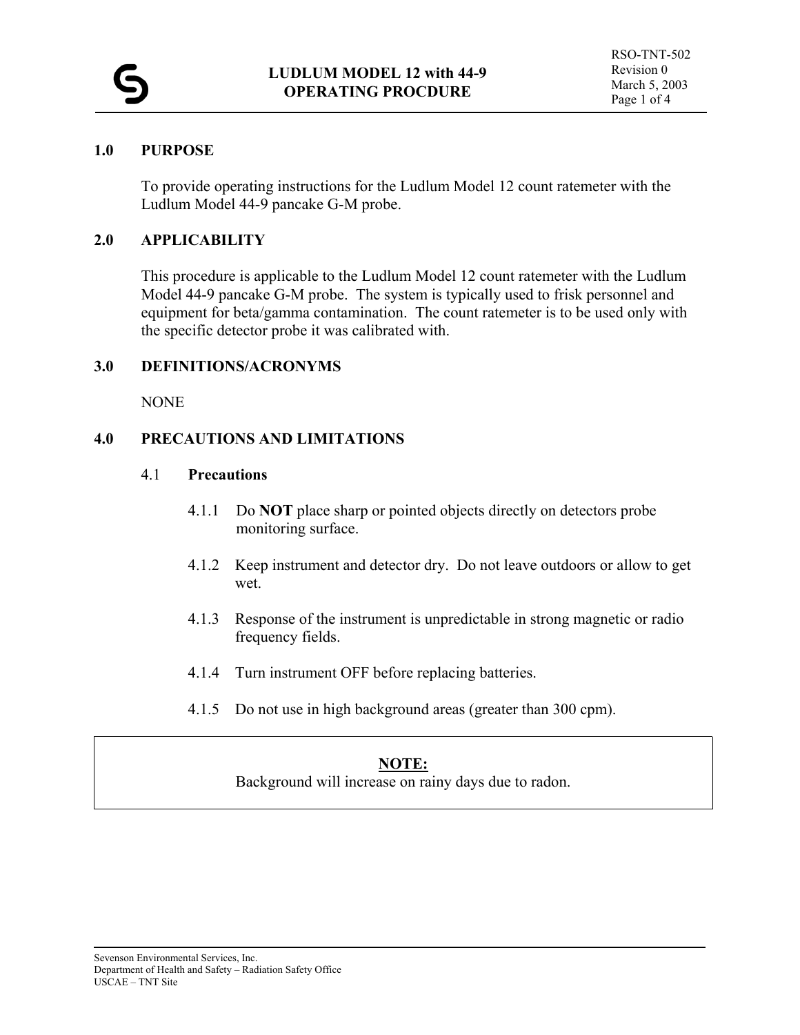# LUDLUM MODEL 12 with 44-9 OPERATING PROCDURE

RSO-TNT-502
Revision 0
March 5, 2003

## 1.0 PURPOSE

To provide operating instructions for the Ludlum Model 12 count ratemeter with the Ludlum Model 44-9 pancake G-M probe.

## 2.0 APPLICABILITY

This procedure is applicable to the Ludlum Model 12 count ratemeter with the Ludlum Model 44-9 pancake G-M probe. The system is typically used to frisk personnel and equipment for beta/gamma contamination. The count ratemeter is to be used only with the specific detector probe it was calibrated with.

## 3.0 DEFINITIONS/ACRONYMS

NONE

## 4.0 PRECAUTIONS AND LIMITATIONS

### 4.1 Precautions

4.1.1 Do **NOT** place sharp or pointed objects directly on detectors probe monitoring surface.

4.1.2 Keep instrument and detector dry. Do not leave outdoors or allow to get wet.

4.1.3 Response of the instrument is unpredictable in strong magnetic or radio frequency fields.

4.1.4 Turn instrument OFF before replacing batteries.

4.1.5 Do not use in high background areas (greater than 300 cpm).

> **NOTE:**
> Background will increase on rainy days due to radon.

Sevenson Environmental Services, Inc.
Department of Health and Safety – Radiation Safety Office
USCAE – TNT Site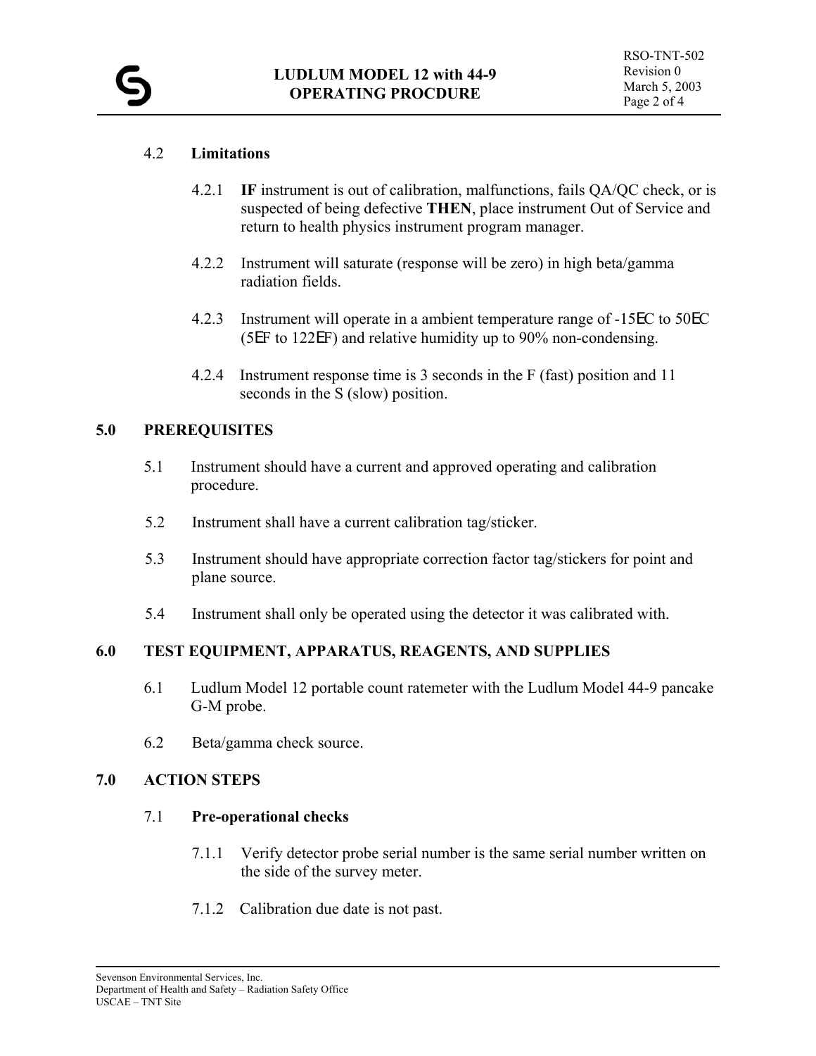### 4.2 Limitations

4.2.1 **IF** instrument is out of calibration, malfunctions, fails QA/QC check, or is suspected of being defective **THEN**, place instrument Out of Service and return to health physics instrument program manager.

4.2.2 Instrument will saturate (response will be zero) in high beta/gamma radiation fields.

4.2.3 Instrument will operate in a ambient temperature range of -15EC to 50EC (5EF to 122EF) and relative humidity up to 90% non-condensing.

4.2.4 Instrument response time is 3 seconds in the F (fast) position and 11 seconds in the S (slow) position.

## 5.0 PREREQUISITES

5.1 Instrument should have a current and approved operating and calibration procedure.

5.2 Instrument shall have a current calibration tag/sticker.

5.3 Instrument should have appropriate correction factor tag/stickers for point and plane source.

5.4 Instrument shall only be operated using the detector it was calibrated with.

## 6.0 TEST EQUIPMENT, APPARATUS, REAGENTS, AND SUPPLIES

6.1 Ludlum Model 12 portable count ratemeter with the Ludlum Model 44-9 pancake G-M probe.

6.2 Beta/gamma check source.

## 7.0 ACTION STEPS

### 7.1 Pre-operational checks

7.1.1 Verify detector probe serial number is the same serial number written on the side of the survey meter.

7.1.2 Calibration due date is not past.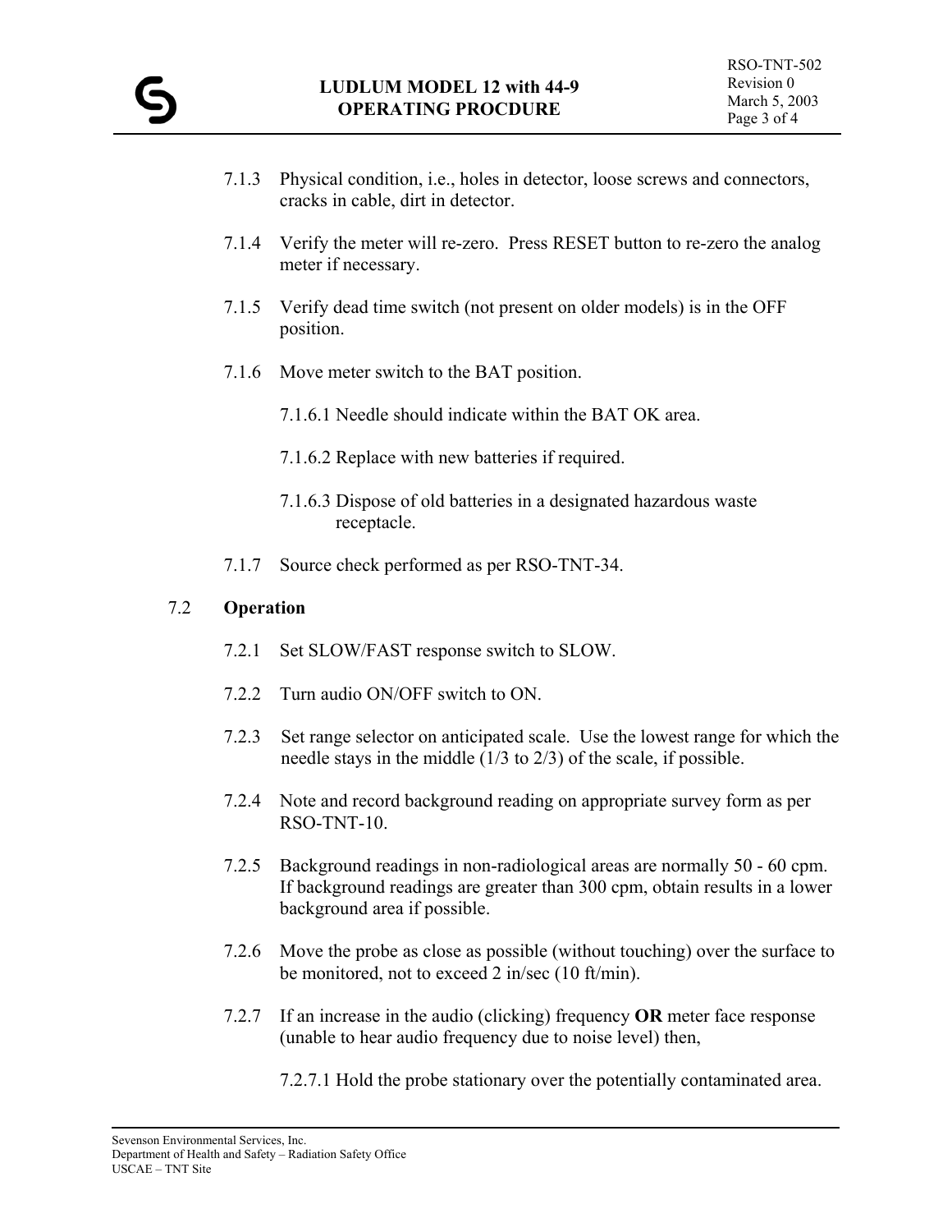7.1.3 Physical condition, i.e., holes in detector, loose screws and connectors, cracks in cable, dirt in detector.

7.1.4 Verify the meter will re-zero. Press RESET button to re-zero the analog meter if necessary.

7.1.5 Verify dead time switch (not present on older models) is in the OFF position.

7.1.6 Move meter switch to the BAT position.

7.1.6.1 Needle should indicate within the BAT OK area.

7.1.6.2 Replace with new batteries if required.

7.1.6.3 Dispose of old batteries in a designated hazardous waste receptacle.

7.1.7 Source check performed as per RSO-TNT-34.

## 7.2 Operation

7.2.1 Set SLOW/FAST response switch to SLOW.

7.2.2 Turn audio ON/OFF switch to ON.

7.2.3 Set range selector on anticipated scale. Use the lowest range for which the needle stays in the middle (1/3 to 2/3) of the scale, if possible.

7.2.4 Note and record background reading on appropriate survey form as per RSO-TNT-10.

7.2.5 Background readings in non-radiological areas are normally 50 - 60 cpm. If background readings are greater than 300 cpm, obtain results in a lower background area if possible.

7.2.6 Move the probe as close as possible (without touching) over the surface to be monitored, not to exceed 2 in/sec (10 ft/min).

7.2.7 If an increase in the audio (clicking) frequency **OR** meter face response (unable to hear audio frequency due to noise level) then,

7.2.7.1 Hold the probe stationary over the potentially contaminated area.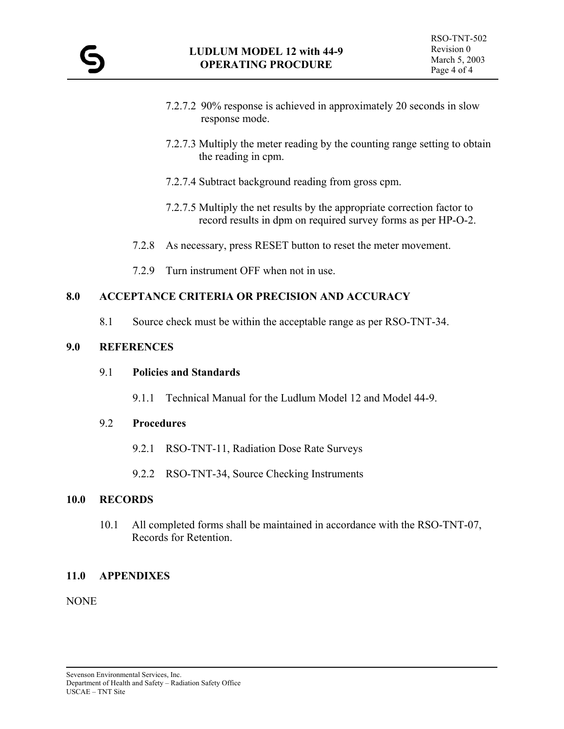7.2.7.2 90% response is achieved in approximately 20 seconds in slow response mode.

7.2.7.3 Multiply the meter reading by the counting range setting to obtain the reading in cpm.

7.2.7.4 Subtract background reading from gross cpm.

7.2.7.5 Multiply the net results by the appropriate correction factor to record results in dpm on required survey forms as per HP-O-2.

7.2.8 As necessary, press RESET button to reset the meter movement.

7.2.9 Turn instrument OFF when not in use.

## 8.0 ACCEPTANCE CRITERIA OR PRECISION AND ACCURACY

8.1 Source check must be within the acceptable range as per RSO-TNT-34.

## 9.0 REFERENCES

### 9.1 Policies and Standards

9.1.1 Technical Manual for the Ludlum Model 12 and Model 44-9.

### 9.2 Procedures

9.2.1 RSO-TNT-11, Radiation Dose Rate Surveys

9.2.2 RSO-TNT-34, Source Checking Instruments

## 10.0 RECORDS

10.1 All completed forms shall be maintained in accordance with the RSO-TNT-07, Records for Retention.

## 11.0 APPENDIXES

NONE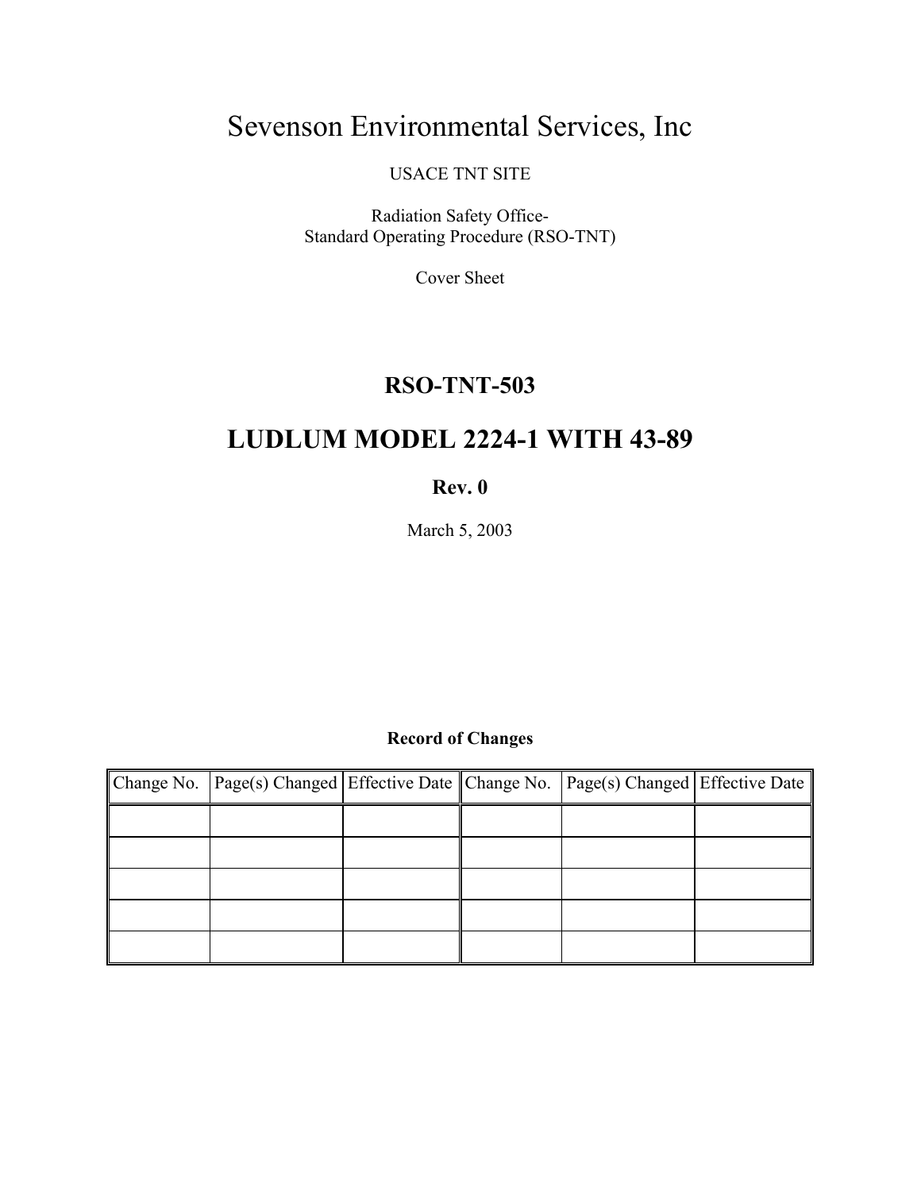# Sevenson Environmental Services, Inc

USACE TNT SITE

Radiation Safety Office-
Standard Operating Procedure (RSO-TNT)

Cover Sheet

## RSO-TNT-503

# LUDLUM MODEL 2224-1 WITH 43-89

**Rev. 0**

March 5, 2003

**Record of Changes**

| Change No. | Page(s) Changed | Effective Date | Change No. | Page(s) Changed | Effective Date |
|---|---|---|---|---|---|
| | | | | | |
| | | | | | |
| | | | | | |
| | | | | | |
| | | | | | |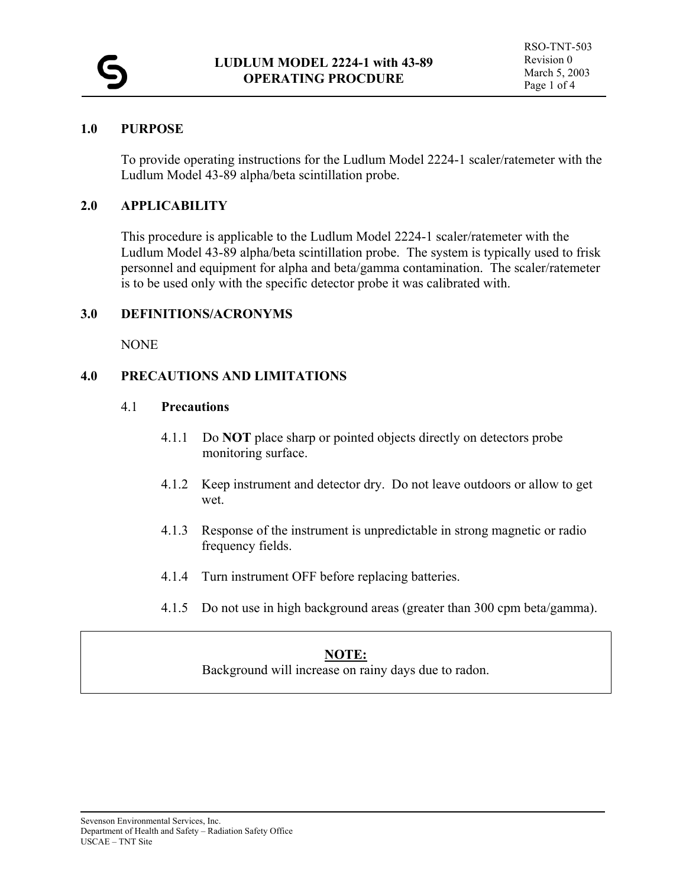# LUDLUM MODEL 2224-1 with 43-89 OPERATING PROCDURE

RSO-TNT-503
Revision 0
March 5, 2003

## 1.0 PURPOSE

To provide operating instructions for the Ludlum Model 2224-1 scaler/ratemeter with the Ludlum Model 43-89 alpha/beta scintillation probe.

## 2.0 APPLICABILITY

This procedure is applicable to the Ludlum Model 2224-1 scaler/ratemeter with the Ludlum Model 43-89 alpha/beta scintillation probe. The system is typically used to frisk personnel and equipment for alpha and beta/gamma contamination. The scaler/ratemeter is to be used only with the specific detector probe it was calibrated with.

## 3.0 DEFINITIONS/ACRONYMS

NONE

## 4.0 PRECAUTIONS AND LIMITATIONS

### 4.1 Precautions

4.1.1 Do **NOT** place sharp or pointed objects directly on detectors probe monitoring surface.

4.1.2 Keep instrument and detector dry. Do not leave outdoors or allow to get wet.

4.1.3 Response of the instrument is unpredictable in strong magnetic or radio frequency fields.

4.1.4 Turn instrument OFF before replacing batteries.

4.1.5 Do not use in high background areas (greater than 300 cpm beta/gamma).

**NOTE:**
Background will increase on rainy days due to radon.

Sevenson Environmental Services, Inc.
Department of Health and Safety – Radiation Safety Office
USCAE – TNT Site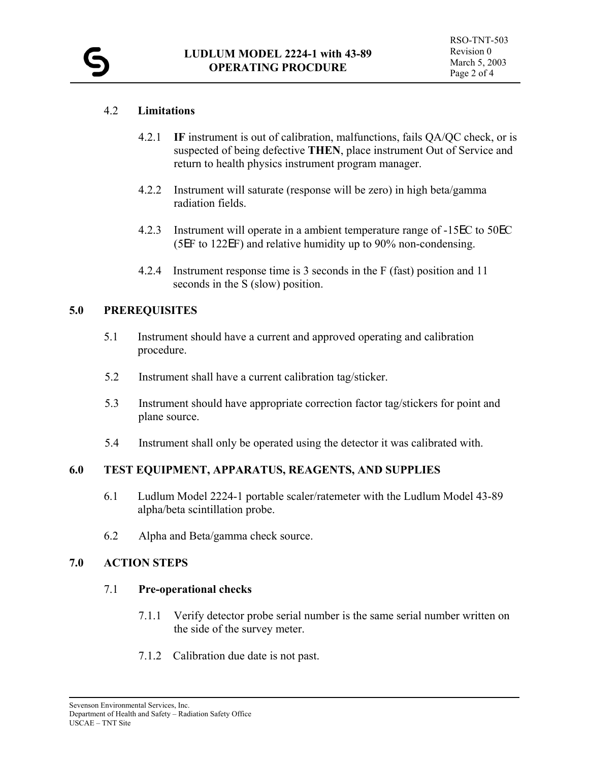### 4.2 Limitations

4.2.1 **IF** instrument is out of calibration, malfunctions, fails QA/QC check, or is suspected of being defective **THEN**, place instrument Out of Service and return to health physics instrument program manager.

4.2.2 Instrument will saturate (response will be zero) in high beta/gamma radiation fields.

4.2.3 Instrument will operate in a ambient temperature range of -15EC to 50EC (5EF to 122EF) and relative humidity up to 90% non-condensing.

4.2.4 Instrument response time is 3 seconds in the F (fast) position and 11 seconds in the S (slow) position.

## 5.0 PREREQUISITES

5.1 Instrument should have a current and approved operating and calibration procedure.

5.2 Instrument shall have a current calibration tag/sticker.

5.3 Instrument should have appropriate correction factor tag/stickers for point and plane source.

5.4 Instrument shall only be operated using the detector it was calibrated with.

## 6.0 TEST EQUIPMENT, APPARATUS, REAGENTS, AND SUPPLIES

6.1 Ludlum Model 2224-1 portable scaler/ratemeter with the Ludlum Model 43-89 alpha/beta scintillation probe.

6.2 Alpha and Beta/gamma check source.

## 7.0 ACTION STEPS

### 7.1 Pre-operational checks

7.1.1 Verify detector probe serial number is the same serial number written on the side of the survey meter.

7.1.2 Calibration due date is not past.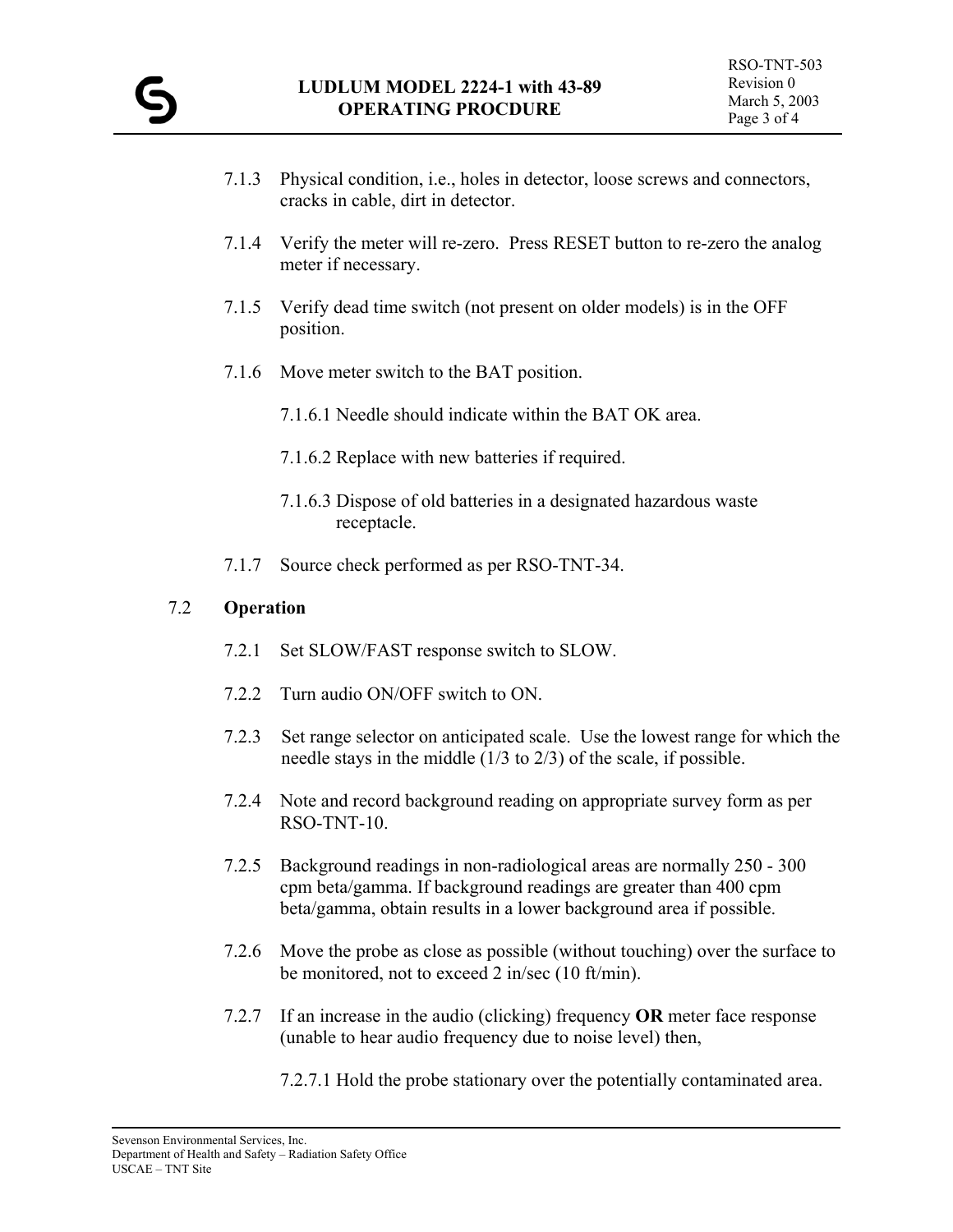7.1.3 Physical condition, i.e., holes in detector, loose screws and connectors, cracks in cable, dirt in detector.

7.1.4 Verify the meter will re-zero. Press RESET button to re-zero the analog meter if necessary.

7.1.5 Verify dead time switch (not present on older models) is in the OFF position.

7.1.6 Move meter switch to the BAT position.

7.1.6.1 Needle should indicate within the BAT OK area.

7.1.6.2 Replace with new batteries if required.

7.1.6.3 Dispose of old batteries in a designated hazardous waste receptacle.

7.1.7 Source check performed as per RSO-TNT-34.

7.2 **Operation**

7.2.1 Set SLOW/FAST response switch to SLOW.

7.2.2 Turn audio ON/OFF switch to ON.

7.2.3 Set range selector on anticipated scale. Use the lowest range for which the needle stays in the middle (1/3 to 2/3) of the scale, if possible.

7.2.4 Note and record background reading on appropriate survey form as per RSO-TNT-10.

7.2.5 Background readings in non-radiological areas are normally 250 - 300 cpm beta/gamma. If background readings are greater than 400 cpm beta/gamma, obtain results in a lower background area if possible.

7.2.6 Move the probe as close as possible (without touching) over the surface to be monitored, not to exceed 2 in/sec (10 ft/min).

7.2.7 If an increase in the audio (clicking) frequency **OR** meter face response (unable to hear audio frequency due to noise level) then,

7.2.7.1 Hold the probe stationary over the potentially contaminated area.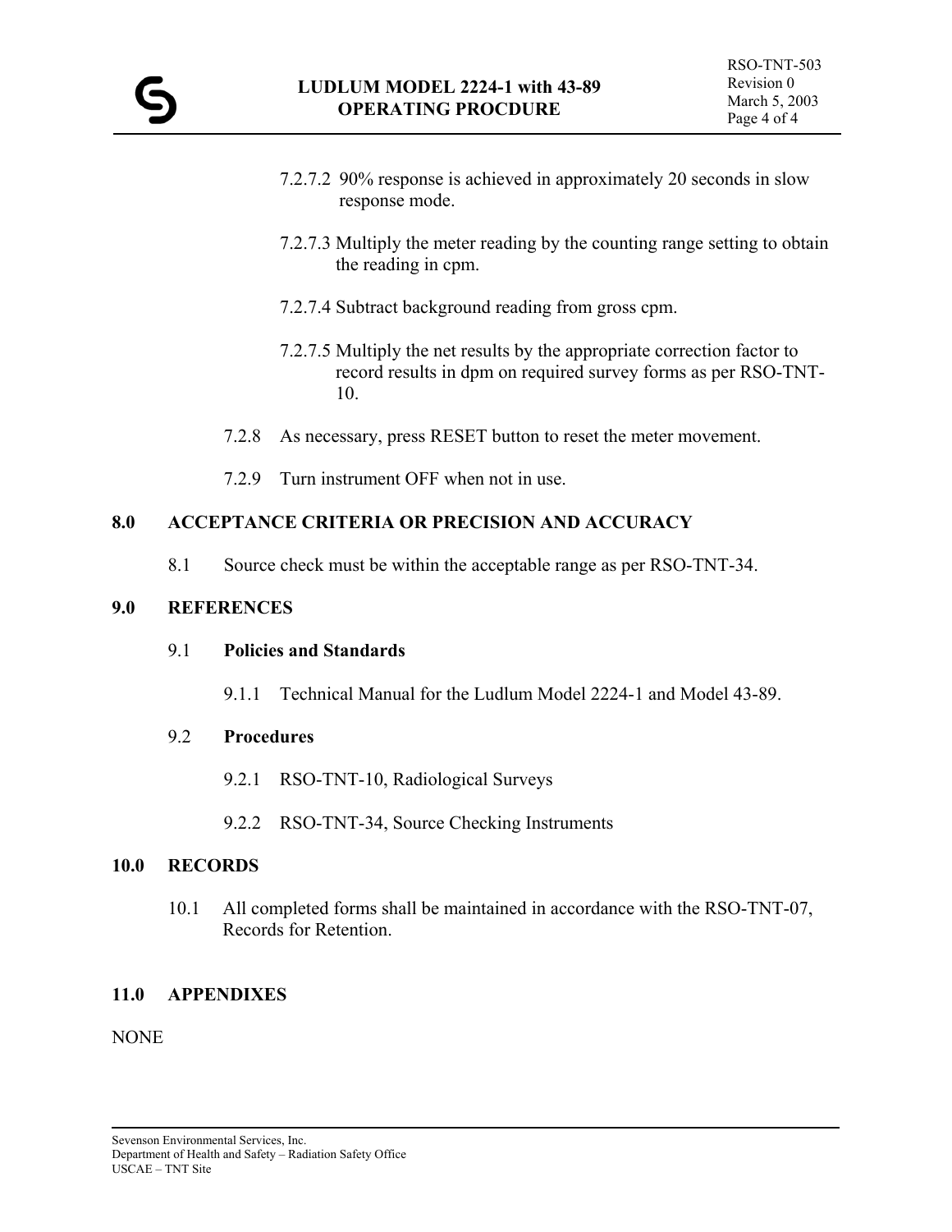7.2.7.2 90% response is achieved in approximately 20 seconds in slow response mode.

7.2.7.3 Multiply the meter reading by the counting range setting to obtain the reading in cpm.

7.2.7.4 Subtract background reading from gross cpm.

7.2.7.5 Multiply the net results by the appropriate correction factor to record results in dpm on required survey forms as per RSO-TNT-10.

7.2.8 As necessary, press RESET button to reset the meter movement.

7.2.9 Turn instrument OFF when not in use.

## 8.0 ACCEPTANCE CRITERIA OR PRECISION AND ACCURACY

8.1 Source check must be within the acceptable range as per RSO-TNT-34.

## 9.0 REFERENCES

### 9.1 **Policies and Standards**

9.1.1 Technical Manual for the Ludlum Model 2224-1 and Model 43-89.

### 9.2 **Procedures**

9.2.1 RSO-TNT-10, Radiological Surveys

9.2.2 RSO-TNT-34, Source Checking Instruments

## 10.0 RECORDS

10.1 All completed forms shall be maintained in accordance with the RSO-TNT-07, Records for Retention.

## 11.0 APPENDIXES

NONE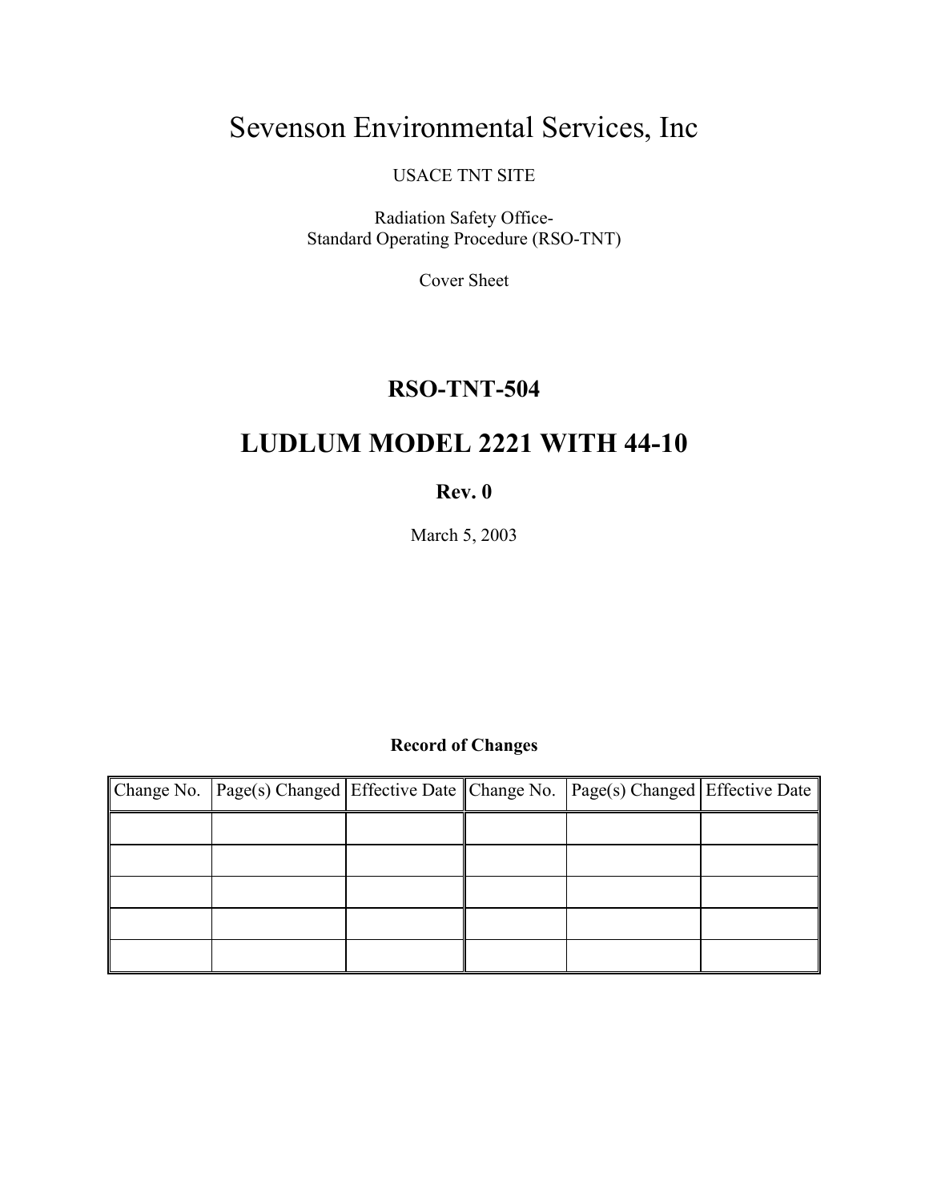# Sevenson Environmental Services, Inc

USACE TNT SITE

Radiation Safety Office-
Standard Operating Procedure (RSO-TNT)

Cover Sheet

## RSO-TNT-504

# LUDLUM MODEL 2221 WITH 44-10

**Rev. 0**

March 5, 2003

**Record of Changes**

| Change No. | Page(s) Changed | Effective Date | Change No. | Page(s) Changed | Effective Date |
|---|---|---|---|---|---|
| | | | | | |
| | | | | | |
| | | | | | |
| | | | | | |
| | | | | | |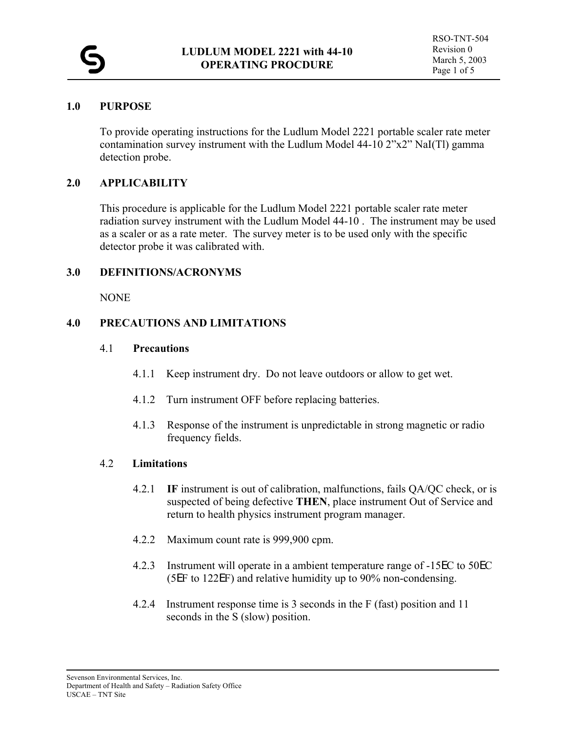# 1.0 PURPOSE

To provide operating instructions for the Ludlum Model 2221 portable scaler rate meter contamination survey instrument with the Ludlum Model 44-10 2"x2" NaI(Tl) gamma detection probe.

# 2.0 APPLICABILITY

This procedure is applicable for the Ludlum Model 2221 portable scaler rate meter radiation survey instrument with the Ludlum Model 44-10 . The instrument may be used as a scaler or as a rate meter. The survey meter is to be used only with the specific detector probe it was calibrated with.

# 3.0 DEFINITIONS/ACRONYMS

NONE

# 4.0 PRECAUTIONS AND LIMITATIONS

## 4.1 Precautions

4.1.1 Keep instrument dry. Do not leave outdoors or allow to get wet.

4.1.2 Turn instrument OFF before replacing batteries.

4.1.3 Response of the instrument is unpredictable in strong magnetic or radio frequency fields.

## 4.2 Limitations

4.2.1 **IF** instrument is out of calibration, malfunctions, fails QA/QC check, or is suspected of being defective **THEN**, place instrument Out of Service and return to health physics instrument program manager.

4.2.2 Maximum count rate is 999,900 cpm.

4.2.3 Instrument will operate in a ambient temperature range of -15EC to 50EC (5EF to 122EF) and relative humidity up to 90% non-condensing.

4.2.4 Instrument response time is 3 seconds in the F (fast) position and 11 seconds in the S (slow) position.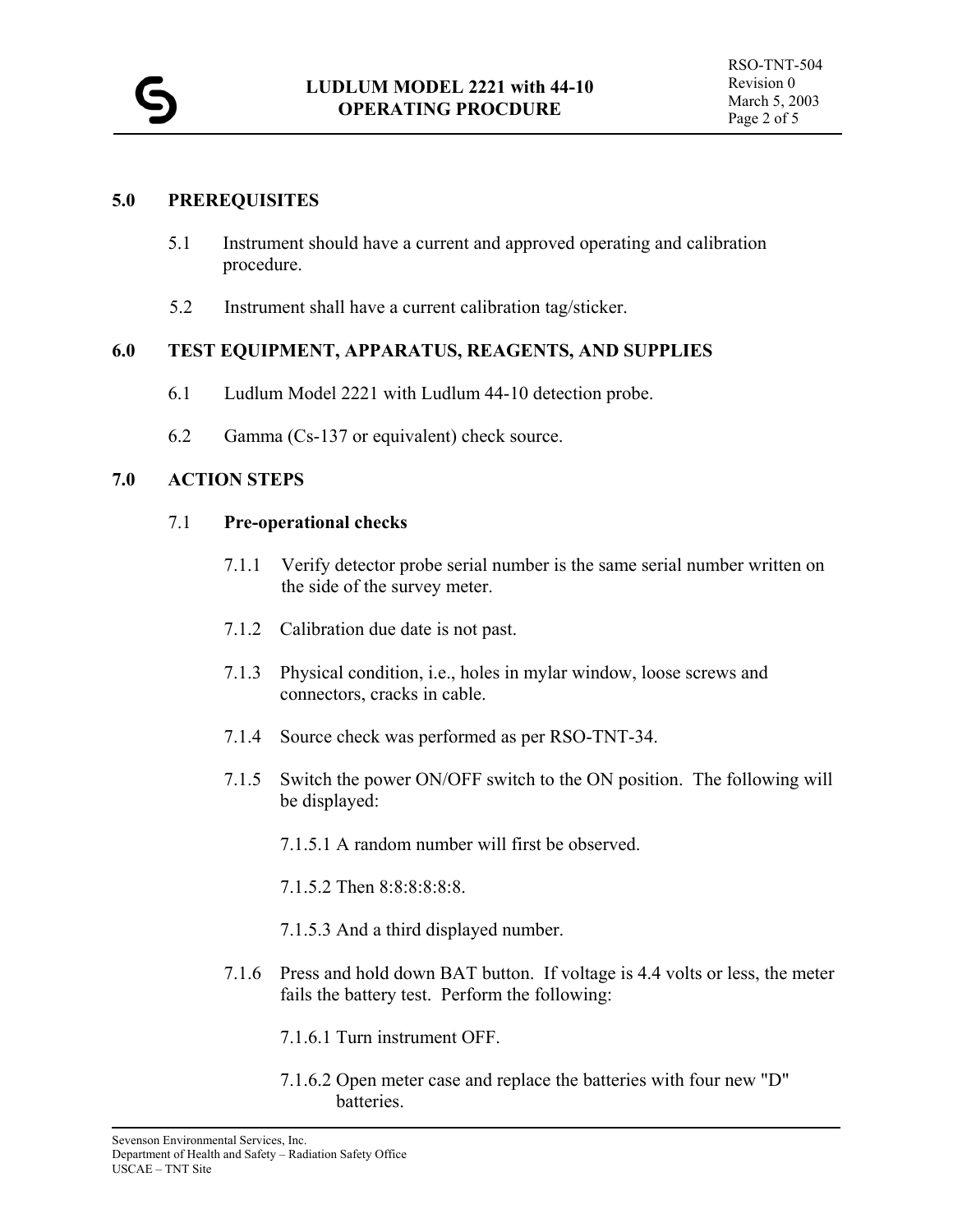## 5.0 PREREQUISITES

5.1 Instrument should have a current and approved operating and calibration procedure.

5.2 Instrument shall have a current calibration tag/sticker.

## 6.0 TEST EQUIPMENT, APPARATUS, REAGENTS, AND SUPPLIES

6.1 Ludlum Model 2221 with Ludlum 44-10 detection probe.

6.2 Gamma (Cs-137 or equivalent) check source.

## 7.0 ACTION STEPS

7.1 **Pre-operational checks**

7.1.1 Verify detector probe serial number is the same serial number written on the side of the survey meter.

7.1.2 Calibration due date is not past.

7.1.3 Physical condition, i.e., holes in mylar window, loose screws and connectors, cracks in cable.

7.1.4 Source check was performed as per RSO-TNT-34.

7.1.5 Switch the power ON/OFF switch to the ON position. The following will be displayed:

7.1.5.1 A random number will first be observed.

7.1.5.2 Then 8:8:8:8:8:8.

7.1.5.3 And a third displayed number.

7.1.6 Press and hold down BAT button. If voltage is 4.4 volts or less, the meter fails the battery test. Perform the following:

7.1.6.1 Turn instrument OFF.

7.1.6.2 Open meter case and replace the batteries with four new "D" batteries.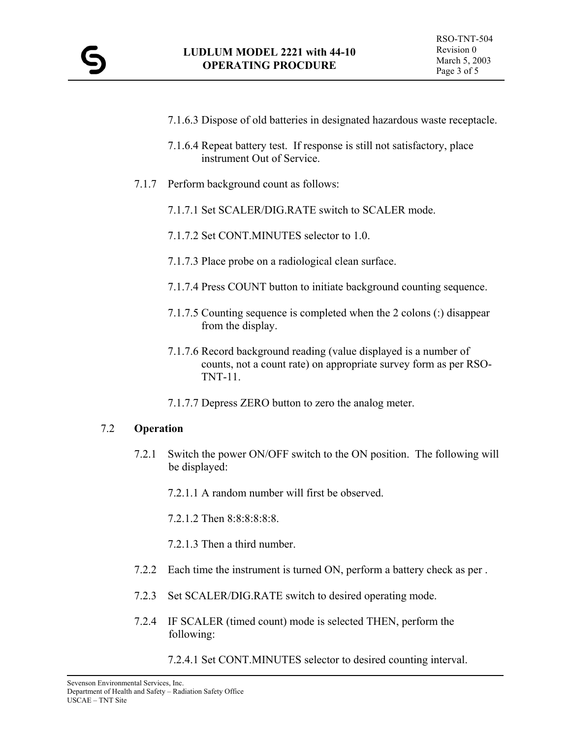7.1.6.3 Dispose of old batteries in designated hazardous waste receptacle.

7.1.6.4 Repeat battery test. If response is still not satisfactory, place instrument Out of Service.

7.1.7 Perform background count as follows:

7.1.7.1 Set SCALER/DIG.RATE switch to SCALER mode.

7.1.7.2 Set CONT.MINUTES selector to 1.0.

7.1.7.3 Place probe on a radiological clean surface.

7.1.7.4 Press COUNT button to initiate background counting sequence.

7.1.7.5 Counting sequence is completed when the 2 colons (:) disappear from the display.

7.1.7.6 Record background reading (value displayed is a number of counts, not a count rate) on appropriate survey form as per RSO-TNT-11.

7.1.7.7 Depress ZERO button to zero the analog meter.

7.2 **Operation**

7.2.1 Switch the power ON/OFF switch to the ON position. The following will be displayed:

7.2.1.1 A random number will first be observed.

7.2.1.2 Then 8:8:8:8:8:8.

7.2.1.3 Then a third number.

7.2.2 Each time the instrument is turned ON, perform a battery check as per .

7.2.3 Set SCALER/DIG.RATE switch to desired operating mode.

7.2.4 IF SCALER (timed count) mode is selected THEN, perform the following:

7.2.4.1 Set CONT.MINUTES selector to desired counting interval.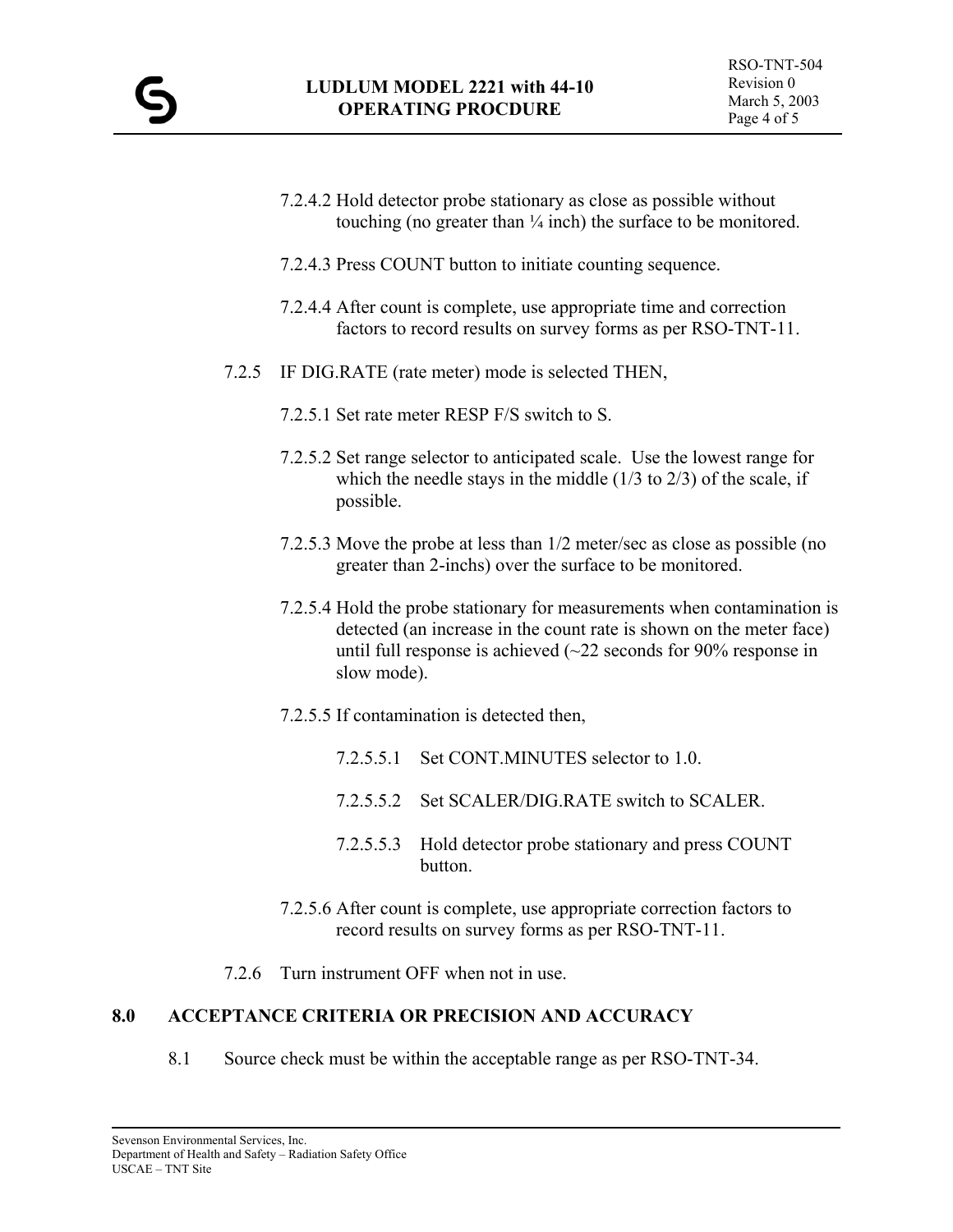7.2.4.2 Hold detector probe stationary as close as possible without touching (no greater than ¼ inch) the surface to be monitored.

7.2.4.3 Press COUNT button to initiate counting sequence.

7.2.4.4 After count is complete, use appropriate time and correction factors to record results on survey forms as per RSO-TNT-11.

7.2.5 IF DIG.RATE (rate meter) mode is selected THEN,

7.2.5.1 Set rate meter RESP F/S switch to S.

7.2.5.2 Set range selector to anticipated scale. Use the lowest range for which the needle stays in the middle (1/3 to 2/3) of the scale, if possible.

7.2.5.3 Move the probe at less than 1/2 meter/sec as close as possible (no greater than 2-inchs) over the surface to be monitored.

7.2.5.4 Hold the probe stationary for measurements when contamination is detected (an increase in the count rate is shown on the meter face) until full response is achieved (~22 seconds for 90% response in slow mode).

7.2.5.5 If contamination is detected then,

7.2.5.5.1 Set CONT.MINUTES selector to 1.0.

7.2.5.5.2 Set SCALER/DIG.RATE switch to SCALER.

7.2.5.5.3 Hold detector probe stationary and press COUNT button.

7.2.5.6 After count is complete, use appropriate correction factors to record results on survey forms as per RSO-TNT-11.

7.2.6 Turn instrument OFF when not in use.

## 8.0 ACCEPTANCE CRITERIA OR PRECISION AND ACCURACY

8.1 Source check must be within the acceptable range as per RSO-TNT-34.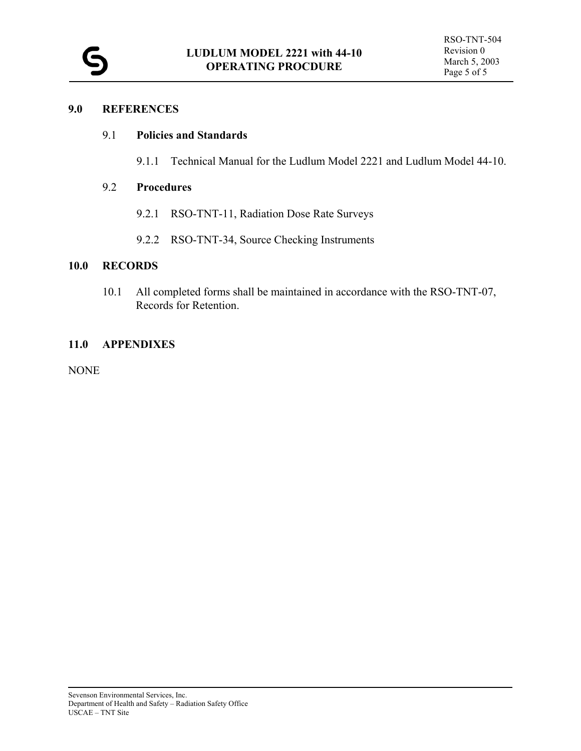## 9.0 REFERENCES

### 9.1 Policies and Standards

9.1.1 Technical Manual for the Ludlum Model 2221 and Ludlum Model 44-10.

### 9.2 Procedures

9.2.1 RSO-TNT-11, Radiation Dose Rate Surveys

9.2.2 RSO-TNT-34, Source Checking Instruments

## 10.0 RECORDS

10.1 All completed forms shall be maintained in accordance with the RSO-TNT-07, Records for Retention.

## 11.0 APPENDIXES

NONE